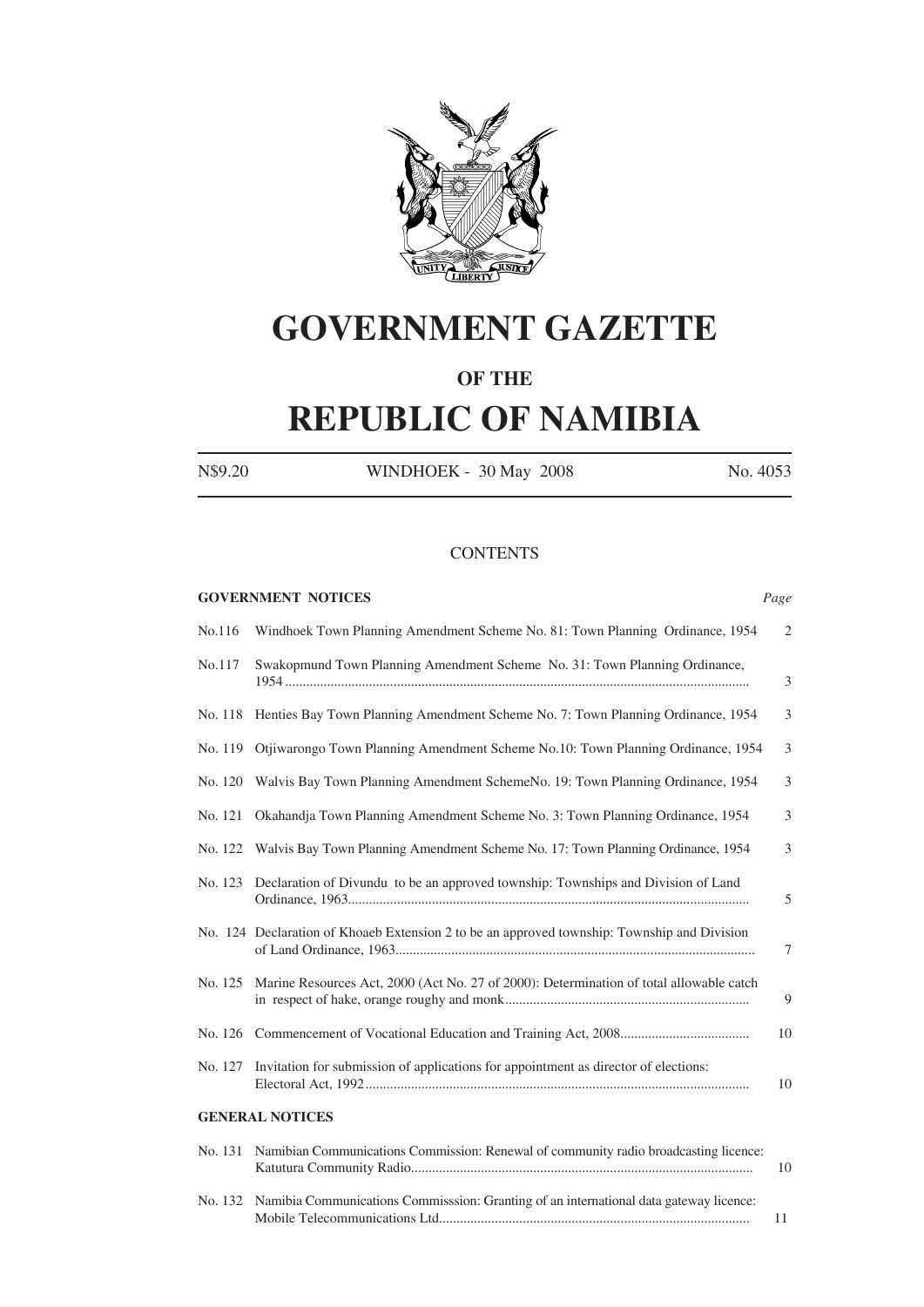# GOVERNMENT GAZETTE

## OF THE

# REPUBLIC OF NAMIBIA

N$9.20 WINDHOEK - 30 May 2008 No. 4053

## CONTENTS

**GOVERNMENT NOTICES** *Page*

| | | |
|---|---|---|
| No.116 | Windhoek Town Planning Amendment Scheme No. 81: Town Planning Ordinance, 1954 | 2 |
| No.117 | Swakopmund Town Planning Amendment Scheme No. 31: Town Planning Ordinance, 1954 ........................................................................................................................ | 3 |
| No. 118 | Henties Bay Town Planning Amendment Scheme No. 7: Town Planning Ordinance, 1954 | 3 |
| No. 119 | Otjiwarongo Town Planning Amendment Scheme No.10: Town Planning Ordinance, 1954 | 3 |
| No. 120 | Walvis Bay Town Planning Amendment SchemeNo. 19: Town Planning Ordinance, 1954 | 3 |
| No. 121 | Okahandja Town Planning Amendment Scheme No. 3: Town Planning Ordinance, 1954 | 3 |
| No. 122 | Walvis Bay Town Planning Amendment Scheme No. 17: Town Planning Ordinance, 1954 | 3 |
| No. 123 | Declaration of Divundu to be an approved township: Townships and Division of Land Ordinance, 1963........................................................................................................ | 5 |
| No. 124 | Declaration of Khoaeb Extension 2 to be an approved township: Township and Division of Land Ordinance, 1963.................................................................................................. | 7 |
| No. 125 | Marine Resources Act, 2000 (Act No. 27 of 2000): Determination of total allowable catch in respect of hake, orange roughy and monk.................................................................... | 9 |
| No. 126 | Commencement of Vocational Education and Training Act, 2008.................................... | 10 |
| No. 127 | Invitation for submission of applications for appointment as director of elections: Electoral Act, 1992.......................................................................................................... | 10 |

**GENERAL NOTICES**

| | | |
|---|---|---|
| No. 131 | Namibian Communications Commission: Renewal of community radio broadcasting licence: Katutura Community Radio.............................................................................................. | 10 |
| No. 132 | Namibia Communications Commisssion: Granting of an international data gateway licence: Mobile Telecommunications Ltd........................................................................................ | 11 |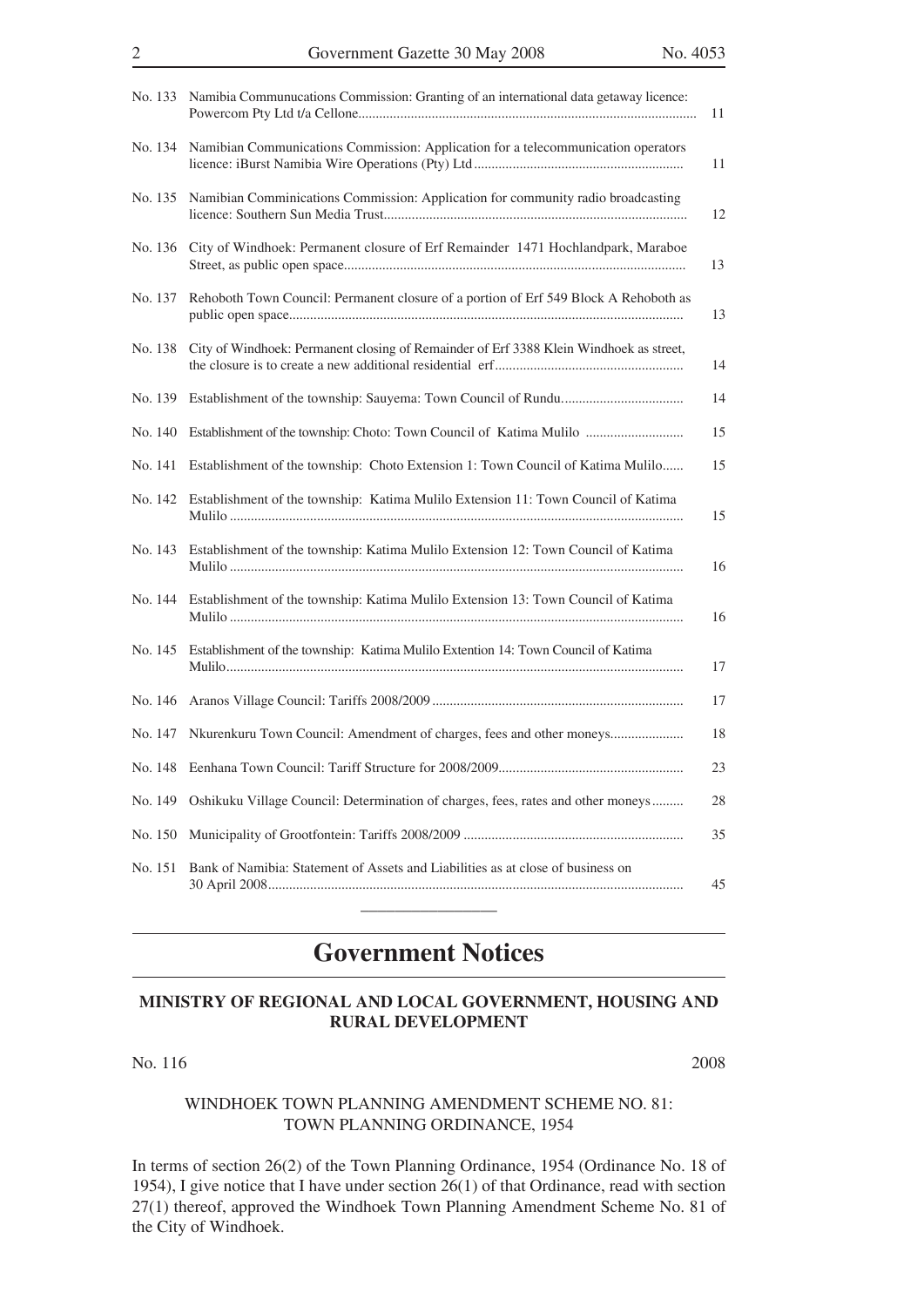| | | |
|---|---|---|
| No. 133 | Namibia Communucations Commission: Granting of an international data getaway licence: Powercom Pty Ltd t/a Cellone | 11 |
| No. 134 | Namibian Communications Commission: Application for a telecommunication operators licence: iBurst Namibia Wire Operations (Pty) Ltd | 11 |
| No. 135 | Namibian Comminications Commission: Application for community radio broadcasting licence: Southern Sun Media Trust | 12 |
| No. 136 | City of Windhoek: Permanent closure of Erf Remainder 1471 Hochlandpark, Maraboe Street, as public open space | 13 |
| No. 137 | Rehoboth Town Council: Permanent closure of a portion of Erf 549 Block A Rehoboth as public open space | 13 |
| No. 138 | City of Windhoek: Permanent closing of Remainder of Erf 3388 Klein Windhoek as street, the closure is to create a new additional residential erf | 14 |
| No. 139 | Establishment of the township: Sauyema: Town Council of Rundu | 14 |
| No. 140 | Establishment of the township: Choto: Town Council of Katima Mulilo | 15 |
| No. 141 | Establishment of the township: Choto Extension 1: Town Council of Katima Mulilo | 15 |
| No. 142 | Establishment of the township: Katima Mulilo Extension 11: Town Council of Katima Mulilo | 15 |
| No. 143 | Establishment of the township: Katima Mulilo Extension 12: Town Council of Katima Mulilo | 16 |
| No. 144 | Establishment of the township: Katima Mulilo Extension 13: Town Council of Katima Mulilo | 16 |
| No. 145 | Establishment of the township: Katima Mulilo Extention 14: Town Council of Katima Mulilo | 17 |
| No. 146 | Aranos Village Council: Tariffs 2008/2009 | 17 |
| No. 147 | Nkurenkuru Town Council: Amendment of charges, fees and other moneys | 18 |
| No. 148 | Eenhana Town Council: Tariff Structure for 2008/2009 | 23 |
| No. 149 | Oshikuku Village Council: Determination of charges, fees, rates and other moneys | 28 |
| No. 150 | Municipality of Grootfontein: Tariffs 2008/2009 | 35 |
| No. 151 | Bank of Namibia: Statement of Assets and Liabilities as at close of business on 30 April 2008 | 45 |

# Government Notices

## MINISTRY OF REGIONAL AND LOCAL GOVERNMENT, HOUSING AND RURAL DEVELOPMENT

No. 116 2008

### WINDHOEK TOWN PLANNING AMENDMENT SCHEME NO. 81: TOWN PLANNING ORDINANCE, 1954

In terms of section 26(2) of the Town Planning Ordinance, 1954 (Ordinance No. 18 of 1954), I give notice that I have under section 26(1) of that Ordinance, read with section 27(1) thereof, approved the Windhoek Town Planning Amendment Scheme No. 81 of the City of Windhoek.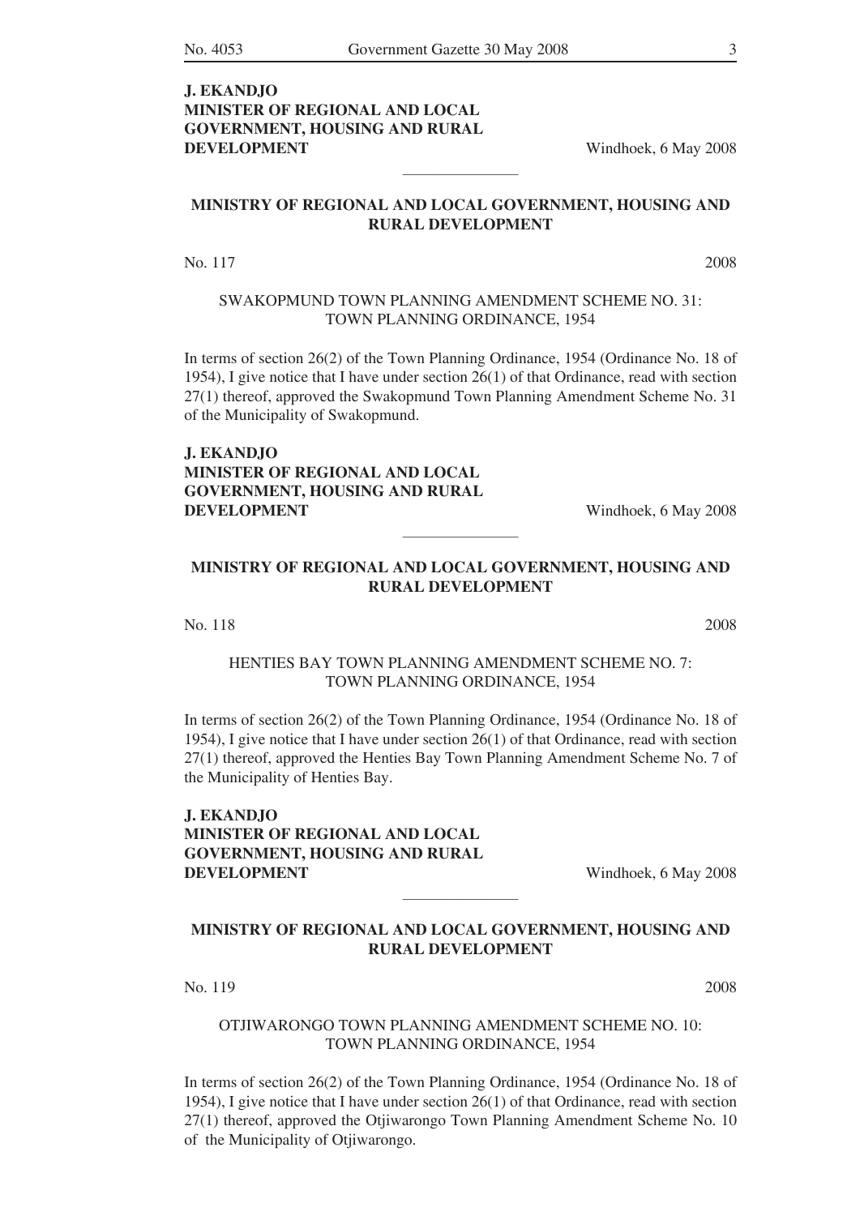**J. EKANDJO**
**MINISTER OF REGIONAL AND LOCAL GOVERNMENT, HOUSING AND RURAL DEVELOPMENT**

Windhoek, 6 May 2008

---

**MINISTRY OF REGIONAL AND LOCAL GOVERNMENT, HOUSING AND RURAL DEVELOPMENT**

No. 117 2008

SWAKOPMUND TOWN PLANNING AMENDMENT SCHEME NO. 31: TOWN PLANNING ORDINANCE, 1954

In terms of section 26(2) of the Town Planning Ordinance, 1954 (Ordinance No. 18 of 1954), I give notice that I have under section 26(1) of that Ordinance, read with section 27(1) thereof, approved the Swakopmund Town Planning Amendment Scheme No. 31 of the Municipality of Swakopmund.

**J. EKANDJO**
**MINISTER OF REGIONAL AND LOCAL GOVERNMENT, HOUSING AND RURAL DEVELOPMENT**

Windhoek, 6 May 2008

---

**MINISTRY OF REGIONAL AND LOCAL GOVERNMENT, HOUSING AND RURAL DEVELOPMENT**

No. 118 2008

HENTIES BAY TOWN PLANNING AMENDMENT SCHEME NO. 7: TOWN PLANNING ORDINANCE, 1954

In terms of section 26(2) of the Town Planning Ordinance, 1954 (Ordinance No. 18 of 1954), I give notice that I have under section 26(1) of that Ordinance, read with section 27(1) thereof, approved the Henties Bay Town Planning Amendment Scheme No. 7 of the Municipality of Henties Bay.

**J. EKANDJO**
**MINISTER OF REGIONAL AND LOCAL GOVERNMENT, HOUSING AND RURAL DEVELOPMENT**

Windhoek, 6 May 2008

---

**MINISTRY OF REGIONAL AND LOCAL GOVERNMENT, HOUSING AND RURAL DEVELOPMENT**

No. 119 2008

OTJIWARONGO TOWN PLANNING AMENDMENT SCHEME NO. 10: TOWN PLANNING ORDINANCE, 1954

In terms of section 26(2) of the Town Planning Ordinance, 1954 (Ordinance No. 18 of 1954), I give notice that I have under section 26(1) of that Ordinance, read with section 27(1) thereof, approved the Otjiwarongo Town Planning Amendment Scheme No. 10 of the Municipality of Otjiwarongo.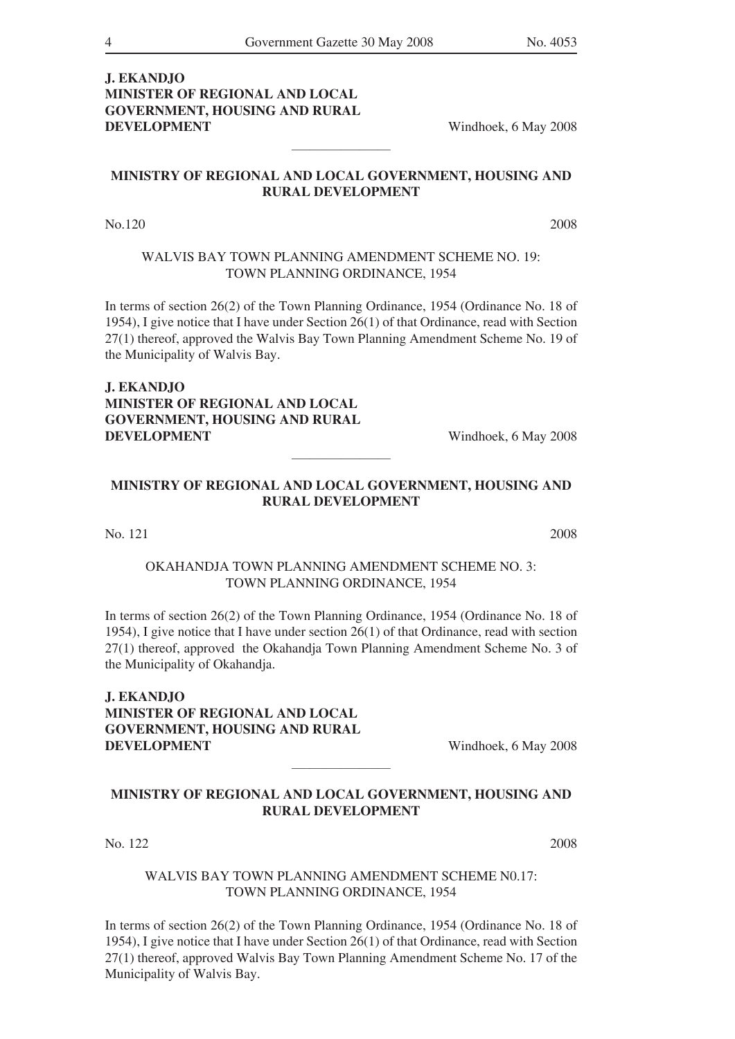**J. EKANDJO**
**MINISTER OF REGIONAL AND LOCAL GOVERNMENT, HOUSING AND RURAL DEVELOPMENT**

Windhoek, 6 May 2008

---

## MINISTRY OF REGIONAL AND LOCAL GOVERNMENT, HOUSING AND RURAL DEVELOPMENT

No.120 2008

WALVIS BAY TOWN PLANNING AMENDMENT SCHEME NO. 19:
TOWN PLANNING ORDINANCE, 1954

In terms of section 26(2) of the Town Planning Ordinance, 1954 (Ordinance No. 18 of 1954), I give notice that I have under Section 26(1) of that Ordinance, read with Section 27(1) thereof, approved the Walvis Bay Town Planning Amendment Scheme No. 19 of the Municipality of Walvis Bay.

**J. EKANDJO**
**MINISTER OF REGIONAL AND LOCAL GOVERNMENT, HOUSING AND RURAL DEVELOPMENT**

Windhoek, 6 May 2008

---

## MINISTRY OF REGIONAL AND LOCAL GOVERNMENT, HOUSING AND RURAL DEVELOPMENT

No. 121 2008

OKAHANDJA TOWN PLANNING AMENDMENT SCHEME NO. 3:
TOWN PLANNING ORDINANCE, 1954

In terms of section 26(2) of the Town Planning Ordinance, 1954 (Ordinance No. 18 of 1954), I give notice that I have under section 26(1) of that Ordinance, read with section 27(1) thereof, approved the Okahandja Town Planning Amendment Scheme No. 3 of the Municipality of Okahandja.

**J. EKANDJO**
**MINISTER OF REGIONAL AND LOCAL GOVERNMENT, HOUSING AND RURAL DEVELOPMENT**

Windhoek, 6 May 2008

---

## MINISTRY OF REGIONAL AND LOCAL GOVERNMENT, HOUSING AND RURAL DEVELOPMENT

No. 122 2008

WALVIS BAY TOWN PLANNING AMENDMENT SCHEME N0.17:
TOWN PLANNING ORDINANCE, 1954

In terms of section 26(2) of the Town Planning Ordinance, 1954 (Ordinance No. 18 of 1954), I give notice that I have under Section 26(1) of that Ordinance, read with Section 27(1) thereof, approved Walvis Bay Town Planning Amendment Scheme No. 17 of the Municipality of Walvis Bay.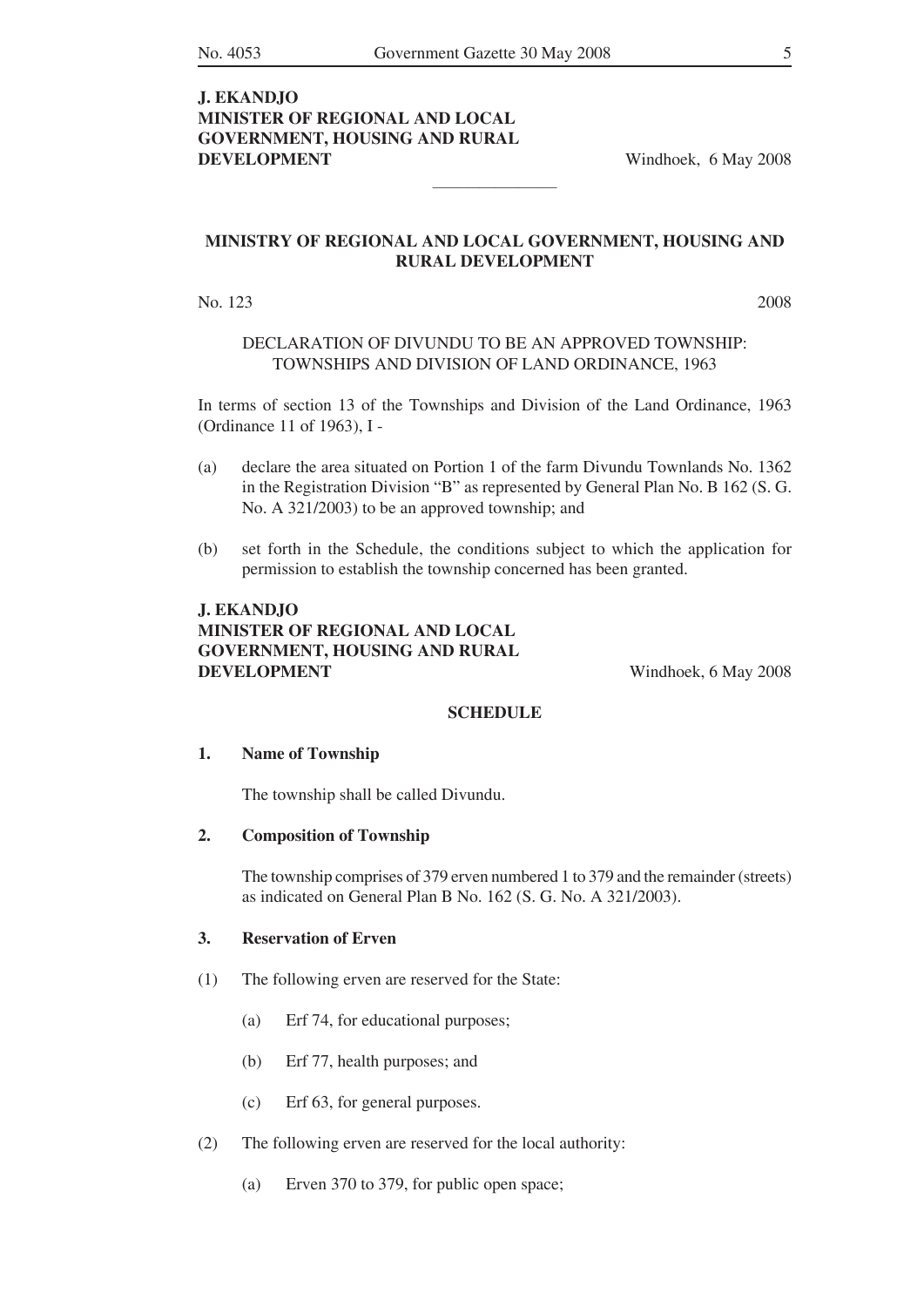**J. EKANDJO**
**MINISTER OF REGIONAL AND LOCAL GOVERNMENT, HOUSING AND RURAL DEVELOPMENT**

Windhoek, 6 May 2008

---

## MINISTRY OF REGIONAL AND LOCAL GOVERNMENT, HOUSING AND RURAL DEVELOPMENT

No. 123 2008

DECLARATION OF DIVUNDU TO BE AN APPROVED TOWNSHIP: TOWNSHIPS AND DIVISION OF LAND ORDINANCE, 1963

In terms of section 13 of the Townships and Division of the Land Ordinance, 1963 (Ordinance 11 of 1963), I -

(a) declare the area situated on Portion 1 of the farm Divundu Townlands No. 1362 in the Registration Division "B" as represented by General Plan No. B 162 (S. G. No. A 321/2003) to be an approved township; and

(b) set forth in the Schedule, the conditions subject to which the application for permission to establish the township concerned has been granted.

**J. EKANDJO**
**MINISTER OF REGIONAL AND LOCAL GOVERNMENT, HOUSING AND RURAL DEVELOPMENT**

Windhoek, 6 May 2008

### SCHEDULE

**1. Name of Township**

The township shall be called Divundu.

**2. Composition of Township**

The township comprises of 379 erven numbered 1 to 379 and the remainder (streets) as indicated on General Plan B No. 162 (S. G. No. A 321/2003).

**3. Reservation of Erven**

(1) The following erven are reserved for the State:

(a) Erf 74, for educational purposes;

(b) Erf 77, health purposes; and

(c) Erf 63, for general purposes.

(2) The following erven are reserved for the local authority:

(a) Erven 370 to 379, for public open space;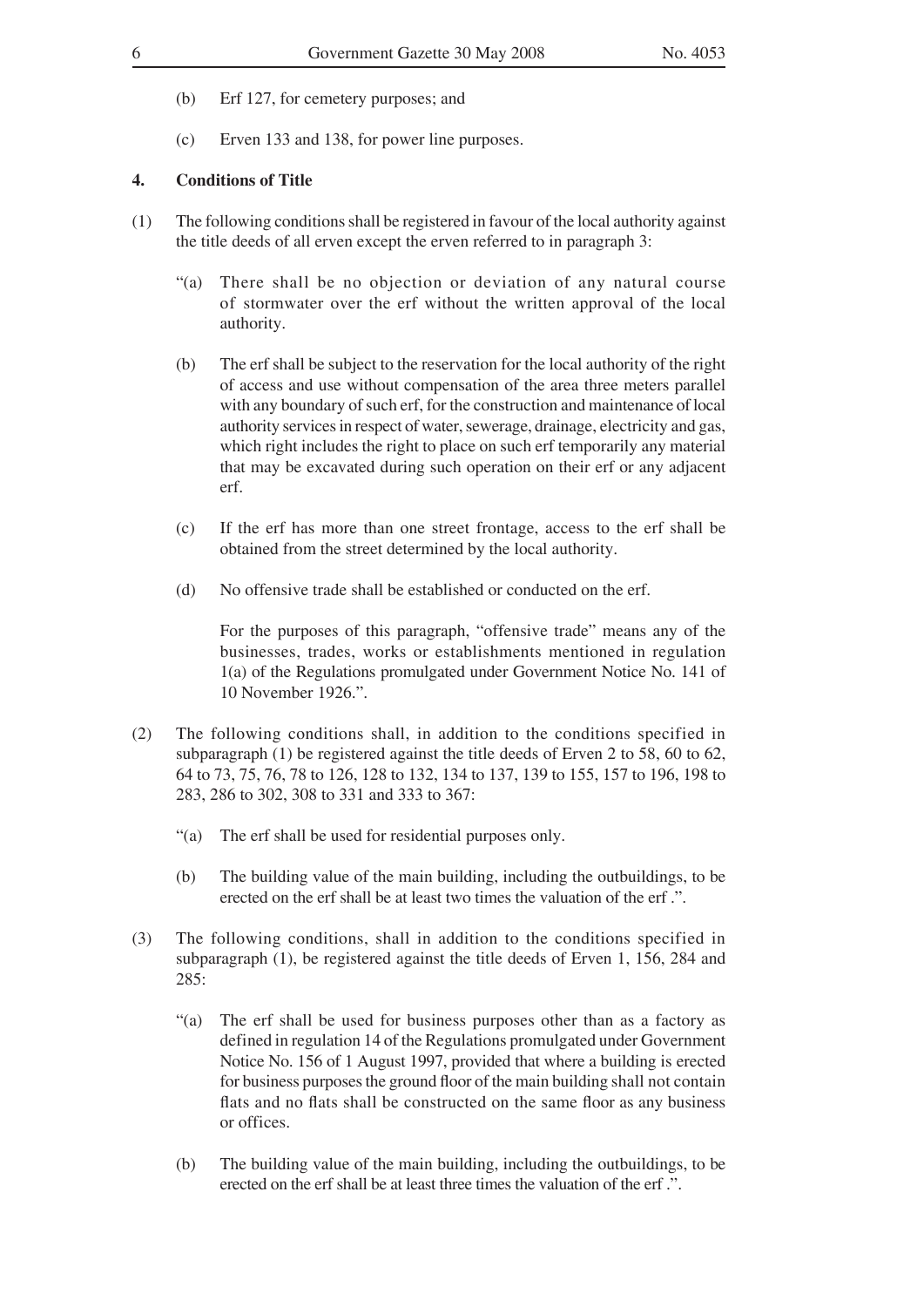(b) Erf 127, for cemetery purposes; and

(c) Erven 133 and 138, for power line purposes.

**4. Conditions of Title**

(1) The following conditions shall be registered in favour of the local authority against the title deeds of all erven except the erven referred to in paragraph 3:

"(a) There shall be no objection or deviation of any natural course of stormwater over the erf without the written approval of the local authority.

(b) The erf shall be subject to the reservation for the local authority of the right of access and use without compensation of the area three meters parallel with any boundary of such erf, for the construction and maintenance of local authority services in respect of water, sewerage, drainage, electricity and gas, which right includes the right to place on such erf temporarily any material that may be excavated during such operation on their erf or any adjacent erf.

(c) If the erf has more than one street frontage, access to the erf shall be obtained from the street determined by the local authority.

(d) No offensive trade shall be established or conducted on the erf.

For the purposes of this paragraph, "offensive trade" means any of the businesses, trades, works or establishments mentioned in regulation 1(a) of the Regulations promulgated under Government Notice No. 141 of 10 November 1926.".

(2) The following conditions shall, in addition to the conditions specified in subparagraph (1) be registered against the title deeds of Erven 2 to 58, 60 to 62, 64 to 73, 75, 76, 78 to 126, 128 to 132, 134 to 137, 139 to 155, 157 to 196, 198 to 283, 286 to 302, 308 to 331 and 333 to 367:

"(a) The erf shall be used for residential purposes only.

(b) The building value of the main building, including the outbuildings, to be erected on the erf shall be at least two times the valuation of the erf .".

(3) The following conditions, shall in addition to the conditions specified in subparagraph (1), be registered against the title deeds of Erven 1, 156, 284 and 285:

"(a) The erf shall be used for business purposes other than as a factory as defined in regulation 14 of the Regulations promulgated under Government Notice No. 156 of 1 August 1997, provided that where a building is erected for business purposes the ground floor of the main building shall not contain flats and no flats shall be constructed on the same floor as any business or offices.

(b) The building value of the main building, including the outbuildings, to be erected on the erf shall be at least three times the valuation of the erf .".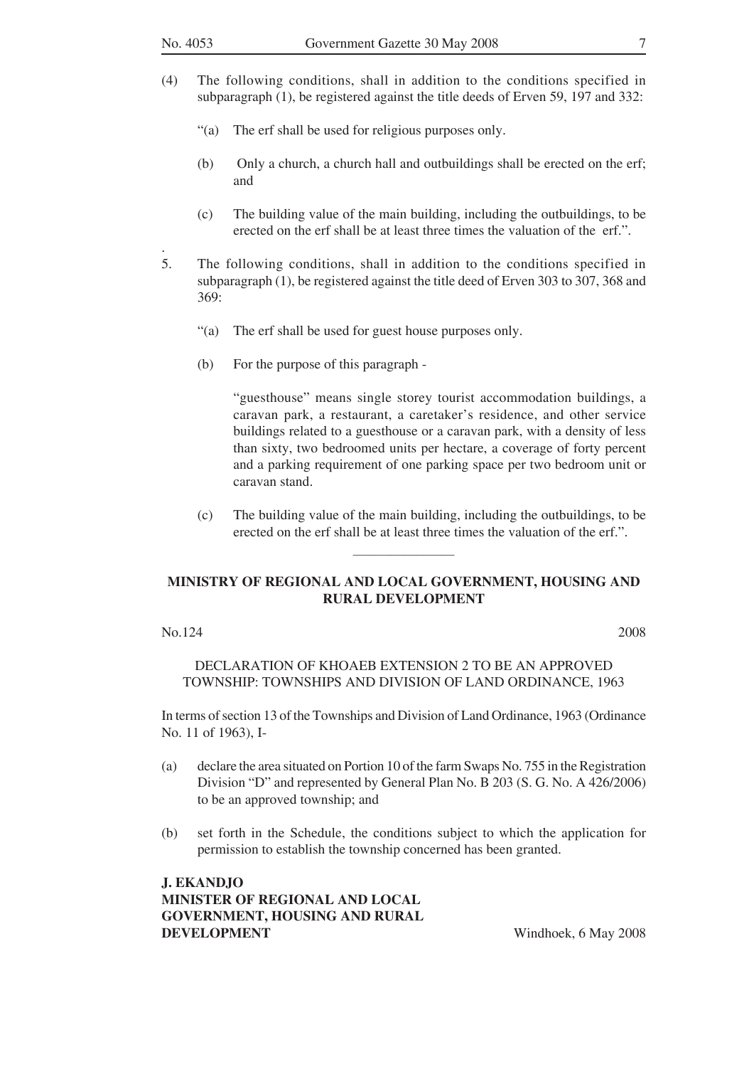(4) The following conditions, shall in addition to the conditions specified in subparagraph (1), be registered against the title deeds of Erven 59, 197 and 332:

"(a) The erf shall be used for religious purposes only.

(b) Only a church, a church hall and outbuildings shall be erected on the erf; and

(c) The building value of the main building, including the outbuildings, to be erected on the erf shall be at least three times the valuation of the erf.".

.
5. The following conditions, shall in addition to the conditions specified in subparagraph (1), be registered against the title deed of Erven 303 to 307, 368 and 369:

"(a) The erf shall be used for guest house purposes only.

(b) For the purpose of this paragraph -

"guesthouse" means single storey tourist accommodation buildings, a caravan park, a restaurant, a caretaker's residence, and other service buildings related to a guesthouse or a caravan park, with a density of less than sixty, two bedroomed units per hectare, a coverage of forty percent and a parking requirement of one parking space per two bedroom unit or caravan stand.

(c) The building value of the main building, including the outbuildings, to be erected on the erf shall be at least three times the valuation of the erf.".

---

## MINISTRY OF REGIONAL AND LOCAL GOVERNMENT, HOUSING AND RURAL DEVELOPMENT

No.124 2008

DECLARATION OF KHOAEB EXTENSION 2 TO BE AN APPROVED TOWNSHIP: TOWNSHIPS AND DIVISION OF LAND ORDINANCE, 1963

In terms of section 13 of the Townships and Division of Land Ordinance, 1963 (Ordinance No. 11 of 1963), I-

(a) declare the area situated on Portion 10 of the farm Swaps No. 755 in the Registration Division "D" and represented by General Plan No. B 203 (S. G. No. A 426/2006) to be an approved township; and

(b) set forth in the Schedule, the conditions subject to which the application for permission to establish the township concerned has been granted.

**J. EKANDJO**
**MINISTER OF REGIONAL AND LOCAL GOVERNMENT, HOUSING AND RURAL DEVELOPMENT**

Windhoek, 6 May 2008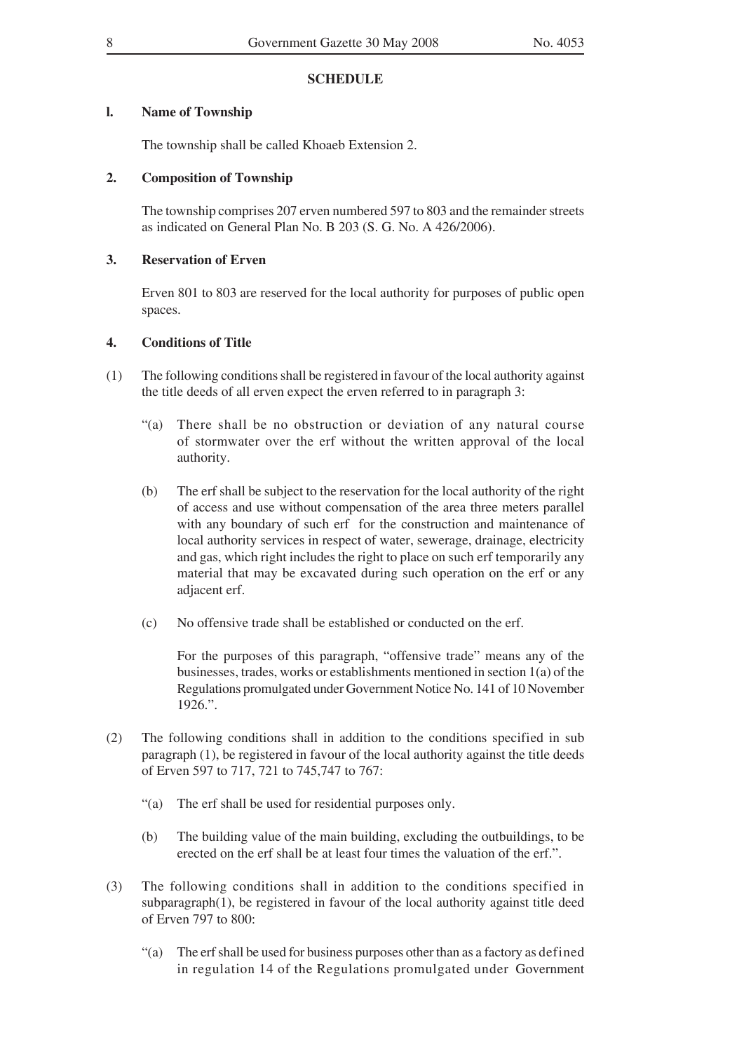## SCHEDULE

**l. Name of Township**

The township shall be called Khoaeb Extension 2.

**2. Composition of Township**

The township comprises 207 erven numbered 597 to 803 and the remainder streets as indicated on General Plan No. B 203 (S. G. No. A 426/2006).

**3. Reservation of Erven**

Erven 801 to 803 are reserved for the local authority for purposes of public open spaces.

**4. Conditions of Title**

(1) The following conditions shall be registered in favour of the local authority against the title deeds of all erven expect the erven referred to in paragraph 3:

"(a) There shall be no obstruction or deviation of any natural course of stormwater over the erf without the written approval of the local authority.

(b) The erf shall be subject to the reservation for the local authority of the right of access and use without compensation of the area three meters parallel with any boundary of such erf for the construction and maintenance of local authority services in respect of water, sewerage, drainage, electricity and gas, which right includes the right to place on such erf temporarily any material that may be excavated during such operation on the erf or any adjacent erf.

(c) No offensive trade shall be established or conducted on the erf.

For the purposes of this paragraph, "offensive trade" means any of the businesses, trades, works or establishments mentioned in section 1(a) of the Regulations promulgated under Government Notice No. 141 of 10 November 1926.".

(2) The following conditions shall in addition to the conditions specified in sub paragraph (1), be registered in favour of the local authority against the title deeds of Erven 597 to 717, 721 to 745,747 to 767:

"(a) The erf shall be used for residential purposes only.

(b) The building value of the main building, excluding the outbuildings, to be erected on the erf shall be at least four times the valuation of the erf.".

(3) The following conditions shall in addition to the conditions specified in subparagraph(1), be registered in favour of the local authority against title deed of Erven 797 to 800:

"(a) The erf shall be used for business purposes other than as a factory as defined in regulation 14 of the Regulations promulgated under Government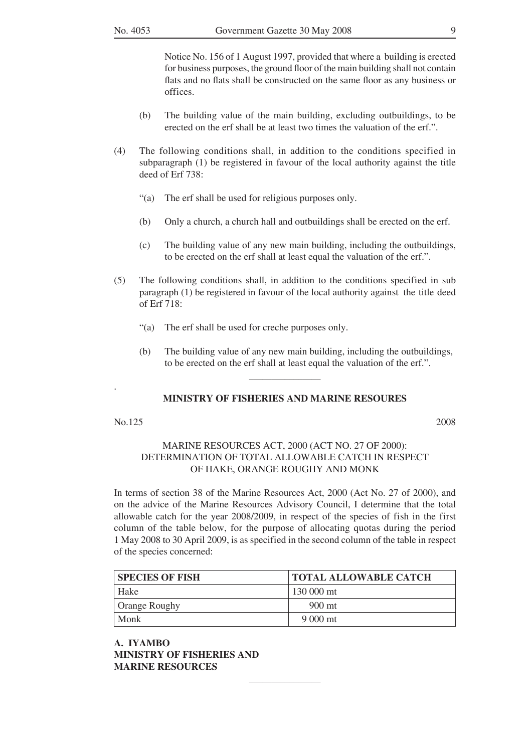Notice No. 156 of 1 August 1997, provided that where a building is erected for business purposes, the ground floor of the main building shall not contain flats and no flats shall be constructed on the same floor as any business or offices.

(b) The building value of the main building, excluding outbuildings, to be erected on the erf shall be at least two times the valuation of the erf.".

(4) The following conditions shall, in addition to the conditions specified in subparagraph (1) be registered in favour of the local authority against the title deed of Erf 738:

"(a) The erf shall be used for religious purposes only.

(b) Only a church, a church hall and outbuildings shall be erected on the erf.

(c) The building value of any new main building, including the outbuildings, to be erected on the erf shall at least equal the valuation of the erf.".

(5) The following conditions shall, in addition to the conditions specified in sub paragraph (1) be registered in favour of the local authority against the title deed of Erf 718:

"(a) The erf shall be used for creche purposes only.

(b) The building value of any new main building, including the outbuildings, to be erected on the erf shall at least equal the valuation of the erf.".

---

**MINISTRY OF FISHERIES AND MARINE RESOURES**

No.125 2008

MARINE RESOURCES ACT, 2000 (ACT NO. 27 OF 2000): DETERMINATION OF TOTAL ALLOWABLE CATCH IN RESPECT OF HAKE, ORANGE ROUGHY AND MONK

In terms of section 38 of the Marine Resources Act, 2000 (Act No. 27 of 2000), and on the advice of the Marine Resources Advisory Council, I determine that the total allowable catch for the year 2008/2009, in respect of the species of fish in the first column of the table below, for the purpose of allocating quotas during the period 1 May 2008 to 30 April 2009, is as specified in the second column of the table in respect of the species concerned:

| SPECIES OF FISH | TOTAL ALLOWABLE CATCH |
|---|---|
| Hake | 130 000 mt |
| Orange Roughy | 900 mt |
| Monk | 9 000 mt |

**A. IYAMBO**
**MINISTRY OF FISHERIES AND MARINE RESOURCES**

---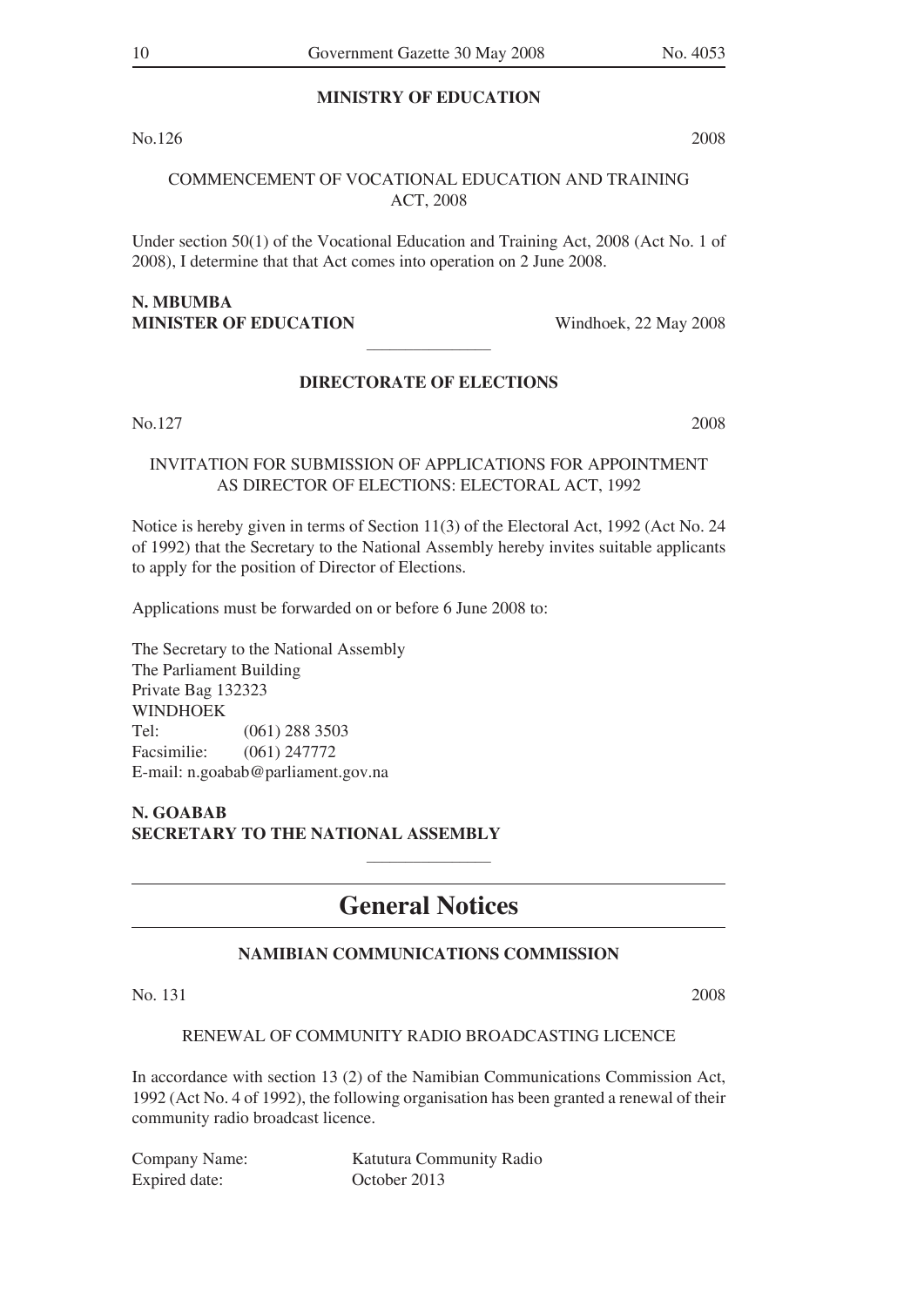**MINISTRY OF EDUCATION**

No.126 2008

COMMENCEMENT OF VOCATIONAL EDUCATION AND TRAINING ACT, 2008

Under section 50(1) of the Vocational Education and Training Act, 2008 (Act No. 1 of 2008), I determine that that Act comes into operation on 2 June 2008.

**N. MBUMBA**
**MINISTER OF EDUCATION** Windhoek, 22 May 2008

---

**DIRECTORATE OF ELECTIONS**

No.127 2008

INVITATION FOR SUBMISSION OF APPLICATIONS FOR APPOINTMENT AS DIRECTOR OF ELECTIONS: ELECTORAL ACT, 1992

Notice is hereby given in terms of Section 11(3) of the Electoral Act, 1992 (Act No. 24 of 1992) that the Secretary to the National Assembly hereby invites suitable applicants to apply for the position of Director of Elections.

Applications must be forwarded on or before 6 June 2008 to:

The Secretary to the National Assembly
The Parliament Building
Private Bag 132323
WINDHOEK
Tel: (061) 288 3503
Facsimilie: (061) 247772
E-mail: n.goabab@parliament.gov.na

**N. GOABAB**
**SECRETARY TO THE NATIONAL ASSEMBLY**

---

# General Notices

**NAMIBIAN COMMUNICATIONS COMMISSION**

No. 131 2008

RENEWAL OF COMMUNITY RADIO BROADCASTING LICENCE

In accordance with section 13 (2) of the Namibian Communications Commission Act, 1992 (Act No. 4 of 1992), the following organisation has been granted a renewal of their community radio broadcast licence.

Company Name: Katutura Community Radio
Expired date: October 2013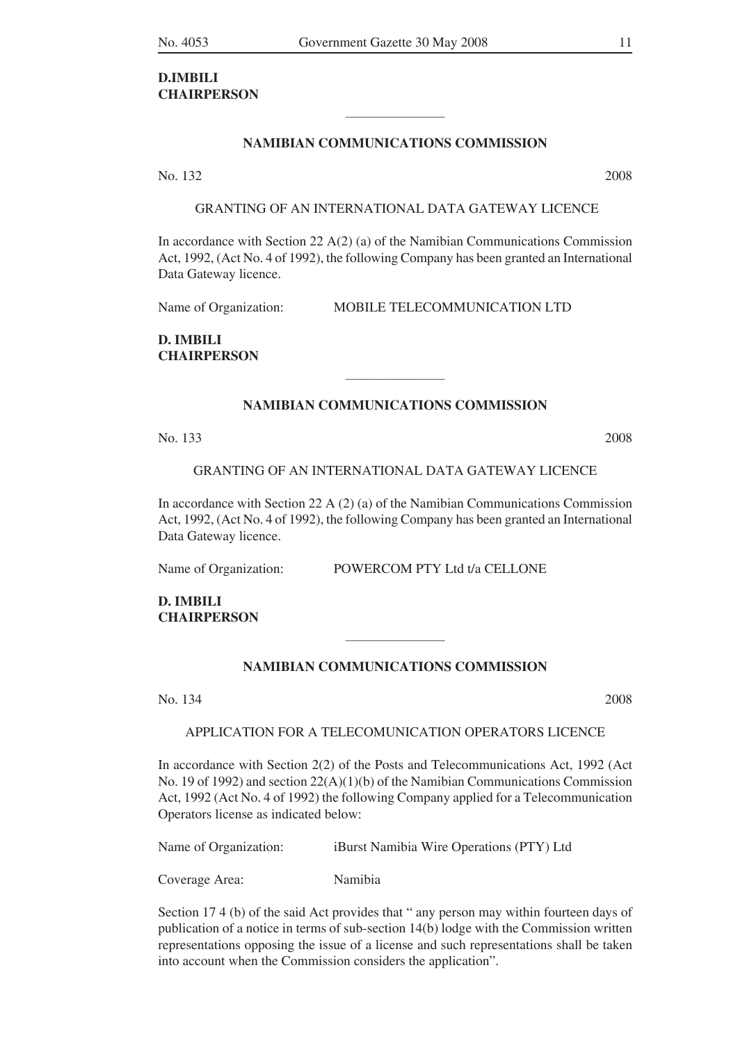**D.IMBILI**
**CHAIRPERSON**

---

**NAMIBIAN COMMUNICATIONS COMMISSION**

No. 132 2008

GRANTING OF AN INTERNATIONAL DATA GATEWAY LICENCE

In accordance with Section 22 A(2) (a) of the Namibian Communications Commission Act, 1992, (Act No. 4 of 1992), the following Company has been granted an International Data Gateway licence.

Name of Organization: MOBILE TELECOMMUNICATION LTD

**D. IMBILI**
**CHAIRPERSON**

---

**NAMIBIAN COMMUNICATIONS COMMISSION**

No. 133 2008

GRANTING OF AN INTERNATIONAL DATA GATEWAY LICENCE

In accordance with Section 22 A (2) (a) of the Namibian Communications Commission Act, 1992, (Act No. 4 of 1992), the following Company has been granted an International Data Gateway licence.

Name of Organization: POWERCOM PTY Ltd t/a CELLONE

**D. IMBILI**
**CHAIRPERSON**

---

**NAMIBIAN COMMUNICATIONS COMMISSION**

No. 134 2008

APPLICATION FOR A TELECOMUNICATION OPERATORS LICENCE

In accordance with Section 2(2) of the Posts and Telecommunications Act, 1992 (Act No. 19 of 1992) and section 22(A)(1)(b) of the Namibian Communications Commission Act, 1992 (Act No. 4 of 1992) the following Company applied for a Telecommunication Operators license as indicated below:

Name of Organization: iBurst Namibia Wire Operations (PTY) Ltd

Coverage Area: Namibia

Section 17 4 (b) of the said Act provides that " any person may within fourteen days of publication of a notice in terms of sub-section 14(b) lodge with the Commission written representations opposing the issue of a license and such representations shall be taken into account when the Commission considers the application".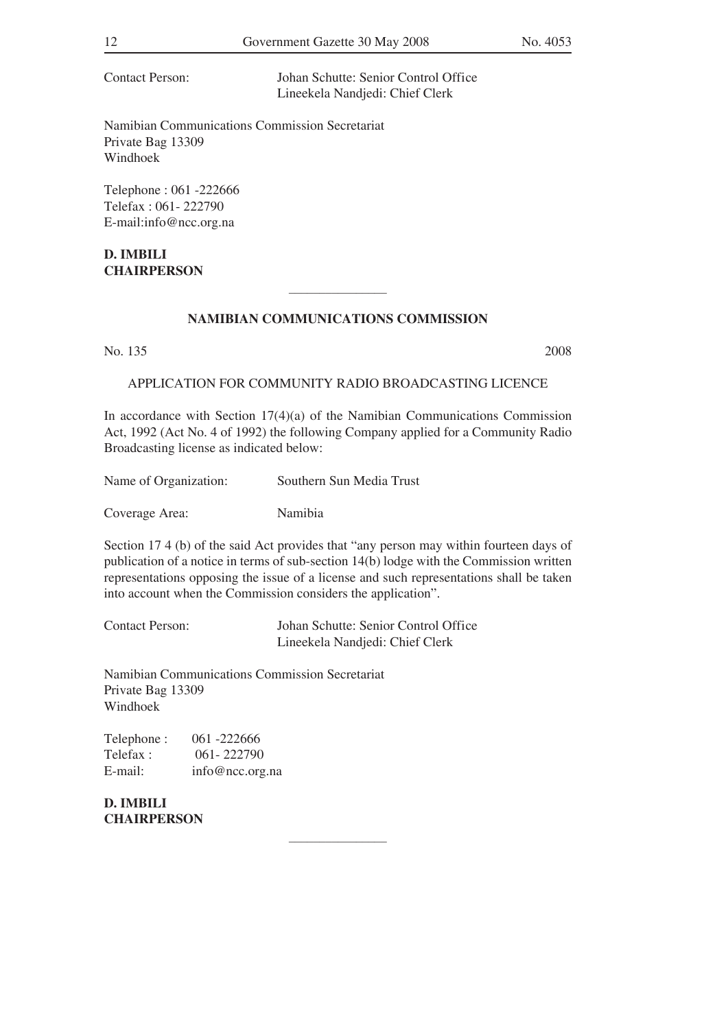Contact Person: Johan Schutte: Senior Control Office
Lineekela Nandjedi: Chief Clerk

Namibian Communications Commission Secretariat
Private Bag 13309
Windhoek

Telephone : 061 -222666
Telefax : 061- 222790
E-mail:info@ncc.org.na

**D. IMBILI**
**CHAIRPERSON**

---

## NAMIBIAN COMMUNICATIONS COMMISSION

No. 135 2008

APPLICATION FOR COMMUNITY RADIO BROADCASTING LICENCE

In accordance with Section 17(4)(a) of the Namibian Communications Commission Act, 1992 (Act No. 4 of 1992) the following Company applied for a Community Radio Broadcasting license as indicated below:

Name of Organization: Southern Sun Media Trust

Coverage Area: Namibia

Section 17 4 (b) of the said Act provides that "any person may within fourteen days of publication of a notice in terms of sub-section 14(b) lodge with the Commission written representations opposing the issue of a license and such representations shall be taken into account when the Commission considers the application".

Contact Person: Johan Schutte: Senior Control Office
Lineekela Nandjedi: Chief Clerk

Namibian Communications Commission Secretariat
Private Bag 13309
Windhoek

Telephone : 061 -222666
Telefax : 061- 222790
E-mail: info@ncc.org.na

**D. IMBILI**
**CHAIRPERSON**

---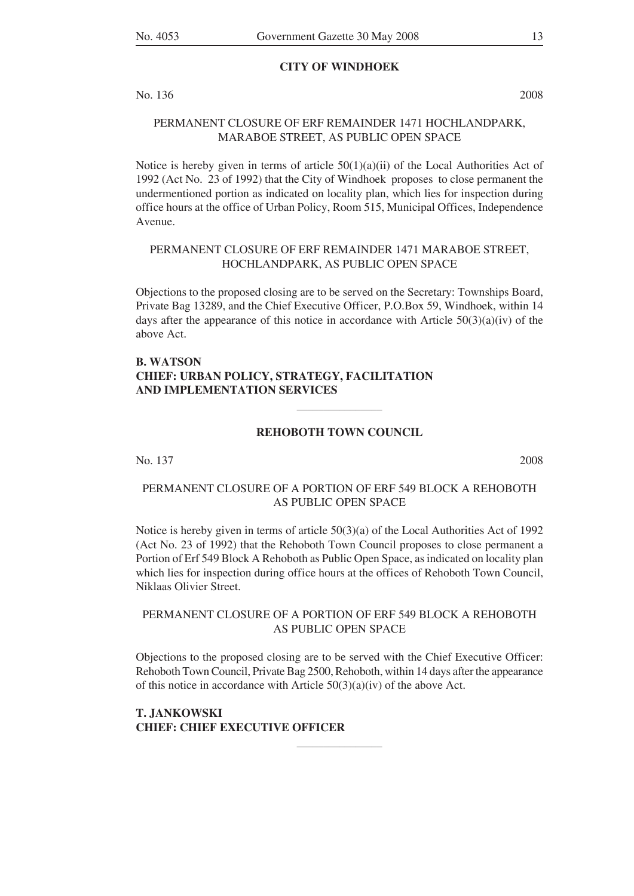## CITY OF WINDHOEK

No. 136 2008

PERMANENT CLOSURE OF ERF REMAINDER 1471 HOCHLANDPARK, MARABOE STREET, AS PUBLIC OPEN SPACE

Notice is hereby given in terms of article 50(1)(a)(ii) of the Local Authorities Act of 1992 (Act No. 23 of 1992) that the City of Windhoek proposes to close permanent the undermentioned portion as indicated on locality plan, which lies for inspection during office hours at the office of Urban Policy, Room 515, Municipal Offices, Independence Avenue.

PERMANENT CLOSURE OF ERF REMAINDER 1471 MARABOE STREET, HOCHLANDPARK, AS PUBLIC OPEN SPACE

Objections to the proposed closing are to be served on the Secretary: Townships Board, Private Bag 13289, and the Chief Executive Officer, P.O.Box 59, Windhoek, within 14 days after the appearance of this notice in accordance with Article 50(3)(a)(iv) of the above Act.

**B. WATSON**
**CHIEF: URBAN POLICY, STRATEGY, FACILITATION AND IMPLEMENTATION SERVICES**

---

## REHOBOTH TOWN COUNCIL

No. 137 2008

PERMANENT CLOSURE OF A PORTION OF ERF 549 BLOCK A REHOBOTH AS PUBLIC OPEN SPACE

Notice is hereby given in terms of article 50(3)(a) of the Local Authorities Act of 1992 (Act No. 23 of 1992) that the Rehoboth Town Council proposes to close permanent a Portion of Erf 549 Block A Rehoboth as Public Open Space, as indicated on locality plan which lies for inspection during office hours at the offices of Rehoboth Town Council, Niklaas Olivier Street.

PERMANENT CLOSURE OF A PORTION OF ERF 549 BLOCK A REHOBOTH AS PUBLIC OPEN SPACE

Objections to the proposed closing are to be served with the Chief Executive Officer: Rehoboth Town Council, Private Bag 2500, Rehoboth, within 14 days after the appearance of this notice in accordance with Article 50(3)(a)(iv) of the above Act.

**T. JANKOWSKI**
**CHIEF: CHIEF EXECUTIVE OFFICER**

---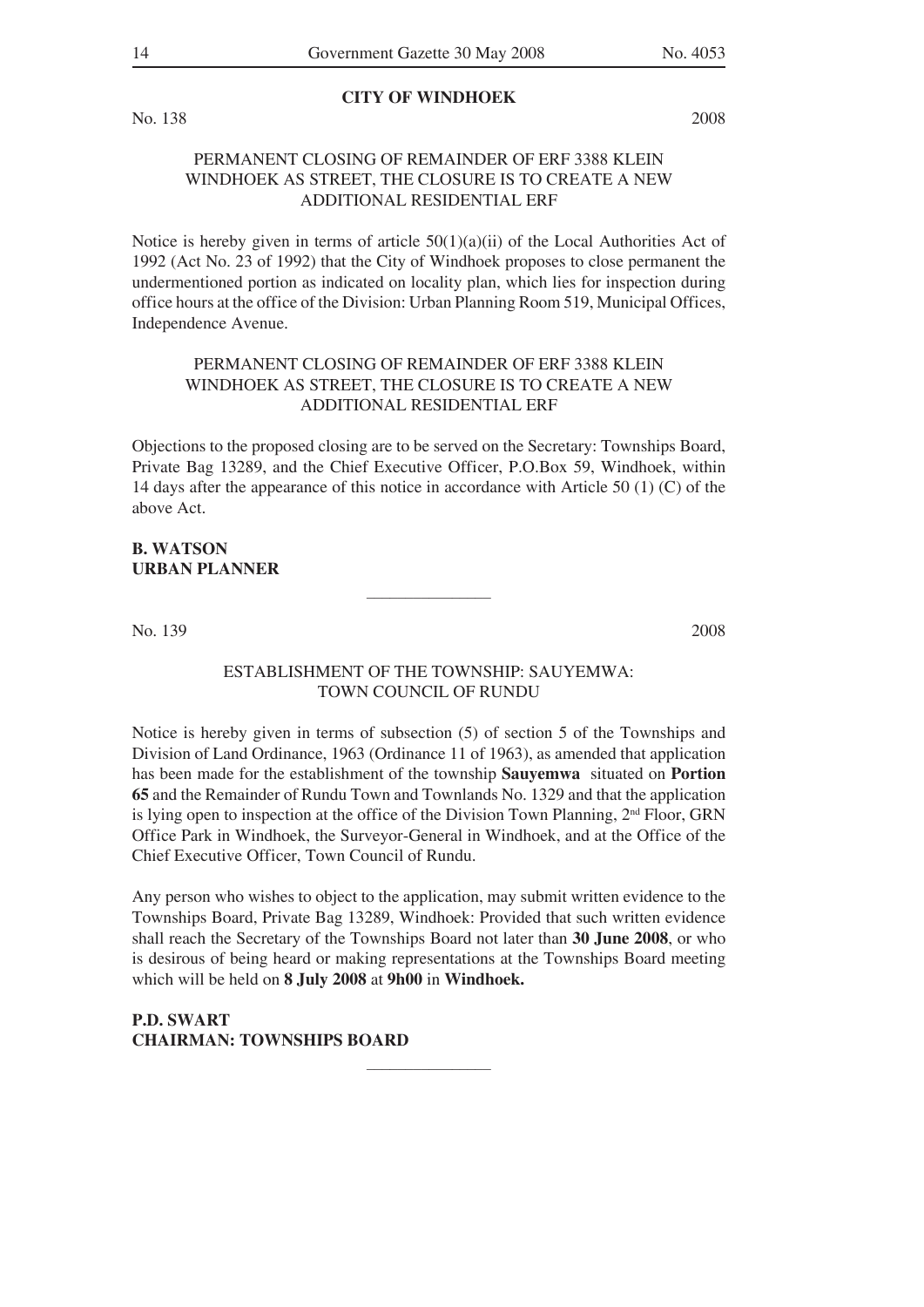## CITY OF WINDHOEK

No. 138 2008

### PERMANENT CLOSING OF REMAINDER OF ERF 3388 KLEIN WINDHOEK AS STREET, THE CLOSURE IS TO CREATE A NEW ADDITIONAL RESIDENTIAL ERF

Notice is hereby given in terms of article 50(1)(a)(ii) of the Local Authorities Act of 1992 (Act No. 23 of 1992) that the City of Windhoek proposes to close permanent the undermentioned portion as indicated on locality plan, which lies for inspection during office hours at the office of the Division: Urban Planning Room 519, Municipal Offices, Independence Avenue.

PERMANENT CLOSING OF REMAINDER OF ERF 3388 KLEIN WINDHOEK AS STREET, THE CLOSURE IS TO CREATE A NEW ADDITIONAL RESIDENTIAL ERF

Objections to the proposed closing are to be served on the Secretary: Townships Board, Private Bag 13289, and the Chief Executive Officer, P.O.Box 59, Windhoek, within 14 days after the appearance of this notice in accordance with Article 50 (1) (C) of the above Act.

**B. WATSON**
**URBAN PLANNER**

---

No. 139 2008

### ESTABLISHMENT OF THE TOWNSHIP: SAUYEMWA: TOWN COUNCIL OF RUNDU

Notice is hereby given in terms of subsection (5) of section 5 of the Townships and Division of Land Ordinance, 1963 (Ordinance 11 of 1963), as amended that application has been made for the establishment of the township **Sauyemwa** situated on **Portion 65** and the Remainder of Rundu Town and Townlands No. 1329 and that the application is lying open to inspection at the office of the Division Town Planning, 2nd Floor, GRN Office Park in Windhoek, the Surveyor-General in Windhoek, and at the Office of the Chief Executive Officer, Town Council of Rundu.

Any person who wishes to object to the application, may submit written evidence to the Townships Board, Private Bag 13289, Windhoek: Provided that such written evidence shall reach the Secretary of the Townships Board not later than **30 June 2008**, or who is desirous of being heard or making representations at the Townships Board meeting which will be held on **8 July 2008** at **9h00** in **Windhoek.**

**P.D. SWART**
**CHAIRMAN: TOWNSHIPS BOARD**

---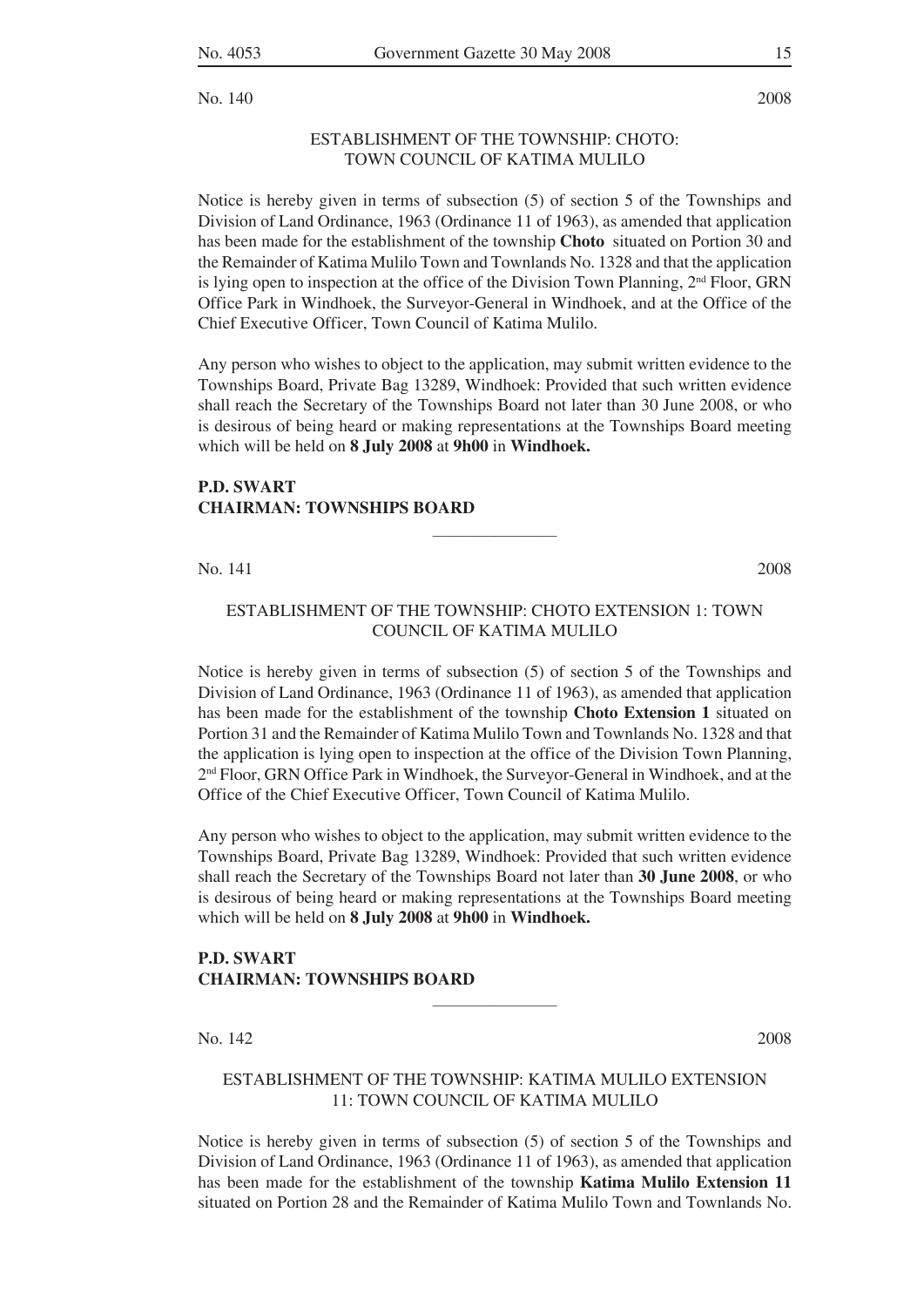No. 140 2008

ESTABLISHMENT OF THE TOWNSHIP: CHOTO: TOWN COUNCIL OF KATIMA MULILO

Notice is hereby given in terms of subsection (5) of section 5 of the Townships and Division of Land Ordinance, 1963 (Ordinance 11 of 1963), as amended that application has been made for the establishment of the township **Choto** situated on Portion 30 and the Remainder of Katima Mulilo Town and Townlands No. 1328 and that the application is lying open to inspection at the office of the Division Town Planning, 2nd Floor, GRN Office Park in Windhoek, the Surveyor-General in Windhoek, and at the Office of the Chief Executive Officer, Town Council of Katima Mulilo.

Any person who wishes to object to the application, may submit written evidence to the Townships Board, Private Bag 13289, Windhoek: Provided that such written evidence shall reach the Secretary of the Townships Board not later than 30 June 2008, or who is desirous of being heard or making representations at the Townships Board meeting which will be held on **8 July 2008** at **9h00** in **Windhoek.**

**P.D. SWART**
**CHAIRMAN: TOWNSHIPS BOARD**

---

No. 141 2008

ESTABLISHMENT OF THE TOWNSHIP: CHOTO EXTENSION 1: TOWN COUNCIL OF KATIMA MULILO

Notice is hereby given in terms of subsection (5) of section 5 of the Townships and Division of Land Ordinance, 1963 (Ordinance 11 of 1963), as amended that application has been made for the establishment of the township **Choto Extension 1** situated on Portion 31 and the Remainder of Katima Mulilo Town and Townlands No. 1328 and that the application is lying open to inspection at the office of the Division Town Planning, 2nd Floor, GRN Office Park in Windhoek, the Surveyor-General in Windhoek, and at the Office of the Chief Executive Officer, Town Council of Katima Mulilo.

Any person who wishes to object to the application, may submit written evidence to the Townships Board, Private Bag 13289, Windhoek: Provided that such written evidence shall reach the Secretary of the Townships Board not later than **30 June 2008**, or who is desirous of being heard or making representations at the Townships Board meeting which will be held on **8 July 2008** at **9h00** in **Windhoek.**

**P.D. SWART**
**CHAIRMAN: TOWNSHIPS BOARD**

---

No. 142 2008

ESTABLISHMENT OF THE TOWNSHIP: KATIMA MULILO EXTENSION 11: TOWN COUNCIL OF KATIMA MULILO

Notice is hereby given in terms of subsection (5) of section 5 of the Townships and Division of Land Ordinance, 1963 (Ordinance 11 of 1963), as amended that application has been made for the establishment of the township **Katima Mulilo Extension 11** situated on Portion 28 and the Remainder of Katima Mulilo Town and Townlands No.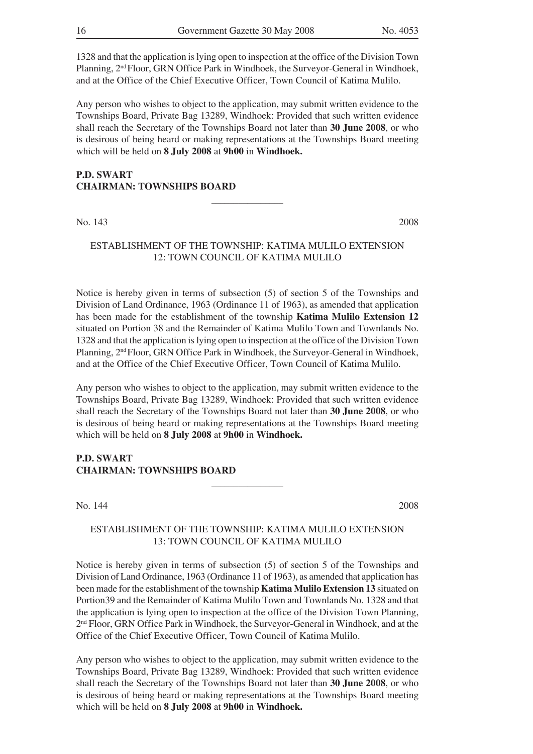1328 and that the application is lying open to inspection at the office of the Division Town Planning, 2nd Floor, GRN Office Park in Windhoek, the Surveyor-General in Windhoek, and at the Office of the Chief Executive Officer, Town Council of Katima Mulilo.

Any person who wishes to object to the application, may submit written evidence to the Townships Board, Private Bag 13289, Windhoek: Provided that such written evidence shall reach the Secretary of the Townships Board not later than **30 June 2008**, or who is desirous of being heard or making representations at the Townships Board meeting which will be held on **8 July 2008** at **9h00** in **Windhoek.**

**P.D. SWART**
**CHAIRMAN: TOWNSHIPS BOARD**

---

No. 143 2008

ESTABLISHMENT OF THE TOWNSHIP: KATIMA MULILO EXTENSION 12: TOWN COUNCIL OF KATIMA MULILO

Notice is hereby given in terms of subsection (5) of section 5 of the Townships and Division of Land Ordinance, 1963 (Ordinance 11 of 1963), as amended that application has been made for the establishment of the township **Katima Mulilo Extension 12** situated on Portion 38 and the Remainder of Katima Mulilo Town and Townlands No. 1328 and that the application is lying open to inspection at the office of the Division Town Planning, 2nd Floor, GRN Office Park in Windhoek, the Surveyor-General in Windhoek, and at the Office of the Chief Executive Officer, Town Council of Katima Mulilo.

Any person who wishes to object to the application, may submit written evidence to the Townships Board, Private Bag 13289, Windhoek: Provided that such written evidence shall reach the Secretary of the Townships Board not later than **30 June 2008**, or who is desirous of being heard or making representations at the Townships Board meeting which will be held on **8 July 2008** at **9h00** in **Windhoek.**

**P.D. SWART**
**CHAIRMAN: TOWNSHIPS BOARD**

---

No. 144 2008

ESTABLISHMENT OF THE TOWNSHIP: KATIMA MULILO EXTENSION 13: TOWN COUNCIL OF KATIMA MULILO

Notice is hereby given in terms of subsection (5) of section 5 of the Townships and Division of Land Ordinance, 1963 (Ordinance 11 of 1963), as amended that application has been made for the establishment of the township **Katima Mulilo Extension 13** situated on Portion39 and the Remainder of Katima Mulilo Town and Townlands No. 1328 and that the application is lying open to inspection at the office of the Division Town Planning, 2nd Floor, GRN Office Park in Windhoek, the Surveyor-General in Windhoek, and at the Office of the Chief Executive Officer, Town Council of Katima Mulilo.

Any person who wishes to object to the application, may submit written evidence to the Townships Board, Private Bag 13289, Windhoek: Provided that such written evidence shall reach the Secretary of the Townships Board not later than **30 June 2008**, or who is desirous of being heard or making representations at the Townships Board meeting which will be held on **8 July 2008** at **9h00** in **Windhoek.**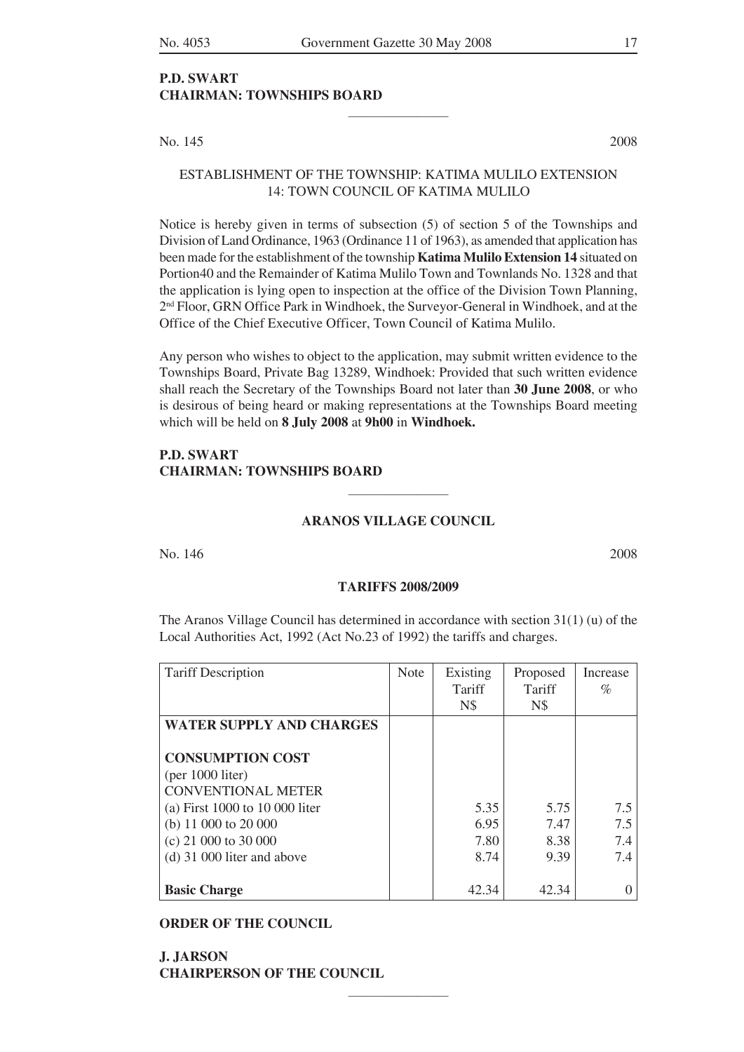**P.D. SWART**
**CHAIRMAN: TOWNSHIPS BOARD**

---

No. 145 2008

ESTABLISHMENT OF THE TOWNSHIP: KATIMA MULILO EXTENSION 14: TOWN COUNCIL OF KATIMA MULILO

Notice is hereby given in terms of subsection (5) of section 5 of the Townships and Division of Land Ordinance, 1963 (Ordinance 11 of 1963), as amended that application has been made for the establishment of the township **Katima Mulilo Extension 14** situated on Portion40 and the Remainder of Katima Mulilo Town and Townlands No. 1328 and that the application is lying open to inspection at the office of the Division Town Planning, 2nd Floor, GRN Office Park in Windhoek, the Surveyor-General in Windhoek, and at the Office of the Chief Executive Officer, Town Council of Katima Mulilo.

Any person who wishes to object to the application, may submit written evidence to the Townships Board, Private Bag 13289, Windhoek: Provided that such written evidence shall reach the Secretary of the Townships Board not later than **30 June 2008**, or who is desirous of being heard or making representations at the Townships Board meeting which will be held on **8 July 2008** at **9h00** in **Windhoek.**

**P.D. SWART**
**CHAIRMAN: TOWNSHIPS BOARD**

---

**ARANOS VILLAGE COUNCIL**

No. 146 2008

**TARIFFS 2008/2009**

The Aranos Village Council has determined in accordance with section 31(1) (u) of the Local Authorities Act, 1992 (Act No.23 of 1992) the tariffs and charges.

| Tariff Description | Note | Existing Tariff N$ | Proposed Tariff N$ | Increase % |
|---|---|---|---|---|
| **WATER SUPPLY AND CHARGES** | | | | |
| **CONSUMPTION COST** | | | | |
| (per 1000 liter) | | | | |
| CONVENTIONAL METER | | | | |
| (a) First 1000 to 10 000 liter | | 5.35 | 5.75 | 7.5 |
| (b) 11 000 to 20 000 | | 6.95 | 7.47 | 7.5 |
| (c) 21 000 to 30 000 | | 7.80 | 8.38 | 7.4 |
| (d) 31 000 liter and above | | 8.74 | 9.39 | 7.4 |
| **Basic Charge** | | 42.34 | 42.34 | 0 |

**ORDER OF THE COUNCIL**

**J. JARSON**
**CHAIRPERSON OF THE COUNCIL**

---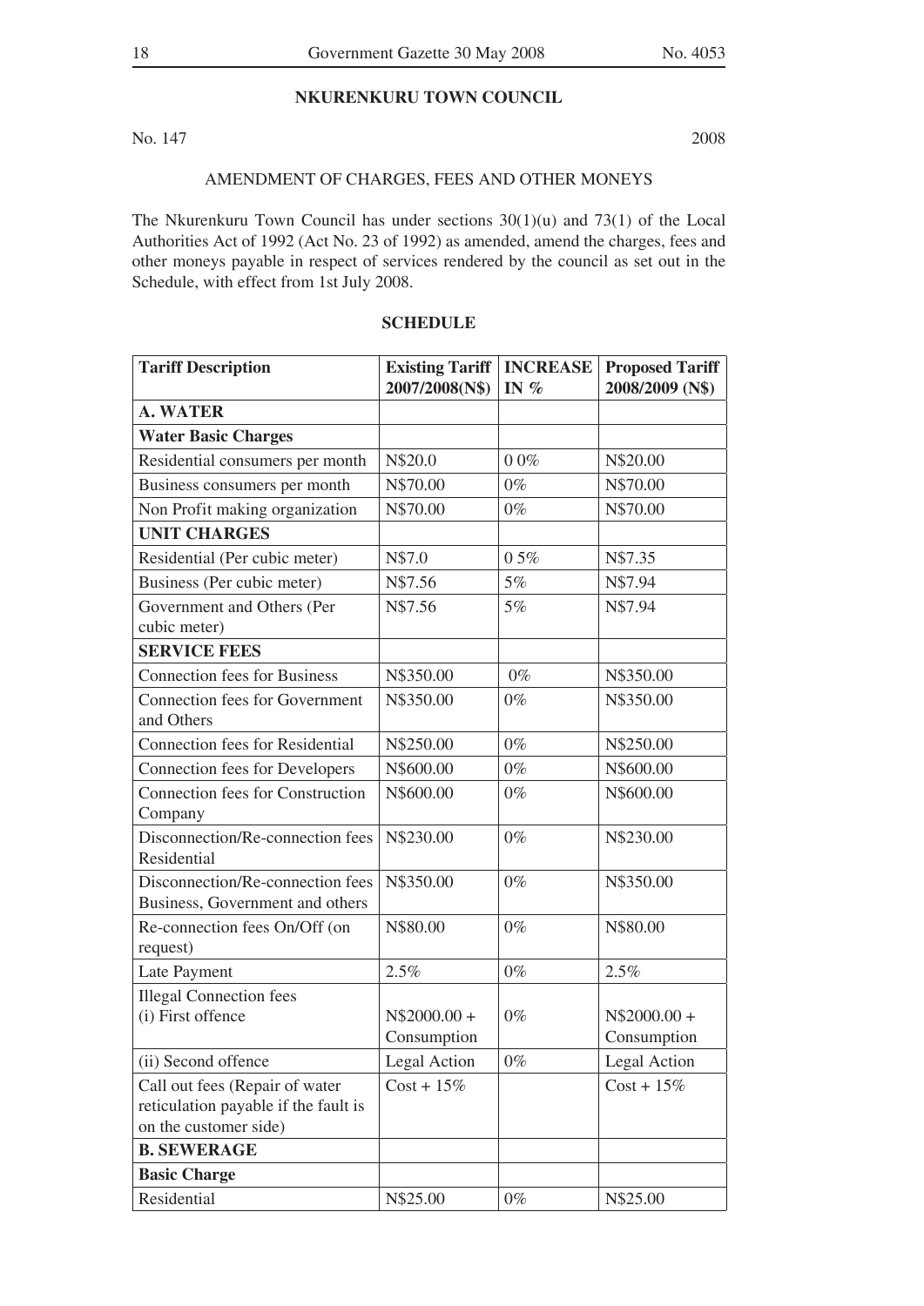## NKURENKURU TOWN COUNCIL

No. 147 2008

AMENDMENT OF CHARGES, FEES AND OTHER MONEYS

The Nkurenkuru Town Council has under sections 30(1)(u) and 73(1) of the Local Authorities Act of 1992 (Act No. 23 of 1992) as amended, amend the charges, fees and other moneys payable in respect of services rendered by the council as set out in the Schedule, with effect from 1st July 2008.

### SCHEDULE

| Tariff Description | Existing Tariff 2007/2008(N$) | INCREASE IN % | Proposed Tariff 2008/2009 (N$) |
|---|---|---|---|
| **A. WATER** | | | |
| **Water Basic Charges** | | | |
| Residential consumers per month | N$20.0 | 0 0% | N$20.00 |
| Business consumers per month | N$70.00 | 0% | N$70.00 |
| Non Profit making organization | N$70.00 | 0% | N$70.00 |
| **UNIT CHARGES** | | | |
| Residential (Per cubic meter) | N$7.0 | 0 5% | N$7.35 |
| Business (Per cubic meter) | N$7.56 | 5% | N$7.94 |
| Government and Others (Per cubic meter) | N$7.56 | 5% | N$7.94 |
| **SERVICE FEES** | | | |
| Connection fees for Business | N$350.00 | 0% | N$350.00 |
| Connection fees for Government and Others | N$350.00 | 0% | N$350.00 |
| Connection fees for Residential | N$250.00 | 0% | N$250.00 |
| Connection fees for Developers | N$600.00 | 0% | N$600.00 |
| Connection fees for Construction Company | N$600.00 | 0% | N$600.00 |
| Disconnection/Re-connection fees Residential | N$230.00 | 0% | N$230.00 |
| Disconnection/Re-connection fees Business, Government and others | N$350.00 | 0% | N$350.00 |
| Re-connection fees On/Off (on request) | N$80.00 | 0% | N$80.00 |
| Late Payment | 2.5% | 0% | 2.5% |
| Illegal Connection fees (i) First offence | N$2000.00 + Consumption | 0% | N$2000.00 + Consumption |
| (ii) Second offence | Legal Action | 0% | Legal Action |
| Call out fees (Repair of water reticulation payable if the fault is on the customer side) | Cost + 15% | | Cost + 15% |
| **B. SEWERAGE** | | | |
| **Basic Charge** | | | |
| Residential | N$25.00 | 0% | N$25.00 |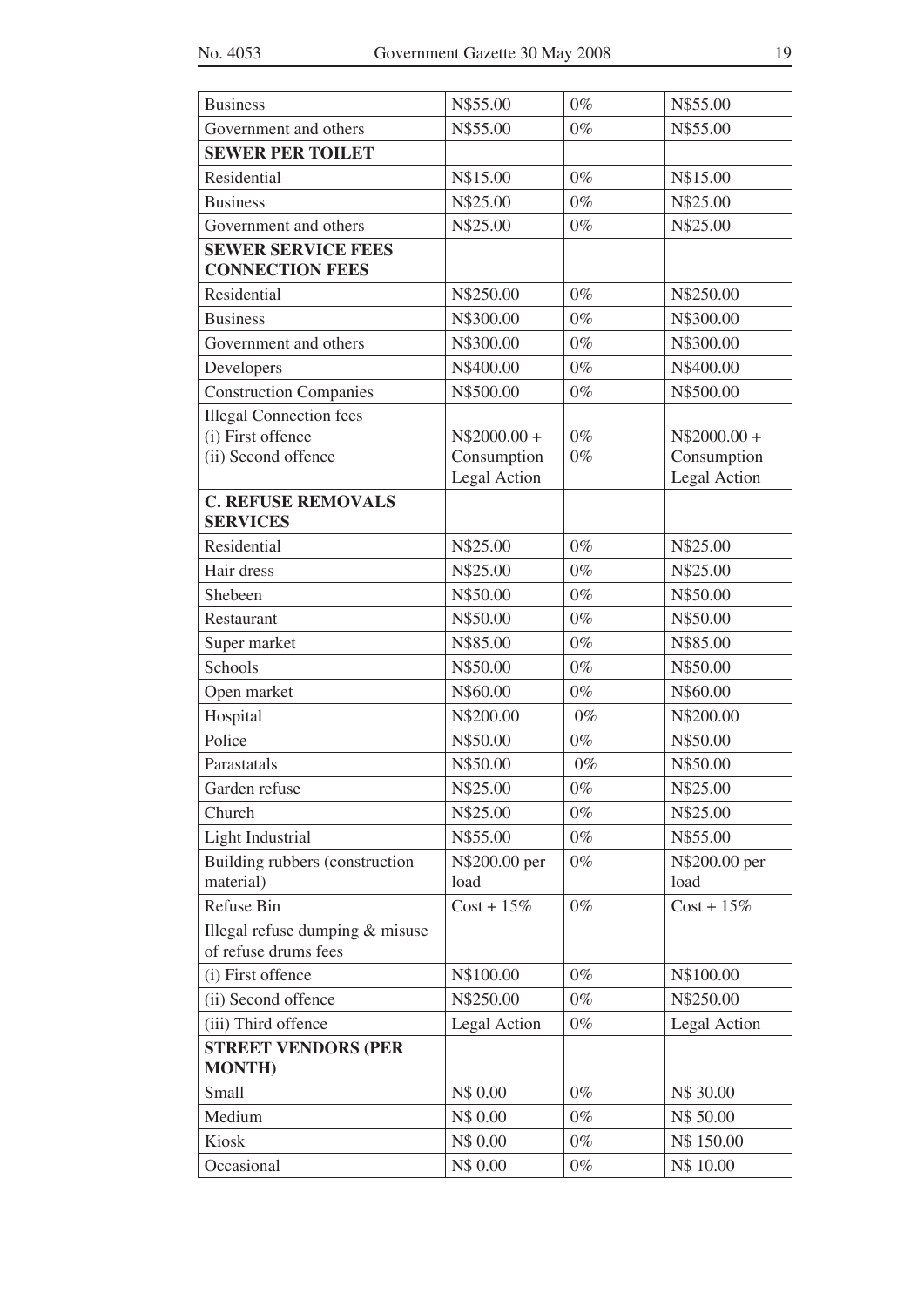| Business | N$55.00 | 0% | N$55.00 |
|---|---|---|---|
| Government and others | N$55.00 | 0% | N$55.00 |
| **SEWER PER TOILET** | | | |
| Residential | N$15.00 | 0% | N$15.00 |
| Business | N$25.00 | 0% | N$25.00 |
| Government and others | N$25.00 | 0% | N$25.00 |
| **SEWER SERVICE FEES CONNECTION FEES** | | | |
| Residential | N$250.00 | 0% | N$250.00 |
| Business | N$300.00 | 0% | N$300.00 |
| Government and others | N$300.00 | 0% | N$300.00 |
| Developers | N$400.00 | 0% | N$400.00 |
| Construction Companies | N$500.00 | 0% | N$500.00 |
| Illegal Connection fees<br>(i) First offence<br>(ii) Second offence | N$2000.00 +<br>Consumption<br>Legal Action | 0%<br>0% | N$2000.00 +<br>Consumption<br>Legal Action |
| **C. REFUSE REMOVALS SERVICES** | | | |
| Residential | N$25.00 | 0% | N$25.00 |
| Hair dress | N$25.00 | 0% | N$25.00 |
| Shebeen | N$50.00 | 0% | N$50.00 |
| Restaurant | N$50.00 | 0% | N$50.00 |
| Super market | N$85.00 | 0% | N$85.00 |
| Schools | N$50.00 | 0% | N$50.00 |
| Open market | N$60.00 | 0% | N$60.00 |
| Hospital | N$200.00 | 0% | N$200.00 |
| Police | N$50.00 | 0% | N$50.00 |
| Parastatals | N$50.00 | 0% | N$50.00 |
| Garden refuse | N$25.00 | 0% | N$25.00 |
| Church | N$25.00 | 0% | N$25.00 |
| Light Industrial | N$55.00 | 0% | N$55.00 |
| Building rubbers (construction material) | N$200.00 per load | 0% | N$200.00 per load |
| Refuse Bin | Cost + 15% | 0% | Cost + 15% |
| Illegal refuse dumping & misuse of refuse drums fees | | | |
| (i) First offence | N$100.00 | 0% | N$100.00 |
| (ii) Second offence | N$250.00 | 0% | N$250.00 |
| (iii) Third offence | Legal Action | 0% | Legal Action |
| **STREET VENDORS (PER MONTH)** | | | |
| Small | N$ 0.00 | 0% | N$ 30.00 |
| Medium | N$ 0.00 | 0% | N$ 50.00 |
| Kiosk | N$ 0.00 | 0% | N$ 150.00 |
| Occasional | N$ 0.00 | 0% | N$ 10.00 |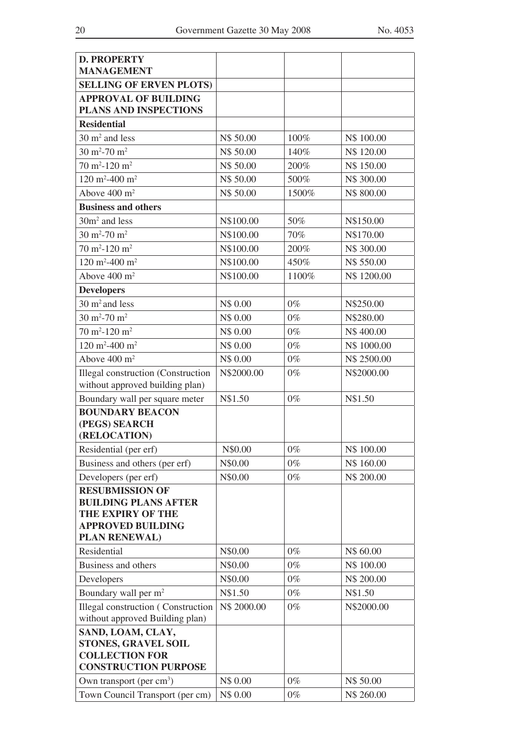| **D. PROPERTY MANAGEMENT** | | | |
|---|---|---|---|
| **SELLING OF ERVEN PLOTS)** | | | |
| **APPROVAL OF BUILDING PLANS AND INSPECTIONS** | | | |
| **Residential** | | | |
| 30 $m^2$ and less | N$ 50.00 | 100% | N$ 100.00 |
| 30 $m^2$-70 $m^2$ | N$ 50.00 | 140% | N$ 120.00 |
| 70 $m^2$-120 $m^2$ | N$ 50.00 | 200% | N$ 150.00 |
| 120 $m^2$-400 $m^2$ | N$ 50.00 | 500% | N$ 300.00 |
| Above 400 $m^2$ | N$ 50.00 | 1500% | N$ 800.00 |
| **Business and others** | | | |
| 30$m^2$ and less | N$100.00 | 50% | N$150.00 |
| 30 $m^2$-70 $m^2$ | N$100.00 | 70% | N$170.00 |
| 70 $m^2$-120 $m^2$ | N$100.00 | 200% | N$ 300.00 |
| 120 $m^2$-400 $m^2$ | N$100.00 | 450% | N$ 550.00 |
| Above 400 $m^2$ | N$100.00 | 1100% | N$ 1200.00 |
| **Developers** | | | |
| 30 $m^2$ and less | N$ 0.00 | 0% | N$250.00 |
| 30 $m^2$-70 $m^2$ | N$ 0.00 | 0% | N$280.00 |
| 70 $m^2$-120 $m^2$ | N$ 0.00 | 0% | N$ 400.00 |
| 120 $m^2$-400 $m^2$ | N$ 0.00 | 0% | N$ 1000.00 |
| Above 400 $m^2$ | N$ 0.00 | 0% | N$ 2500.00 |
| Illegal construction (Construction without approved building plan) | N$2000.00 | 0% | N$2000.00 |
| Boundary wall per square meter | N$1.50 | 0% | N$1.50 |
| **BOUNDARY BEACON (PEGS) SEARCH (RELOCATION)** | | | |
| Residential (per erf) | N$0.00 | 0% | N$ 100.00 |
| Business and others (per erf) | N$0.00 | 0% | N$ 160.00 |
| Developers (per erf) | N$0.00 | 0% | N$ 200.00 |
| **RESUBMISSION OF BUILDING PLANS AFTER THE EXPIRY OF THE APPROVED BUILDING PLAN RENEWAL)** | | | |
| Residential | N$0.00 | 0% | N$ 60.00 |
| Business and others | N$0.00 | 0% | N$ 100.00 |
| Developers | N$0.00 | 0% | N$ 200.00 |
| Boundary wall per $m^2$ | N$1.50 | 0% | N$1.50 |
| Illegal construction ( Construction without approved Building plan) | N$ 2000.00 | 0% | N$2000.00 |
| **SAND, LOAM, CLAY, STONES, GRAVEL SOIL COLLECTION FOR CONSTRUCTION PURPOSE** | | | |
| Own transport (per $cm^3$) | N$ 0.00 | 0% | N$ 50.00 |
| Town Council Transport (per cm) | N$ 0.00 | 0% | N$ 260.00 |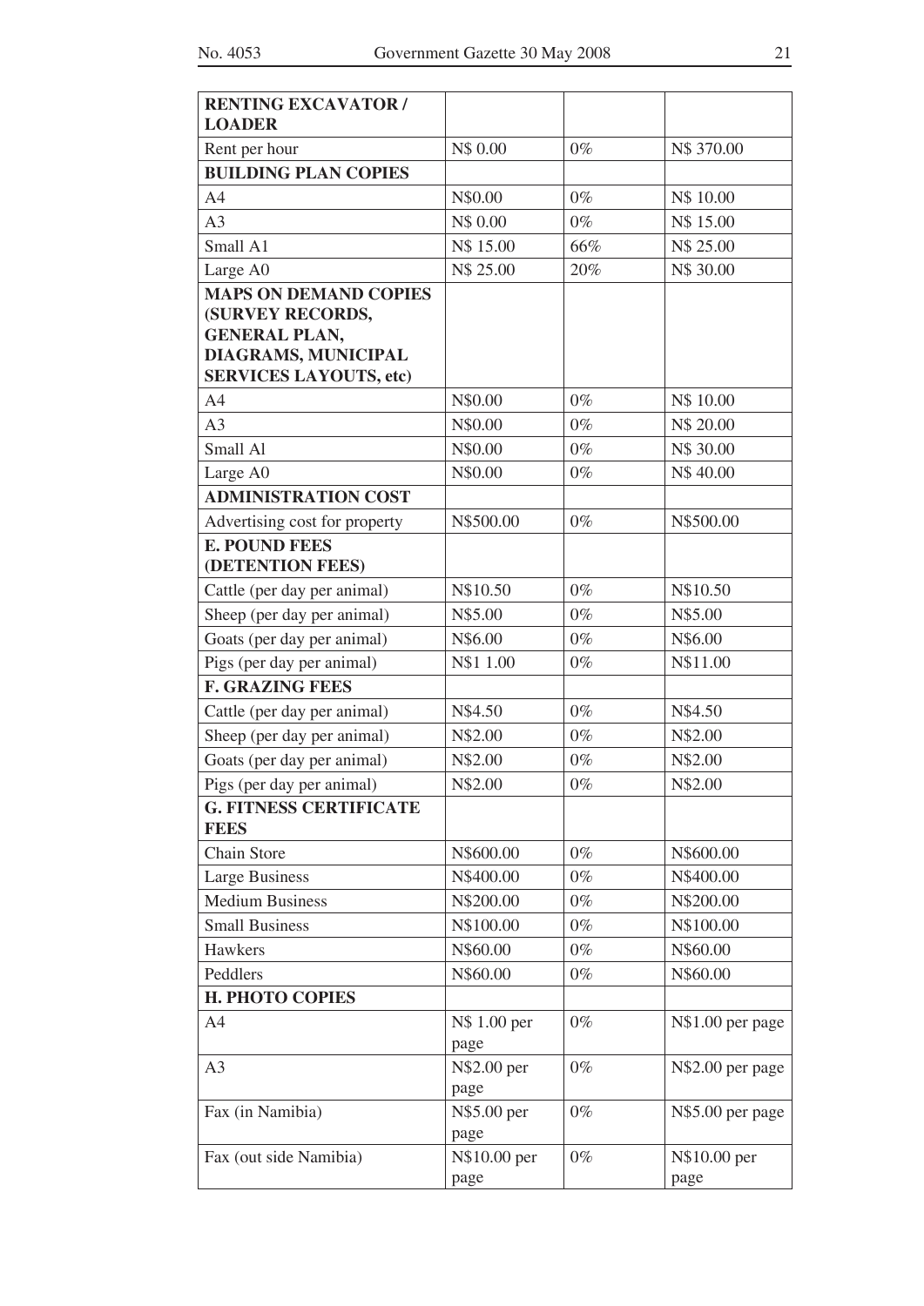| **RENTING EXCAVATOR / LOADER** | | | |
|---|---|---|---|
| Rent per hour | N$ 0.00 | 0% | N$ 370.00 |
| **BUILDING PLAN COPIES** | | | |
| A4 | N$0.00 | 0% | N$ 10.00 |
| A3 | N$ 0.00 | 0% | N$ 15.00 |
| Small A1 | N$ 15.00 | 66% | N$ 25.00 |
| Large A0 | N$ 25.00 | 20% | N$ 30.00 |
| **MAPS ON DEMAND COPIES (SURVEY RECORDS, GENERAL PLAN, DIAGRAMS, MUNICIPAL SERVICES LAYOUTS, etc)** | | | |
| A4 | N$0.00 | 0% | N$ 10.00 |
| A3 | N$0.00 | 0% | N$ 20.00 |
| Small Al | N$0.00 | 0% | N$ 30.00 |
| Large A0 | N$0.00 | 0% | N$ 40.00 |
| **ADMINISTRATION COST** | | | |
| Advertising cost for property | N$500.00 | 0% | N$500.00 |
| **E. POUND FEES (DETENTION FEES)** | | | |
| Cattle (per day per animal) | N$10.50 | 0% | N$10.50 |
| Sheep (per day per animal) | N$5.00 | 0% | N$5.00 |
| Goats (per day per animal) | N$6.00 | 0% | N$6.00 |
| Pigs (per day per animal) | N$1 1.00 | 0% | N$11.00 |
| **F. GRAZING FEES** | | | |
| Cattle (per day per animal) | N$4.50 | 0% | N$4.50 |
| Sheep (per day per animal) | N$2.00 | 0% | N$2.00 |
| Goats (per day per animal) | N$2.00 | 0% | N$2.00 |
| Pigs (per day per animal) | N$2.00 | 0% | N$2.00 |
| **G. FITNESS CERTIFICATE FEES** | | | |
| Chain Store | N$600.00 | 0% | N$600.00 |
| Large Business | N$400.00 | 0% | N$400.00 |
| Medium Business | N$200.00 | 0% | N$200.00 |
| Small Business | N$100.00 | 0% | N$100.00 |
| Hawkers | N$60.00 | 0% | N$60.00 |
| Peddlers | N$60.00 | 0% | N$60.00 |
| **H. PHOTO COPIES** | | | |
| A4 | N$ 1.00 per page | 0% | N$1.00 per page |
| A3 | N$2.00 per page | 0% | N$2.00 per page |
| Fax (in Namibia) | N$5.00 per page | 0% | N$5.00 per page |
| Fax (out side Namibia) | N$10.00 per page | 0% | N$10.00 per page |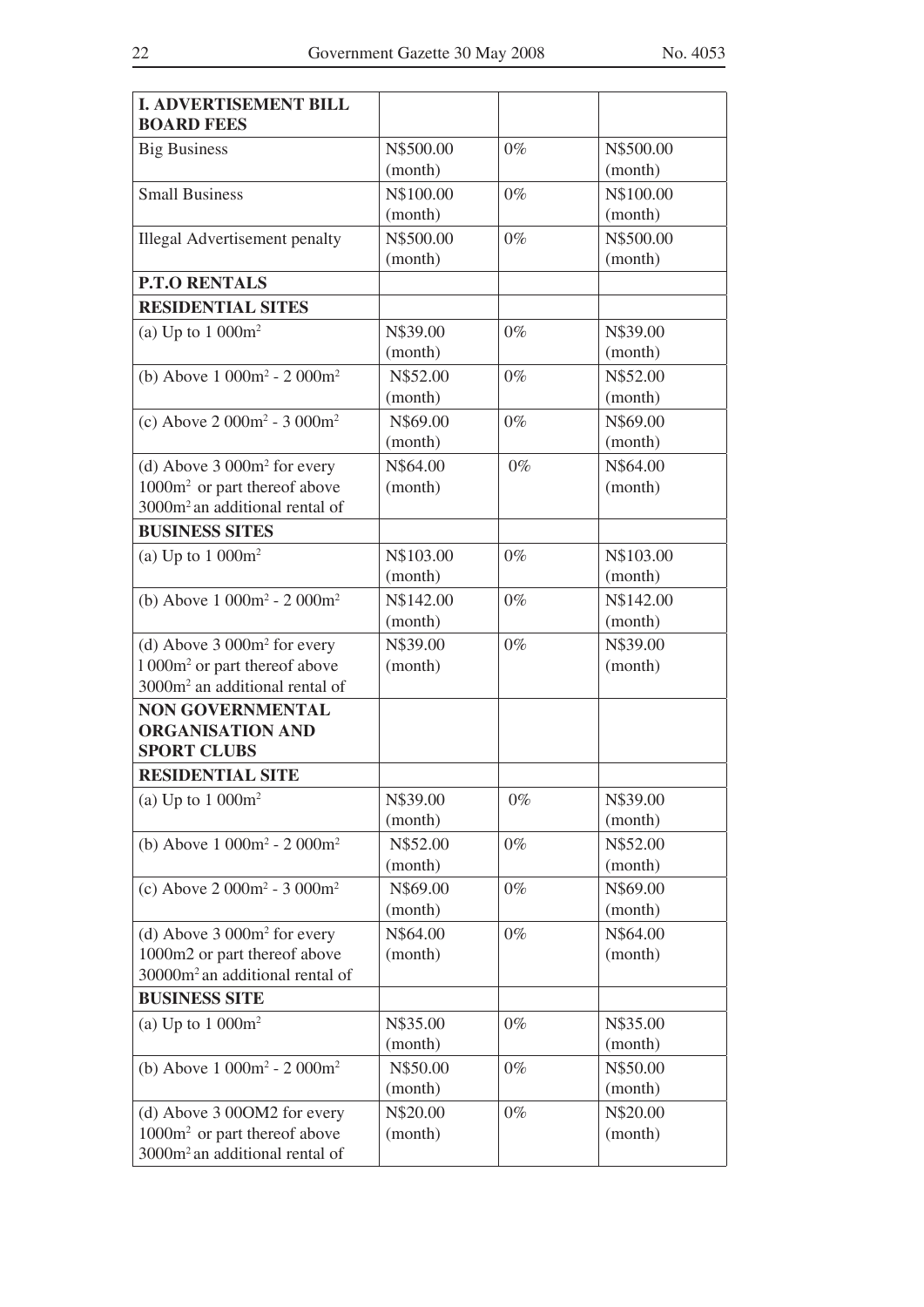| **I. ADVERTISEMENT BILL BOARD FEES** | | | |
|---|---|---|---|
| Big Business | N$500.00 (month) | 0% | N$500.00 (month) |
| Small Business | N$100.00 (month) | 0% | N$100.00 (month) |
| Illegal Advertisement penalty | N$500.00 (month) | 0% | N$500.00 (month) |
| **P.T.O RENTALS** | | | |
| **RESIDENTIAL SITES** | | | |
| (a) Up to 1 000m$^2$ | N$39.00 (month) | 0% | N$39.00 (month) |
| (b) Above 1 000m$^2$ - 2 000m$^2$ | N$52.00 (month) | 0% | N$52.00 (month) |
| (c) Above 2 000m$^2$ - 3 000m$^2$ | N$69.00 (month) | 0% | N$69.00 (month) |
| (d) Above 3 000m$^2$ for every 1000m$^2$ or part thereof above 3000m$^2$ an additional rental of | N$64.00 (month) | 0% | N$64.00 (month) |
| **BUSINESS SITES** | | | |
| (a) Up to 1 000m$^2$ | N$103.00 (month) | 0% | N$103.00 (month) |
| (b) Above 1 000m$^2$ - 2 000m$^2$ | N$142.00 (month) | 0% | N$142.00 (month) |
| (d) Above 3 000m$^2$ for every l 000m$^2$ or part thereof above 3000m$^2$ an additional rental of | N$39.00 (month) | 0% | N$39.00 (month) |
| **NON GOVERNMENTAL ORGANISATION AND SPORT CLUBS** | | | |
| **RESIDENTIAL SITE** | | | |
| (a) Up to 1 000m$^2$ | N$39.00 (month) | 0% | N$39.00 (month) |
| (b) Above 1 000m$^2$ - 2 000m$^2$ | N$52.00 (month) | 0% | N$52.00 (month) |
| (c) Above 2 000m$^2$ - 3 000m$^2$ | N$69.00 (month) | 0% | N$69.00 (month) |
| (d) Above 3 000m$^2$ for every 1000m2 or part thereof above 30000m$^2$ an additional rental of | N$64.00 (month) | 0% | N$64.00 (month) |
| **BUSINESS SITE** | | | |
| (a) Up to 1 000m$^2$ | N$35.00 (month) | 0% | N$35.00 (month) |
| (b) Above 1 000m$^2$ - 2 000m$^2$ | N$50.00 (month) | 0% | N$50.00 (month) |
| (d) Above 3 00OM2 for every 1000m$^2$ or part thereof above 3000m$^2$ an additional rental of | N$20.00 (month) | 0% | N$20.00 (month) |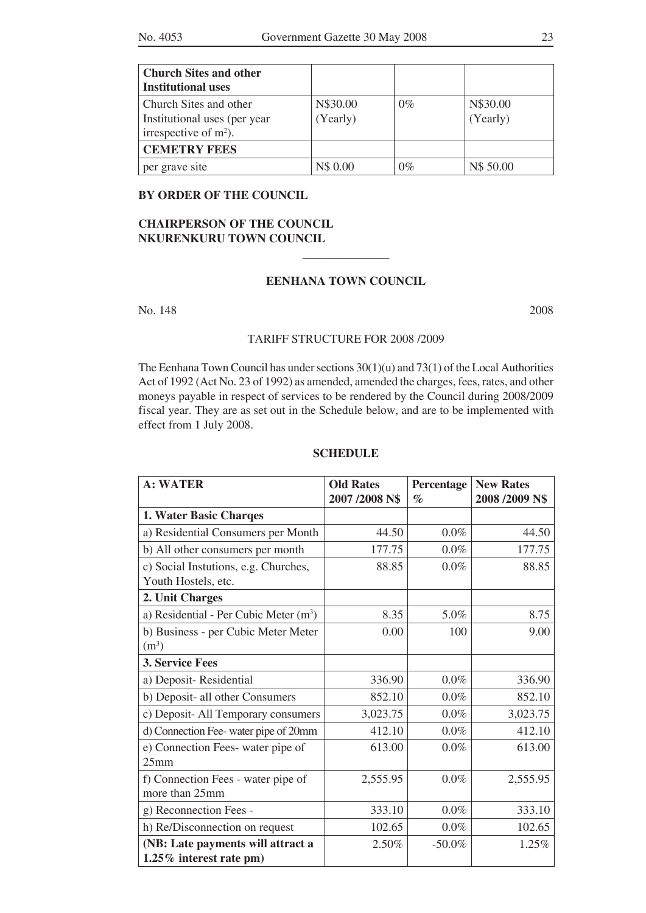| Church Sites and other Institutional uses | | | |
|---|---|---|---|
| Church Sites and other Institutional uses (per year irrespective of $m^2$). | N$30.00 (Yearly) | 0% | N$30.00 (Yearly) |
| **CEMETRY FEES** | | | |
| per grave site | N$ 0.00 | 0% | N$ 50.00 |

**BY ORDER OF THE COUNCIL**

**CHAIRPERSON OF THE COUNCIL**
**NKURENKURU TOWN COUNCIL**

---

**EENHANA TOWN COUNCIL**

No. 148 2008

TARIFF STRUCTURE FOR 2008 /2009

The Eenhana Town Council has under sections 30(1)(u) and 73(1) of the Local Authorities Act of 1992 (Act No. 23 of 1992) as amended, amended the charges, fees, rates, and other moneys payable in respect of services to be rendered by the Council during 2008/2009 fiscal year. They are as set out in the Schedule below, and are to be implemented with effect from 1 July 2008.

**SCHEDULE**

| A: WATER | Old Rates 2007 /2008 N$ | Percentage % | New Rates 2008 /2009 N$ |
|---|---|---|---|
| **1. Water Basic Charqes** | | | |
| a) Residential Consumers per Month | 44.50 | 0.0% | 44.50 |
| b) All other consumers per month | 177.75 | 0.0% | 177.75 |
| c) Social Instutions, e.g. Churches, Youth Hostels, etc. | 88.85 | 0.0% | 88.85 |
| **2. Unit Charges** | | | |
| a) Residential - Per Cubic Meter ($m^3$) | 8.35 | 5.0% | 8.75 |
| b) Business - per Cubic Meter Meter ($m^3$) | 0.00 | 100 | 9.00 |
| **3. Service Fees** | | | |
| a) Deposit- Residential | 336.90 | 0.0% | 336.90 |
| b) Deposit- all other Consumers | 852.10 | 0.0% | 852.10 |
| c) Deposit- All Temporary consumers | 3,023.75 | 0.0% | 3,023.75 |
| d) Connection Fee- water pipe of 20mm | 412.10 | 0.0% | 412.10 |
| e) Connection Fees- water pipe of 25mm | 613.00 | 0.0% | 613.00 |
| f) Connection Fees - water pipe of more than 25mm | 2,555.95 | 0.0% | 2,555.95 |
| g) Reconnection Fees - | 333.10 | 0.0% | 333.10 |
| h) Re/Disconnection on request | 102.65 | 0.0% | 102.65 |
| **(NB: Late payments will attract a 1.25% interest rate pm)** | 2.50% | -50.0% | 1.25% |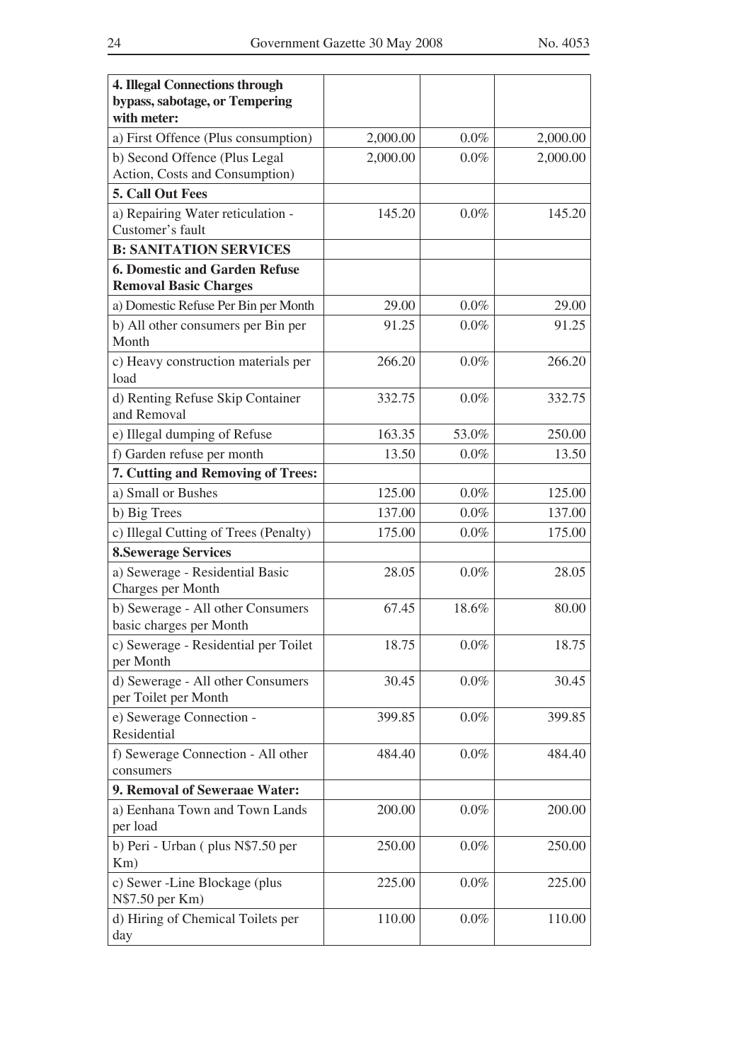| | | | |
|---|---|---|---|
| **4. Illegal Connections through bypass, sabotage, or Tempering with meter:** | | | |
| a) First Offence (Plus consumption) | 2,000.00 | 0.0% | 2,000.00 |
| b) Second Offence (Plus Legal Action, Costs and Consumption) | 2,000.00 | 0.0% | 2,000.00 |
| **5. Call Out Fees** | | | |
| a) Repairing Water reticulation - Customer's fault | 145.20 | 0.0% | 145.20 |
| **B: SANITATION SERVICES** | | | |
| **6. Domestic and Garden Refuse Removal Basic Charges** | | | |
| a) Domestic Refuse Per Bin per Month | 29.00 | 0.0% | 29.00 |
| b) All other consumers per Bin per Month | 91.25 | 0.0% | 91.25 |
| c) Heavy construction materials per load | 266.20 | 0.0% | 266.20 |
| d) Renting Refuse Skip Container and Removal | 332.75 | 0.0% | 332.75 |
| e) Illegal dumping of Refuse | 163.35 | 53.0% | 250.00 |
| f) Garden refuse per month | 13.50 | 0.0% | 13.50 |
| **7. Cutting and Removing of Trees:** | | | |
| a) Small or Bushes | 125.00 | 0.0% | 125.00 |
| b) Big Trees | 137.00 | 0.0% | 137.00 |
| c) Illegal Cutting of Trees (Penalty) | 175.00 | 0.0% | 175.00 |
| **8.Sewerage Services** | | | |
| a) Sewerage - Residential Basic Charges per Month | 28.05 | 0.0% | 28.05 |
| b) Sewerage - All other Consumers basic charges per Month | 67.45 | 18.6% | 80.00 |
| c) Sewerage - Residential per Toilet per Month | 18.75 | 0.0% | 18.75 |
| d) Sewerage - All other Consumers per Toilet per Month | 30.45 | 0.0% | 30.45 |
| e) Sewerage Connection - Residential | 399.85 | 0.0% | 399.85 |
| f) Sewerage Connection - All other consumers | 484.40 | 0.0% | 484.40 |
| **9. Removal of Seweraae Water:** | | | |
| a) Eenhana Town and Town Lands per load | 200.00 | 0.0% | 200.00 |
| b) Peri - Urban ( plus N$7.50 per Km) | 250.00 | 0.0% | 250.00 |
| c) Sewer -Line Blockage (plus N$7.50 per Km) | 225.00 | 0.0% | 225.00 |
| d) Hiring of Chemical Toilets per day | 110.00 | 0.0% | 110.00 |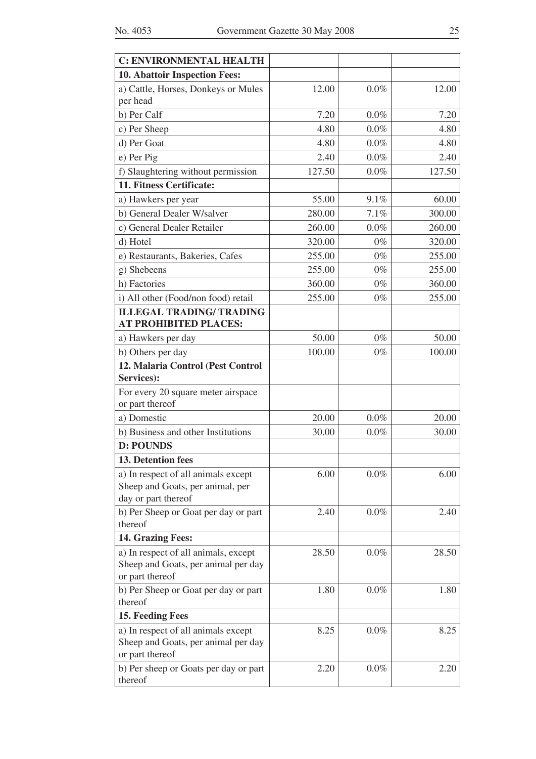| **C: ENVIRONMENTAL HEALTH** | | | |
|---|---|---|---|
| **10. Abattoir Inspection Fees:** | | | |
| a) Cattle, Horses, Donkeys or Mules per head | 12.00 | 0.0% | 12.00 |
| b) Per Calf | 7.20 | 0.0% | 7.20 |
| c) Per Sheep | 4.80 | 0.0% | 4.80 |
| d) Per Goat | 4.80 | 0.0% | 4.80 |
| e) Per Pig | 2.40 | 0.0% | 2.40 |
| f) Slaughtering without permission | 127.50 | 0.0% | 127.50 |
| **11. Fitness Certificate:** | | | |
| a) Hawkers per year | 55.00 | 9.1% | 60.00 |
| b) General Dealer W/salver | 280.00 | 7.1% | 300.00 |
| c) General Dealer Retailer | 260.00 | 0.0% | 260.00 |
| d) Hotel | 320.00 | 0% | 320.00 |
| e) Restaurants, Bakeries, Cafes | 255.00 | 0% | 255.00 |
| g) Shebeens | 255.00 | 0% | 255.00 |
| h) Factories | 360.00 | 0% | 360.00 |
| i) All other (Food/non food) retail | 255.00 | 0% | 255.00 |
| **ILLEGAL TRADING/ TRADING AT PROHIBITED PLACES:** | | | |
| a) Hawkers per day | 50.00 | 0% | 50.00 |
| b) Others per day | 100.00 | 0% | 100.00 |
| **12. Malaria Control (Pest Control Services):** | | | |
| For every 20 square meter airspace or part thereof | | | |
| a) Domestic | 20.00 | 0.0% | 20.00 |
| b) Business and other Institutions | 30.00 | 0.0% | 30.00 |
| **D: POUNDS** | | | |
| **13. Detention fees** | | | |
| a) In respect of all animals except Sheep and Goats, per animal, per day or part thereof | 6.00 | 0.0% | 6.00 |
| b) Per Sheep or Goat per day or part thereof | 2.40 | 0.0% | 2.40 |
| **14. Grazing Fees:** | | | |
| a) In respect of all animals, except Sheep and Goats, per animal per day or part thereof | 28.50 | 0.0% | 28.50 |
| b) Per Sheep or Goat per day or part thereof | 1.80 | 0.0% | 1.80 |
| **15. Feeding Fees** | | | |
| a) In respect of all animals except Sheep and Goats, per animal per day or part thereof | 8.25 | 0.0% | 8.25 |
| b) Per sheep or Goats per day or part thereof | 2.20 | 0.0% | 2.20 |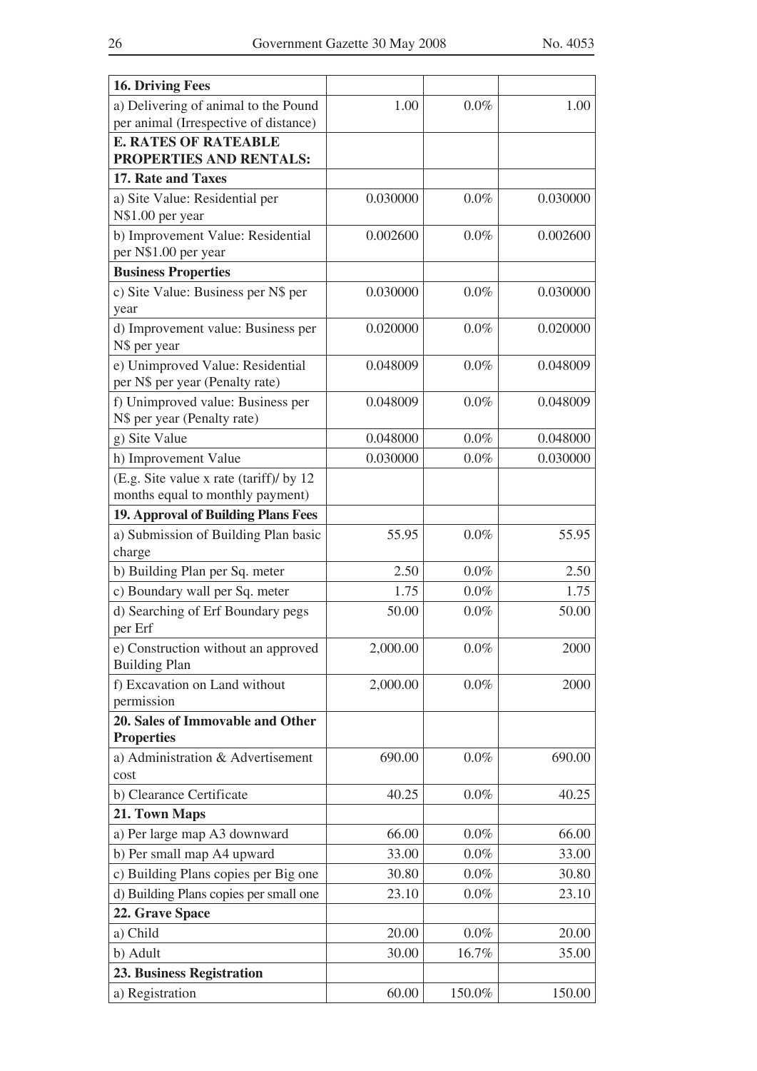| | | | |
|---|---|---|---|
| **16. Driving Fees** | | | |
| a) Delivering of animal to the Pound per animal (Irrespective of distance) | 1.00 | 0.0% | 1.00 |
| **E. RATES OF RATEABLE PROPERTIES AND RENTALS:** | | | |
| **17. Rate and Taxes** | | | |
| a) Site Value: Residential per N$1.00 per year | 0.030000 | 0.0% | 0.030000 |
| b) Improvement Value: Residential per N$1.00 per year | 0.002600 | 0.0% | 0.002600 |
| **Business Properties** | | | |
| c) Site Value: Business per N$ per year | 0.030000 | 0.0% | 0.030000 |
| d) Improvement value: Business per N$ per year | 0.020000 | 0.0% | 0.020000 |
| e) Unimproved Value: Residential per N$ per year (Penalty rate) | 0.048009 | 0.0% | 0.048009 |
| f) Unimproved value: Business per N$ per year (Penalty rate) | 0.048009 | 0.0% | 0.048009 |
| g) Site Value | 0.048000 | 0.0% | 0.048000 |
| h) Improvement Value | 0.030000 | 0.0% | 0.030000 |
| (E.g. Site value x rate (tariff)/ by 12 months equal to monthly payment) | | | |
| **19. Approval of Building Plans Fees** | | | |
| a) Submission of Building Plan basic charge | 55.95 | 0.0% | 55.95 |
| b) Building Plan per Sq. meter | 2.50 | 0.0% | 2.50 |
| c) Boundary wall per Sq. meter | 1.75 | 0.0% | 1.75 |
| d) Searching of Erf Boundary pegs per Erf | 50.00 | 0.0% | 50.00 |
| e) Construction without an approved Building Plan | 2,000.00 | 0.0% | 2000 |
| f) Excavation on Land without permission | 2,000.00 | 0.0% | 2000 |
| **20. Sales of Immovable and Other Properties** | | | |
| a) Administration & Advertisement cost | 690.00 | 0.0% | 690.00 |
| b) Clearance Certificate | 40.25 | 0.0% | 40.25 |
| **21. Town Maps** | | | |
| a) Per large map A3 downward | 66.00 | 0.0% | 66.00 |
| b) Per small map A4 upward | 33.00 | 0.0% | 33.00 |
| c) Building Plans copies per Big one | 30.80 | 0.0% | 30.80 |
| d) Building Plans copies per small one | 23.10 | 0.0% | 23.10 |
| **22. Grave Space** | | | |
| a) Child | 20.00 | 0.0% | 20.00 |
| b) Adult | 30.00 | 16.7% | 35.00 |
| **23. Business Registration** | | | |
| a) Registration | 60.00 | 150.0% | 150.00 |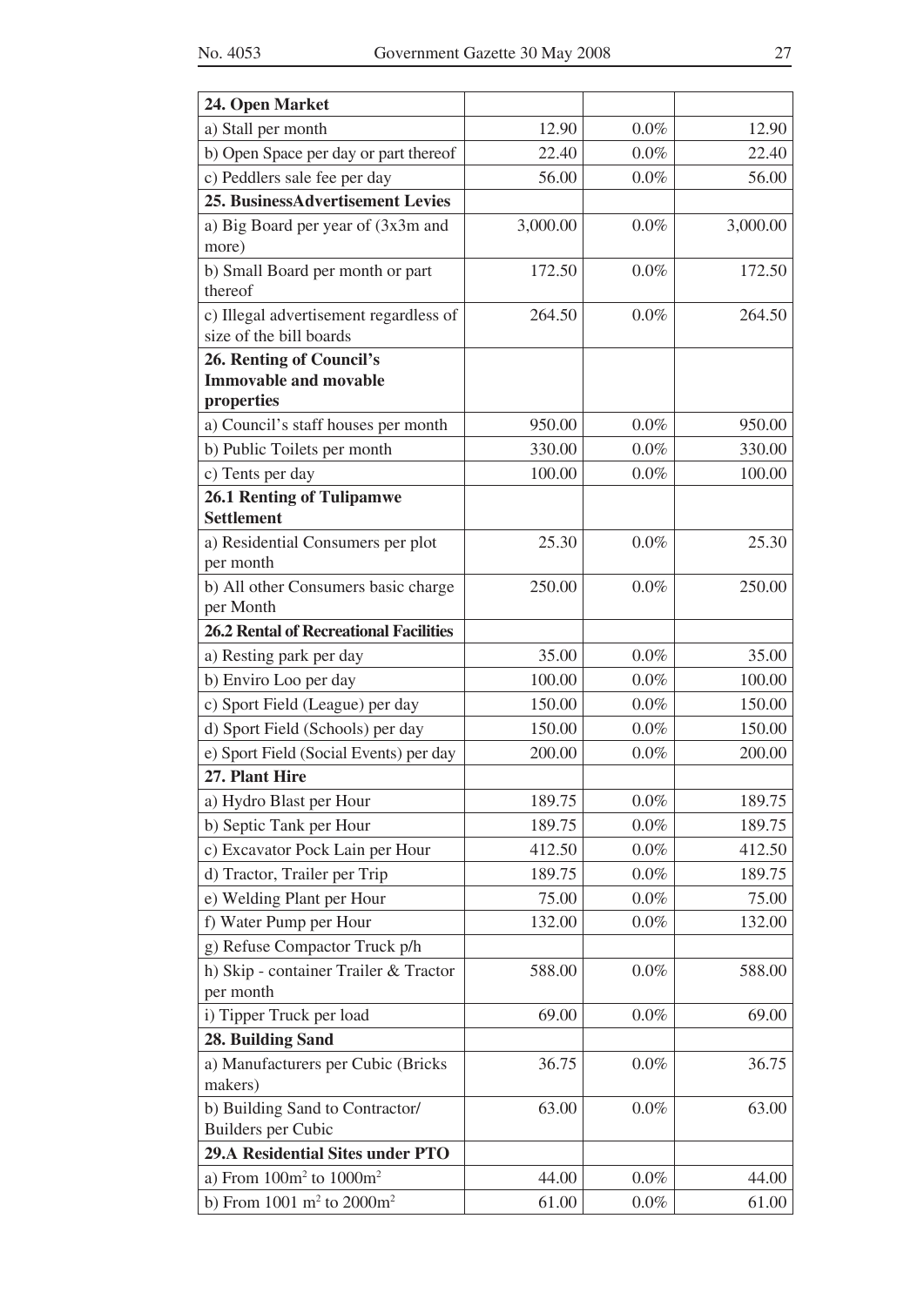| 24. Open Market | | | |
|---|---|---|---|
| a) Stall per month | 12.90 | 0.0% | 12.90 |
| b) Open Space per day or part thereof | 22.40 | 0.0% | 22.40 |
| c) Peddlers sale fee per day | 56.00 | 0.0% | 56.00 |
| **25. BusinessAdvertisement Levies** | | | |
| a) Big Board per year of (3x3m and more) | 3,000.00 | 0.0% | 3,000.00 |
| b) Small Board per month or part thereof | 172.50 | 0.0% | 172.50 |
| c) Illegal advertisement regardless of size of the bill boards | 264.50 | 0.0% | 264.50 |
| **26. Renting of Council's Immovable and movable properties** | | | |
| a) Council's staff houses per month | 950.00 | 0.0% | 950.00 |
| b) Public Toilets per month | 330.00 | 0.0% | 330.00 |
| c) Tents per day | 100.00 | 0.0% | 100.00 |
| **26.1 Renting of Tulipamwe Settlement** | | | |
| a) Residential Consumers per plot per month | 25.30 | 0.0% | 25.30 |
| b) All other Consumers basic charge per Month | 250.00 | 0.0% | 250.00 |
| **26.2 Rental of Recreational Facilities** | | | |
| a) Resting park per day | 35.00 | 0.0% | 35.00 |
| b) Enviro Loo per day | 100.00 | 0.0% | 100.00 |
| c) Sport Field (League) per day | 150.00 | 0.0% | 150.00 |
| d) Sport Field (Schools) per day | 150.00 | 0.0% | 150.00 |
| e) Sport Field (Social Events) per day | 200.00 | 0.0% | 200.00 |
| **27. Plant Hire** | | | |
| a) Hydro Blast per Hour | 189.75 | 0.0% | 189.75 |
| b) Septic Tank per Hour | 189.75 | 0.0% | 189.75 |
| c) Excavator Pock Lain per Hour | 412.50 | 0.0% | 412.50 |
| d) Tractor, Trailer per Trip | 189.75 | 0.0% | 189.75 |
| e) Welding Plant per Hour | 75.00 | 0.0% | 75.00 |
| f) Water Pump per Hour | 132.00 | 0.0% | 132.00 |
| g) Refuse Compactor Truck p/h | | | |
| h) Skip - container Trailer & Tractor per month | 588.00 | 0.0% | 588.00 |
| i) Tipper Truck per load | 69.00 | 0.0% | 69.00 |
| **28. Building Sand** | | | |
| a) Manufacturers per Cubic (Bricks makers) | 36.75 | 0.0% | 36.75 |
| b) Building Sand to Contractor/ Builders per Cubic | 63.00 | 0.0% | 63.00 |
| **29.A Residential Sites under PTO** | | | |
| a) From $100m^2$ to $1000m^2$ | 44.00 | 0.0% | 44.00 |
| b) From 1001 $m^2$ to $2000m^2$ | 61.00 | 0.0% | 61.00 |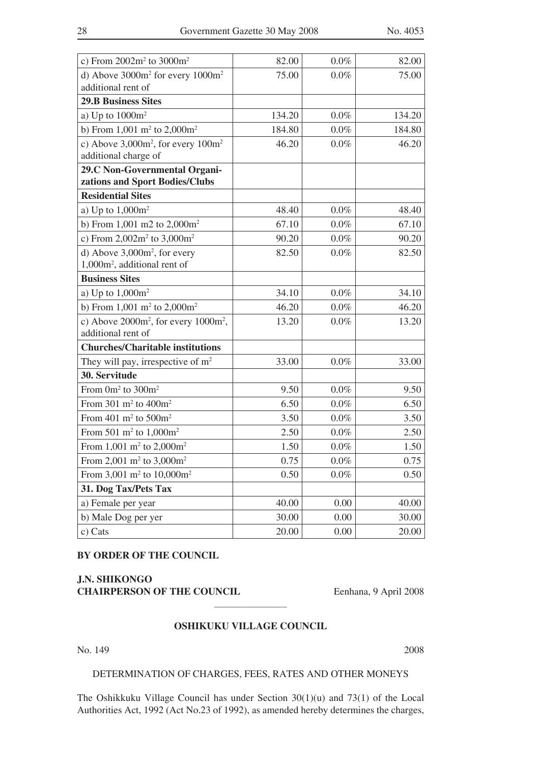| | | | |
|---|---|---|---|
| c) From 2002m² to 3000m² | 82.00 | 0.0% | 82.00 |
| d) Above 3000m² for every 1000m² additional rent of | 75.00 | 0.0% | 75.00 |
| **29.B Business Sites** | | | |
| a) Up to 1000m² | 134.20 | 0.0% | 134.20 |
| b) From 1,001 m² to 2,000m² | 184.80 | 0.0% | 184.80 |
| c) Above 3,000m², for every 100m² additional charge of | 46.20 | 0.0% | 46.20 |
| **29.C Non-Governmental Organizations and Sport Bodies/Clubs** | | | |
| **Residential Sites** | | | |
| a) Up to 1,000m² | 48.40 | 0.0% | 48.40 |
| b) From 1,001 m2 to 2,000m² | 67.10 | 0.0% | 67.10 |
| c) From 2,002m² to 3,000m² | 90.20 | 0.0% | 90.20 |
| d) Above 3,000m², for every 1,000m², additional rent of | 82.50 | 0.0% | 82.50 |
| **Business Sites** | | | |
| a) Up to 1,000m² | 34.10 | 0.0% | 34.10 |
| b) From 1,001 m² to 2,000m² | 46.20 | 0.0% | 46.20 |
| c) Above 2000m², for every 1000m², additional rent of | 13.20 | 0.0% | 13.20 |
| **Churches/Charitable institutions** | | | |
| They will pay, irrespective of m² | 33.00 | 0.0% | 33.00 |
| **30. Servitude** | | | |
| From 0m² to 300m² | 9.50 | 0.0% | 9.50 |
| From 301 m² to 400m² | 6.50 | 0.0% | 6.50 |
| From 401 m² to 500m² | 3.50 | 0.0% | 3.50 |
| From 501 m² to 1,000m² | 2.50 | 0.0% | 2.50 |
| From 1,001 m² to 2,000m² | 1.50 | 0.0% | 1.50 |
| From 2,001 m² to 3,000m² | 0.75 | 0.0% | 0.75 |
| From 3,001 m² to 10,000m² | 0.50 | 0.0% | 0.50 |
| **31. Dog Tax/Pets Tax** | | | |
| a) Female per year | 40.00 | 0.00 | 40.00 |
| b) Male Dog per yer | 30.00 | 0.00 | 30.00 |
| c) Cats | 20.00 | 0.00 | 20.00 |

**BY ORDER OF THE COUNCIL**

**J.N. SHIKONGO**
**CHAIRPERSON OF THE COUNCIL** Eenhana, 9 April 2008

---

**OSHIKUKU VILLAGE COUNCIL**

No. 149 2008

DETERMINATION OF CHARGES, FEES, RATES AND OTHER MONEYS

The Oshikkuku Village Council has under Section 30(1)(u) and 73(1) of the Local Authorities Act, 1992 (Act No.23 of 1992), as amended hereby determines the charges,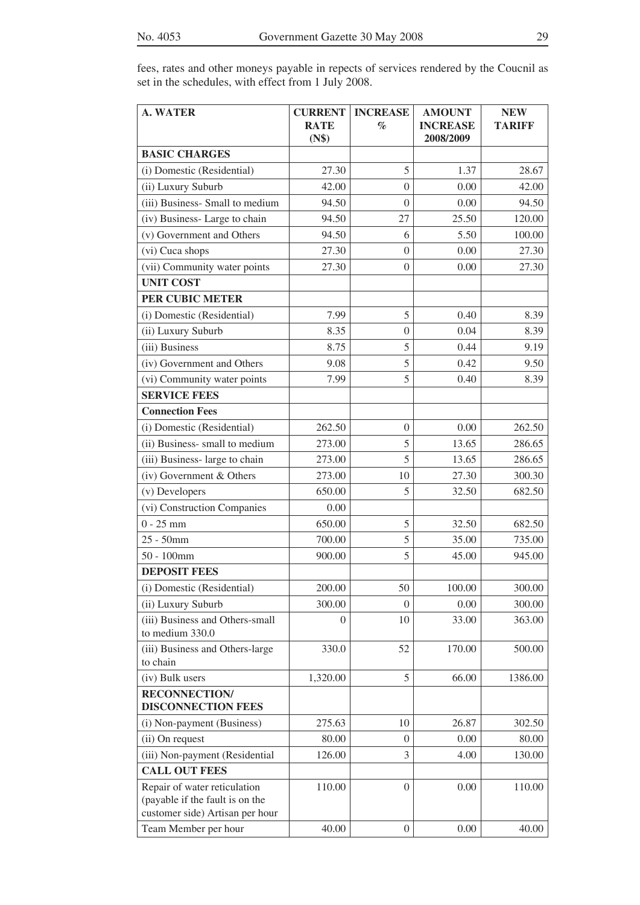fees, rates and other moneys payable in repects of services rendered by the Coucnil as set in the schedules, with effect from 1 July 2008.

| A. WATER | CURRENT RATE (N$) | INCREASE % | AMOUNT INCREASE 2008/2009 | NEW TARIFF |
|---|---|---|---|---|
| **BASIC CHARGES** | | | | |
| (i) Domestic (Residential) | 27.30 | 5 | 1.37 | 28.67 |
| (ii) Luxury Suburb | 42.00 | 0 | 0.00 | 42.00 |
| (iii) Business- Small to medium | 94.50 | 0 | 0.00 | 94.50 |
| (iv) Business- Large to chain | 94.50 | 27 | 25.50 | 120.00 |
| (v) Government and Others | 94.50 | 6 | 5.50 | 100.00 |
| (vi) Cuca shops | 27.30 | 0 | 0.00 | 27.30 |
| (vii) Community water points | 27.30 | 0 | 0.00 | 27.30 |
| **UNIT COST** | | | | |
| **PER CUBIC METER** | | | | |
| (i) Domestic (Residential) | 7.99 | 5 | 0.40 | 8.39 |
| (ii) Luxury Suburb | 8.35 | 0 | 0.04 | 8.39 |
| (iii) Business | 8.75 | 5 | 0.44 | 9.19 |
| (iv) Government and Others | 9.08 | 5 | 0.42 | 9.50 |
| (vi) Community water points | 7.99 | 5 | 0.40 | 8.39 |
| **SERVICE FEES** | | | | |
| **Connection Fees** | | | | |
| (i) Domestic (Residential) | 262.50 | 0 | 0.00 | 262.50 |
| (ii) Business- small to medium | 273.00 | 5 | 13.65 | 286.65 |
| (iii) Business- large to chain | 273.00 | 5 | 13.65 | 286.65 |
| (iv) Government & Others | 273.00 | 10 | 27.30 | 300.30 |
| (v) Developers | 650.00 | 5 | 32.50 | 682.50 |
| (vi) Construction Companies | 0.00 | | | |
| 0 - 25 mm | 650.00 | 5 | 32.50 | 682.50 |
| 25 - 50mm | 700.00 | 5 | 35.00 | 735.00 |
| 50 - 100mm | 900.00 | 5 | 45.00 | 945.00 |
| **DEPOSIT FEES** | | | | |
| (i) Domestic (Residential) | 200.00 | 50 | 100.00 | 300.00 |
| (ii) Luxury Suburb | 300.00 | 0 | 0.00 | 300.00 |
| (iii) Business and Others-small to medium 330.0 | 0 | 10 | 33.00 | 363.00 |
| (iii) Business and Others-large to chain | 330.0 | 52 | 170.00 | 500.00 |
| (iv) Bulk users | 1,320.00 | 5 | 66.00 | 1386.00 |
| **RECONNECTION/ DISCONNECTION FEES** | | | | |
| (i) Non-payment (Business) | 275.63 | 10 | 26.87 | 302.50 |
| (ii) On request | 80.00 | 0 | 0.00 | 80.00 |
| (iii) Non-payment (Residential | 126.00 | 3 | 4.00 | 130.00 |
| **CALL OUT FEES** | | | | |
| Repair of water reticulation (payable if the fault is on the customer side) Artisan per hour | 110.00 | 0 | 0.00 | 110.00 |
| Team Member per hour | 40.00 | 0 | 0.00 | 40.00 |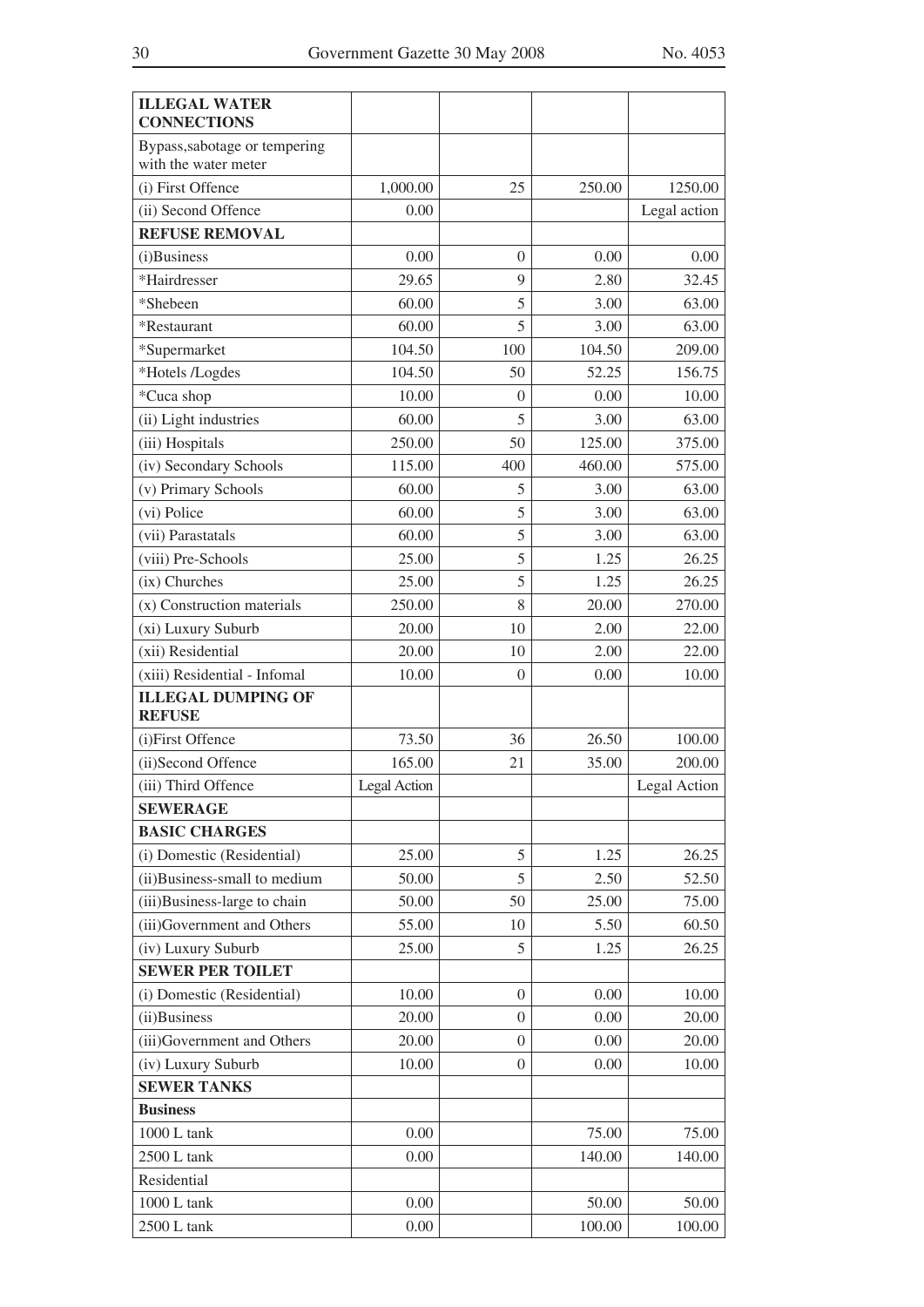| | | | | |
|---|---|---|---|---|
| **ILLEGAL WATER CONNECTIONS** | | | | |
| Bypass,sabotage or tempering with the water meter | | | | |
| (i) First Offence | 1,000.00 | 25 | 250.00 | 1250.00 |
| (ii) Second Offence | 0.00 | | | Legal action |
| **REFUSE REMOVAL** | | | | |
| (i)Business | 0.00 | 0 | 0.00 | 0.00 |
| *Hairdresser | 29.65 | 9 | 2.80 | 32.45 |
| *Shebeen | 60.00 | 5 | 3.00 | 63.00 |
| *Restaurant | 60.00 | 5 | 3.00 | 63.00 |
| *Supermarket | 104.50 | 100 | 104.50 | 209.00 |
| *Hotels /Logdes | 104.50 | 50 | 52.25 | 156.75 |
| *Cuca shop | 10.00 | 0 | 0.00 | 10.00 |
| (ii) Light industries | 60.00 | 5 | 3.00 | 63.00 |
| (iii) Hospitals | 250.00 | 50 | 125.00 | 375.00 |
| (iv) Secondary Schools | 115.00 | 400 | 460.00 | 575.00 |
| (v) Primary Schools | 60.00 | 5 | 3.00 | 63.00 |
| (vi) Police | 60.00 | 5 | 3.00 | 63.00 |
| (vii) Parastatals | 60.00 | 5 | 3.00 | 63.00 |
| (viii) Pre-Schools | 25.00 | 5 | 1.25 | 26.25 |
| (ix) Churches | 25.00 | 5 | 1.25 | 26.25 |
| (x) Construction materials | 250.00 | 8 | 20.00 | 270.00 |
| (xi) Luxury Suburb | 20.00 | 10 | 2.00 | 22.00 |
| (xii) Residential | 20.00 | 10 | 2.00 | 22.00 |
| (xiii) Residential - Infomal | 10.00 | 0 | 0.00 | 10.00 |
| **ILLEGAL DUMPING OF REFUSE** | | | | |
| (i)First Offence | 73.50 | 36 | 26.50 | 100.00 |
| (ii)Second Offence | 165.00 | 21 | 35.00 | 200.00 |
| (iii) Third Offence | Legal Action | | | Legal Action |
| **SEWERAGE** | | | | |
| **BASIC CHARGES** | | | | |
| (i) Domestic (Residential) | 25.00 | 5 | 1.25 | 26.25 |
| (ii)Business-small to medium | 50.00 | 5 | 2.50 | 52.50 |
| (iii)Business-large to chain | 50.00 | 50 | 25.00 | 75.00 |
| (iii)Government and Others | 55.00 | 10 | 5.50 | 60.50 |
| (iv) Luxury Suburb | 25.00 | 5 | 1.25 | 26.25 |
| **SEWER PER TOILET** | | | | |
| (i) Domestic (Residential) | 10.00 | 0 | 0.00 | 10.00 |
| (ii)Business | 20.00 | 0 | 0.00 | 20.00 |
| (iii)Government and Others | 20.00 | 0 | 0.00 | 20.00 |
| (iv) Luxury Suburb | 10.00 | 0 | 0.00 | 10.00 |
| **SEWER TANKS** | | | | |
| **Business** | | | | |
| 1000 L tank | 0.00 | | 75.00 | 75.00 |
| 2500 L tank | 0.00 | | 140.00 | 140.00 |
| Residential | | | | |
| 1000 L tank | 0.00 | | 50.00 | 50.00 |
| 2500 L tank | 0.00 | | 100.00 | 100.00 |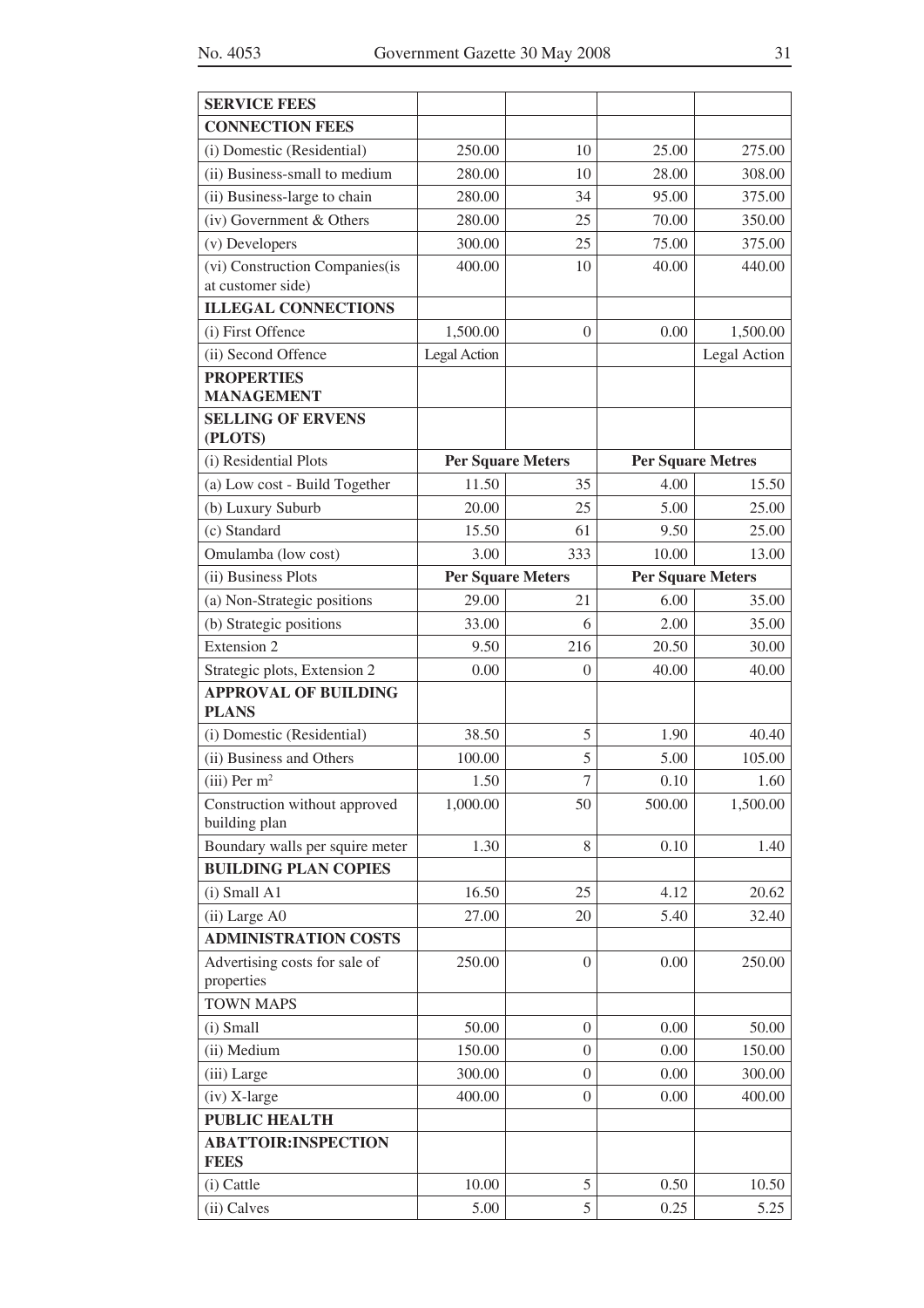| SERVICE FEES | | | | |
|---|---|---|---|---|
| **CONNECTION FEES** | | | | |
| (i) Domestic (Residential) | 250.00 | 10 | 25.00 | 275.00 |
| (ii) Business-small to medium | 280.00 | 10 | 28.00 | 308.00 |
| (ii) Business-large to chain | 280.00 | 34 | 95.00 | 375.00 |
| (iv) Government & Others | 280.00 | 25 | 70.00 | 350.00 |
| (v) Developers | 300.00 | 25 | 75.00 | 375.00 |
| (vi) Construction Companies(is at customer side) | 400.00 | 10 | 40.00 | 440.00 |
| **ILLEGAL CONNECTIONS** | | | | |
| (i) First Offence | 1,500.00 | 0 | 0.00 | 1,500.00 |
| (ii) Second Offence | Legal Action | | | Legal Action |
| **PROPERTIES MANAGEMENT** | | | | |
| **SELLING OF ERVENS (PLOTS)** | | | | |
| (i) Residential Plots | **Per Square Meters** | | **Per Square Metres** | |
| (a) Low cost - Build Together | 11.50 | 35 | 4.00 | 15.50 |
| (b) Luxury Suburb | 20.00 | 25 | 5.00 | 25.00 |
| (c) Standard | 15.50 | 61 | 9.50 | 25.00 |
| Omulamba (low cost) | 3.00 | 333 | 10.00 | 13.00 |
| (ii) Business Plots | **Per Square Meters** | | **Per Square Meters** | |
| (a) Non-Strategic positions | 29.00 | 21 | 6.00 | 35.00 |
| (b) Strategic positions | 33.00 | 6 | 2.00 | 35.00 |
| Extension 2 | 9.50 | 216 | 20.50 | 30.00 |
| Strategic plots, Extension 2 | 0.00 | 0 | 40.00 | 40.00 |
| **APPROVAL OF BUILDING PLANS** | | | | |
| (i) Domestic (Residential) | 38.50 | 5 | 1.90 | 40.40 |
| (ii) Business and Others | 100.00 | 5 | 5.00 | 105.00 |
| (iii) Per $m^2$ | 1.50 | 7 | 0.10 | 1.60 |
| Construction without approved building plan | 1,000.00 | 50 | 500.00 | 1,500.00 |
| Boundary walls per squire meter | 1.30 | 8 | 0.10 | 1.40 |
| **BUILDING PLAN COPIES** | | | | |
| (i) Small A1 | 16.50 | 25 | 4.12 | 20.62 |
| (ii) Large A0 | 27.00 | 20 | 5.40 | 32.40 |
| **ADMINISTRATION COSTS** | | | | |
| Advertising costs for sale of properties | 250.00 | 0 | 0.00 | 250.00 |
| TOWN MAPS | | | | |
| (i) Small | 50.00 | 0 | 0.00 | 50.00 |
| (ii) Medium | 150.00 | 0 | 0.00 | 150.00 |
| (iii) Large | 300.00 | 0 | 0.00 | 300.00 |
| (iv) X-large | 400.00 | 0 | 0.00 | 400.00 |
| **PUBLIC HEALTH** | | | | |
| **ABATTOIR:INSPECTION FEES** | | | | |
| (i) Cattle | 10.00 | 5 | 0.50 | 10.50 |
| (ii) Calves | 5.00 | 5 | 0.25 | 5.25 |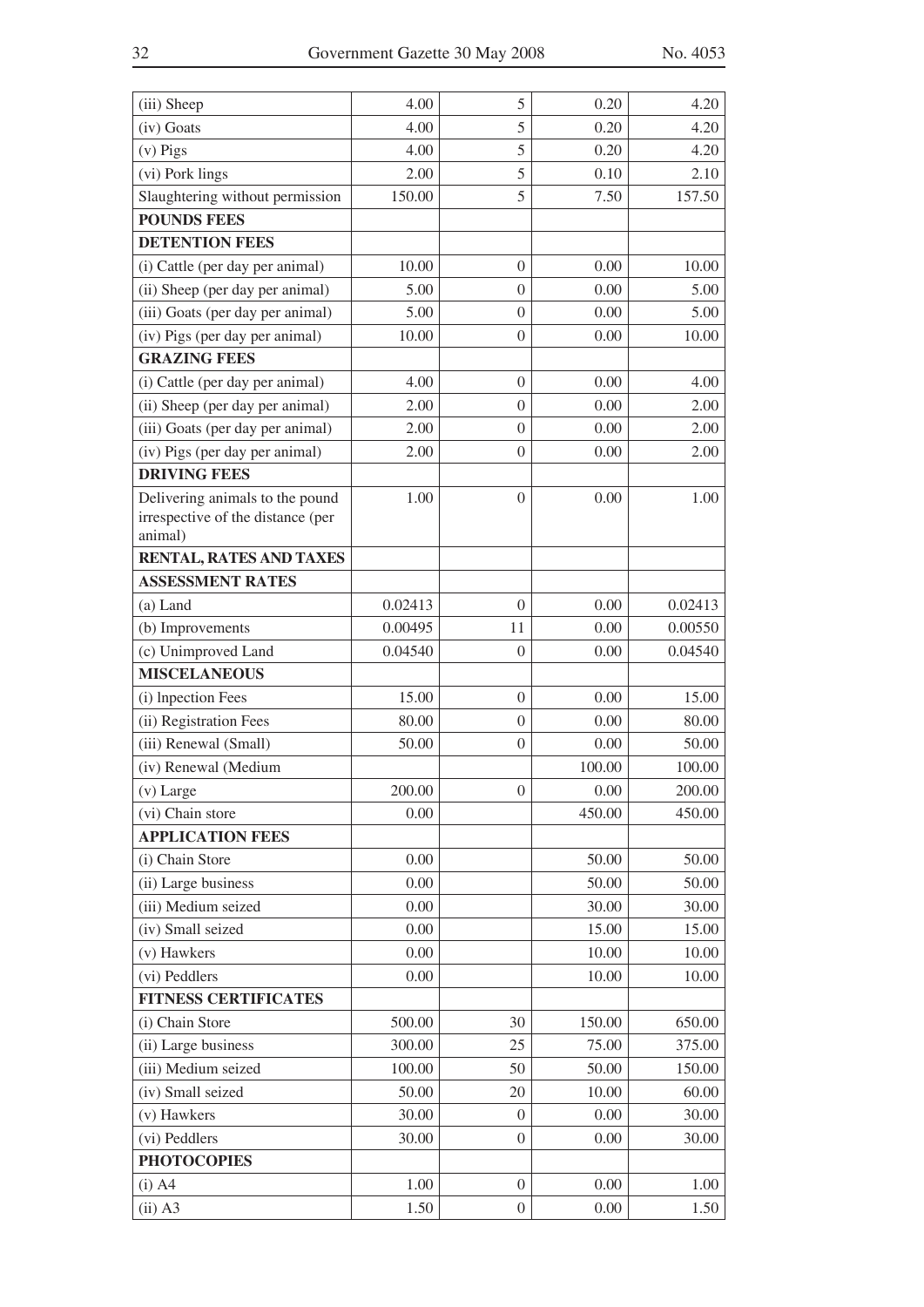| | | | | |
|---|---|---|---|---|
| (iii) Sheep | 4.00 | 5 | 0.20 | 4.20 |
| (iv) Goats | 4.00 | 5 | 0.20 | 4.20 |
| (v) Pigs | 4.00 | 5 | 0.20 | 4.20 |
| (vi) Pork lings | 2.00 | 5 | 0.10 | 2.10 |
| Slaughtering without permission | 150.00 | 5 | 7.50 | 157.50 |
| **POUNDS FEES** | | | | |
| **DETENTION FEES** | | | | |
| (i) Cattle (per day per animal) | 10.00 | 0 | 0.00 | 10.00 |
| (ii) Sheep (per day per animal) | 5.00 | 0 | 0.00 | 5.00 |
| (iii) Goats (per day per animal) | 5.00 | 0 | 0.00 | 5.00 |
| (iv) Pigs (per day per animal) | 10.00 | 0 | 0.00 | 10.00 |
| **GRAZING FEES** | | | | |
| (i) Cattle (per day per animal) | 4.00 | 0 | 0.00 | 4.00 |
| (ii) Sheep (per day per animal) | 2.00 | 0 | 0.00 | 2.00 |
| (iii) Goats (per day per animal) | 2.00 | 0 | 0.00 | 2.00 |
| (iv) Pigs (per day per animal) | 2.00 | 0 | 0.00 | 2.00 |
| **DRIVING FEES** | | | | |
| Delivering animals to the pound irrespective of the distance (per animal) | 1.00 | 0 | 0.00 | 1.00 |
| **RENTAL, RATES AND TAXES** | | | | |
| **ASSESSMENT RATES** | | | | |
| (a) Land | 0.02413 | 0 | 0.00 | 0.02413 |
| (b) Improvements | 0.00495 | 11 | 0.00 | 0.00550 |
| (c) Unimproved Land | 0.04540 | 0 | 0.00 | 0.04540 |
| **MISCELANEOUS** | | | | |
| (i) Inpection Fees | 15.00 | 0 | 0.00 | 15.00 |
| (ii) Registration Fees | 80.00 | 0 | 0.00 | 80.00 |
| (iii) Renewal (Small) | 50.00 | 0 | 0.00 | 50.00 |
| (iv) Renewal (Medium | | | 100.00 | 100.00 |
| (v) Large | 200.00 | 0 | 0.00 | 200.00 |
| (vi) Chain store | 0.00 | | 450.00 | 450.00 |
| **APPLICATION FEES** | | | | |
| (i) Chain Store | 0.00 | | 50.00 | 50.00 |
| (ii) Large business | 0.00 | | 50.00 | 50.00 |
| (iii) Medium seized | 0.00 | | 30.00 | 30.00 |
| (iv) Small seized | 0.00 | | 15.00 | 15.00 |
| (v) Hawkers | 0.00 | | 10.00 | 10.00 |
| (vi) Peddlers | 0.00 | | 10.00 | 10.00 |
| **FITNESS CERTIFICATES** | | | | |
| (i) Chain Store | 500.00 | 30 | 150.00 | 650.00 |
| (ii) Large business | 300.00 | 25 | 75.00 | 375.00 |
| (iii) Medium seized | 100.00 | 50 | 50.00 | 150.00 |
| (iv) Small seized | 50.00 | 20 | 10.00 | 60.00 |
| (v) Hawkers | 30.00 | 0 | 0.00 | 30.00 |
| (vi) Peddlers | 30.00 | 0 | 0.00 | 30.00 |
| **PHOTOCOPIES** | | | | |
| (i) A4 | 1.00 | 0 | 0.00 | 1.00 |
| (ii) A3 | 1.50 | 0 | 0.00 | 1.50 |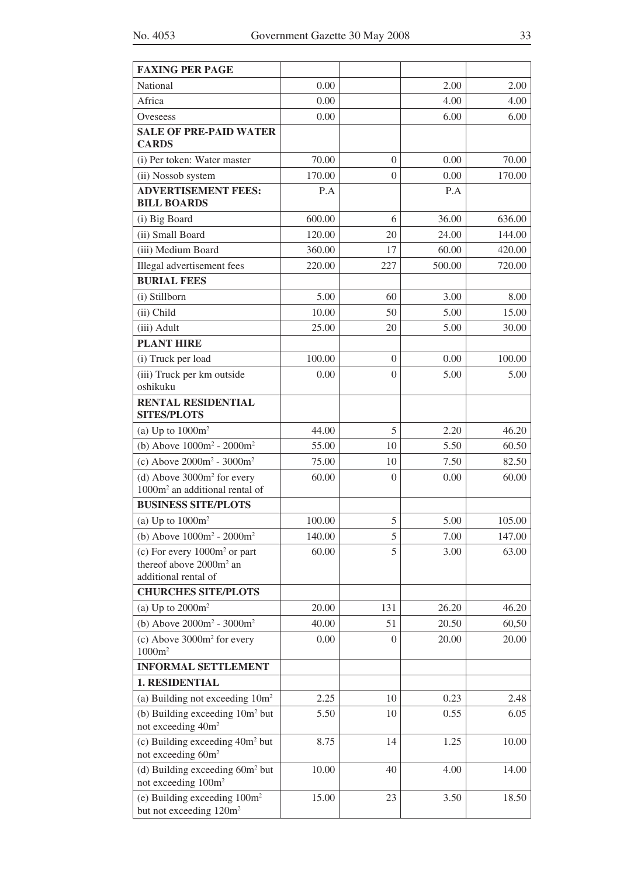| **FAXING PER PAGE** | | | | |
|---|---|---|---|---|
| National | 0.00 | | 2.00 | 2.00 |
| Africa | 0.00 | | 4.00 | 4.00 |
| Oveseess | 0.00 | | 6.00 | 6.00 |
| **SALE OF PRE-PAID WATER CARDS** | | | | |
| (i) Per token: Water master | 70.00 | 0 | 0.00 | 70.00 |
| (ii) Nossob system | 170.00 | 0 | 0.00 | 170.00 |
| **ADVERTISEMENT FEES: BILL BOARDS** | P.A | | P.A | |
| (i) Big Board | 600.00 | 6 | 36.00 | 636.00 |
| (ii) Small Board | 120.00 | 20 | 24.00 | 144.00 |
| (iii) Medium Board | 360.00 | 17 | 60.00 | 420.00 |
| Illegal advertisement fees | 220.00 | 227 | 500.00 | 720.00 |
| **BURIAL FEES** | | | | |
| (i) Stillborn | 5.00 | 60 | 3.00 | 8.00 |
| (ii) Child | 10.00 | 50 | 5.00 | 15.00 |
| (iii) Adult | 25.00 | 20 | 5.00 | 30.00 |
| **PLANT HIRE** | | | | |
| (i) Truck per load | 100.00 | 0 | 0.00 | 100.00 |
| (iii) Truck per km outside oshikuku | 0.00 | 0 | 5.00 | 5.00 |
| **RENTAL RESIDENTIAL SITES/PLOTS** | | | | |
| (a) Up to 1000m$^2$ | 44.00 | 5 | 2.20 | 46.20 |
| (b) Above 1000m$^2$ - 2000m$^2$ | 55.00 | 10 | 5.50 | 60.50 |
| (c) Above 2000m$^2$ - 3000m$^2$ | 75.00 | 10 | 7.50 | 82.50 |
| (d) Above 3000m$^2$ for every 1000m$^2$ an additional rental of | 60.00 | 0 | 0.00 | 60.00 |
| **BUSINESS SITE/PLOTS** | | | | |
| (a) Up to 1000m$^2$ | 100.00 | 5 | 5.00 | 105.00 |
| (b) Above 1000m$^2$ - 2000m$^2$ | 140.00 | 5 | 7.00 | 147.00 |
| (c) For every 1000m$^2$ or part thereof above 2000m$^2$ an additional rental of | 60.00 | 5 | 3.00 | 63.00 |
| **CHURCHES SITE/PLOTS** | | | | |
| (a) Up to 2000m$^2$ | 20.00 | 131 | 26.20 | 46.20 |
| (b) Above 2000m$^2$ - 3000m$^2$ | 40.00 | 51 | 20.50 | 60,50 |
| (c) Above 3000m$^2$ for every 1000m$^2$ | 0.00 | 0 | 20.00 | 20.00 |
| **INFORMAL SETTLEMENT** | | | | |
| **1. RESIDENTIAL** | | | | |
| (a) Building not exceeding 10m$^2$ | 2.25 | 10 | 0.23 | 2.48 |
| (b) Building exceeding 10m$^2$ but not exceeding 40m$^2$ | 5.50 | 10 | 0.55 | 6.05 |
| (c) Building exceeding 40m$^2$ but not exceeding 60m$^2$ | 8.75 | 14 | 1.25 | 10.00 |
| (d) Building exceeding 60m$^2$ but not exceeding 100m$^2$ | 10.00 | 40 | 4.00 | 14.00 |
| (e) Building exceeding 100m$^2$ but not exceeding 120m$^2$ | 15.00 | 23 | 3.50 | 18.50 |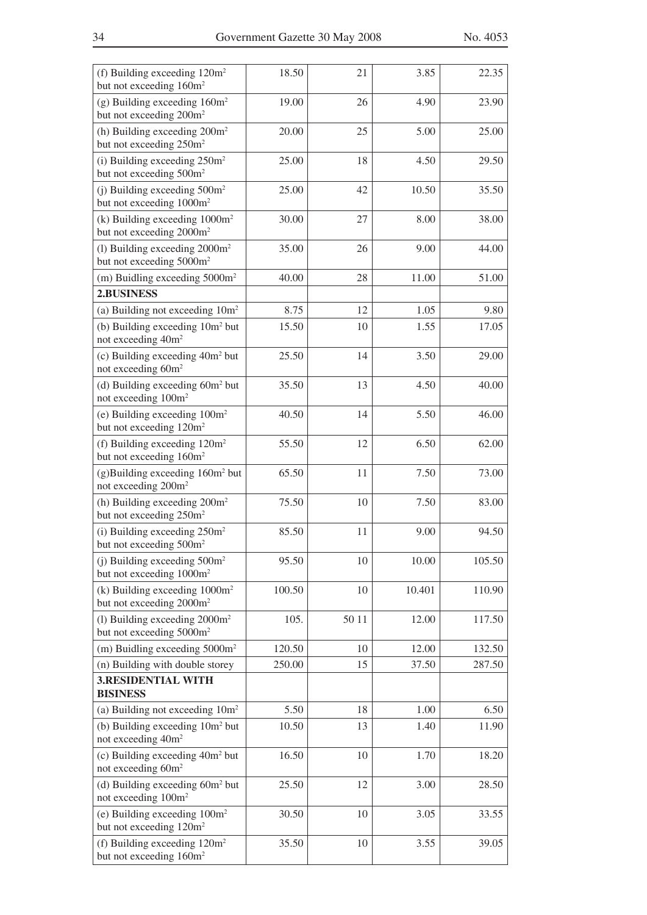| | | | | |
|---|---|---|---|---|
| (f) Building exceeding $120m^2$ but not exceeding $160m^2$ | 18.50 | 21 | 3.85 | 22.35 |
| (g) Building exceeding $160m^2$ but not exceeding $200m^2$ | 19.00 | 26 | 4.90 | 23.90 |
| (h) Building exceeding $200m^2$ but not exceeding $250m^2$ | 20.00 | 25 | 5.00 | 25.00 |
| (i) Building exceeding $250m^2$ but not exceeding $500m^2$ | 25.00 | 18 | 4.50 | 29.50 |
| (j) Building exceeding $500m^2$ but not exceeding $1000m^2$ | 25.00 | 42 | 10.50 | 35.50 |
| (k) Building exceeding $1000m^2$ but not exceeding $2000m^2$ | 30.00 | 27 | 8.00 | 38.00 |
| (l) Building exceeding $2000m^2$ but not exceeding $5000m^2$ | 35.00 | 26 | 9.00 | 44.00 |
| (m) Buidling exceeding $5000m^2$ | 40.00 | 28 | 11.00 | 51.00 |
| **2.BUSINESS** | | | | |
| (a) Building not exceeding $10m^2$ | 8.75 | 12 | 1.05 | 9.80 |
| (b) Building exceeding $10m^2$ but not exceeding $40m^2$ | 15.50 | 10 | 1.55 | 17.05 |
| (c) Building exceeding $40m^2$ but not exceeding $60m^2$ | 25.50 | 14 | 3.50 | 29.00 |
| (d) Building exceeding $60m^2$ but not exceeding $100m^2$ | 35.50 | 13 | 4.50 | 40.00 |
| (e) Building exceeding $100m^2$ but not exceeding $120m^2$ | 40.50 | 14 | 5.50 | 46.00 |
| (f) Building exceeding $120m^2$ but not exceeding $160m^2$ | 55.50 | 12 | 6.50 | 62.00 |
| (g)Building exceeding $160m^2$ but not exceeding $200m^2$ | 65.50 | 11 | 7.50 | 73.00 |
| (h) Building exceeding $200m^2$ but not exceeding $250m^2$ | 75.50 | 10 | 7.50 | 83.00 |
| (i) Building exceeding $250m^2$ but not exceeding $500m^2$ | 85.50 | 11 | 9.00 | 94.50 |
| (j) Building exceeding $500m^2$ but not exceeding $1000m^2$ | 95.50 | 10 | 10.00 | 105.50 |
| (k) Building exceeding $1000m^2$ but not exceeding $2000m^2$ | 100.50 | 10 | 10.401 | 110.90 |
| (l) Building exceeding $2000m^2$ but not exceeding $5000m^2$ | 105. | 50 11 | 12.00 | 117.50 |
| (m) Buidling exceeding $5000m^2$ | 120.50 | 10 | 12.00 | 132.50 |
| (n) Building with double storey | 250.00 | 15 | 37.50 | 287.50 |
| **3.RESIDENTIAL WITH BISINESS** | | | | |
| (a) Building not exceeding $10m^2$ | 5.50 | 18 | 1.00 | 6.50 |
| (b) Building exceeding $10m^2$ but not exceeding $40m^2$ | 10.50 | 13 | 1.40 | 11.90 |
| (c) Building exceeding $40m^2$ but not exceeding $60m^2$ | 16.50 | 10 | 1.70 | 18.20 |
| (d) Building exceeding $60m^2$ but not exceeding $100m^2$ | 25.50 | 12 | 3.00 | 28.50 |
| (e) Building exceeding $100m^2$ but not exceeding $120m^2$ | 30.50 | 10 | 3.05 | 33.55 |
| (f) Building exceeding $120m^2$ but not exceeding $160m^2$ | 35.50 | 10 | 3.55 | 39.05 |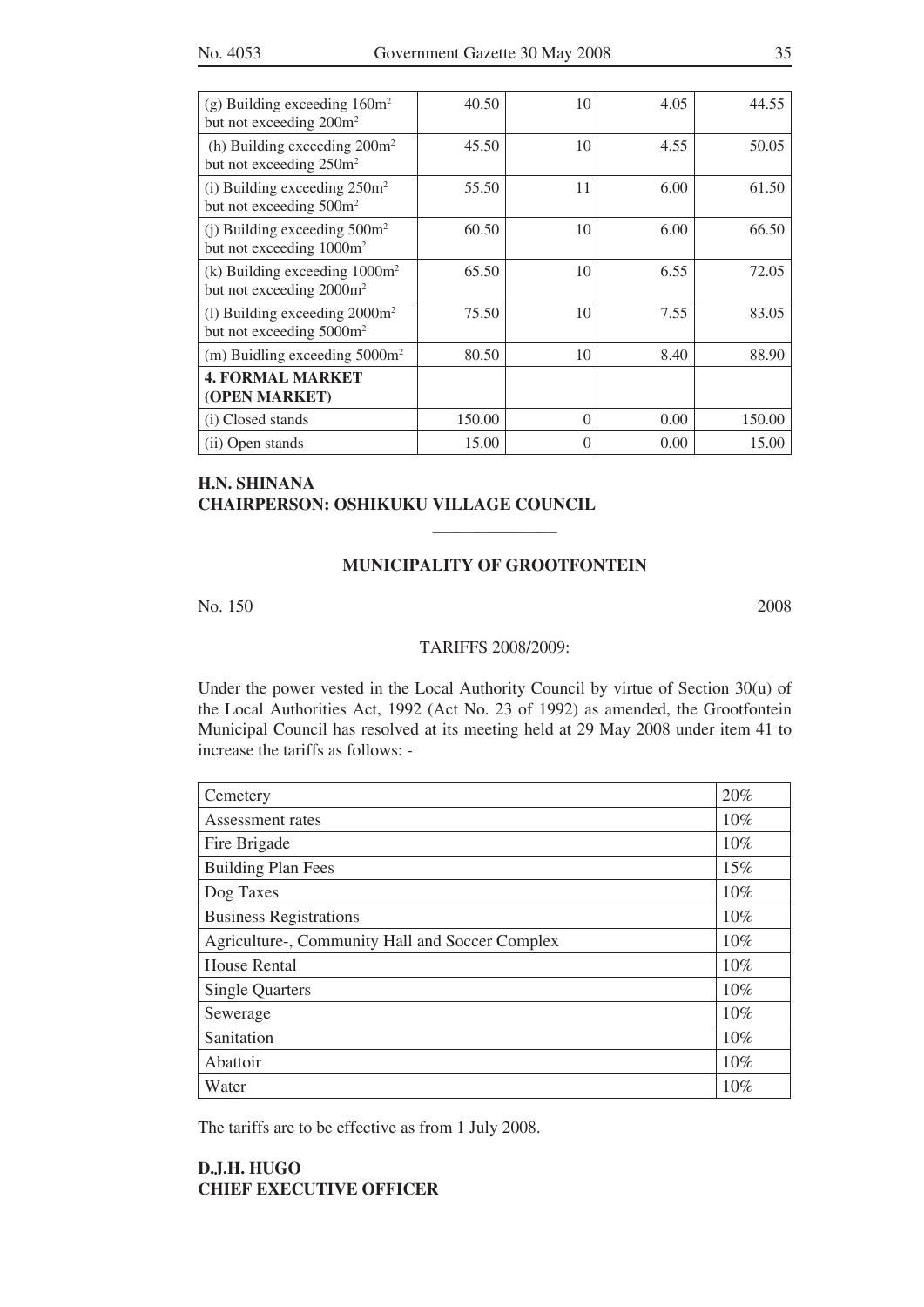| | | | | |
|---|---|---|---|---|
| (g) Building exceeding 160m$^2$ but not exceeding 200m$^2$ | 40.50 | 10 | 4.05 | 44.55 |
| (h) Building exceeding 200m$^2$ but not exceeding 250m$^2$ | 45.50 | 10 | 4.55 | 50.05 |
| (i) Building exceeding 250m$^2$ but not exceeding 500m$^2$ | 55.50 | 11 | 6.00 | 61.50 |
| (j) Building exceeding 500m$^2$ but not exceeding 1000m$^2$ | 60.50 | 10 | 6.00 | 66.50 |
| (k) Building exceeding 1000m$^2$ but not exceeding 2000m$^2$ | 65.50 | 10 | 6.55 | 72.05 |
| (l) Building exceeding 2000m$^2$ but not exceeding 5000m$^2$ | 75.50 | 10 | 7.55 | 83.05 |
| (m) Buidling exceeding 5000m$^2$ | 80.50 | 10 | 8.40 | 88.90 |
| **4. FORMAL MARKET (OPEN MARKET)** | | | | |
| (i) Closed stands | 150.00 | 0 | 0.00 | 150.00 |
| (ii) Open stands | 15.00 | 0 | 0.00 | 15.00 |

**H.N. SHINANA**
**CHAIRPERSON: OSHIKUKU VILLAGE COUNCIL**

---

## MUNICIPALITY OF GROOTFONTEIN

No. 150 2008

TARIFFS 2008/2009:

Under the power vested in the Local Authority Council by virtue of Section 30(u) of the Local Authorities Act, 1992 (Act No. 23 of 1992) as amended, the Grootfontein Municipal Council has resolved at its meeting held at 29 May 2008 under item 41 to increase the tariffs as follows: -

| | |
|---|---|
| Cemetery | 20% |
| Assessment rates | 10% |
| Fire Brigade | 10% |
| Building Plan Fees | 15% |
| Dog Taxes | 10% |
| Business Registrations | 10% |
| Agriculture-, Community Hall and Soccer Complex | 10% |
| House Rental | 10% |
| Single Quarters | 10% |
| Sewerage | 10% |
| Sanitation | 10% |
| Abattoir | 10% |
| Water | 10% |

The tariffs are to be effective as from 1 July 2008.

**D.J.H. HUGO**
**CHIEF EXECUTIVE OFFICER**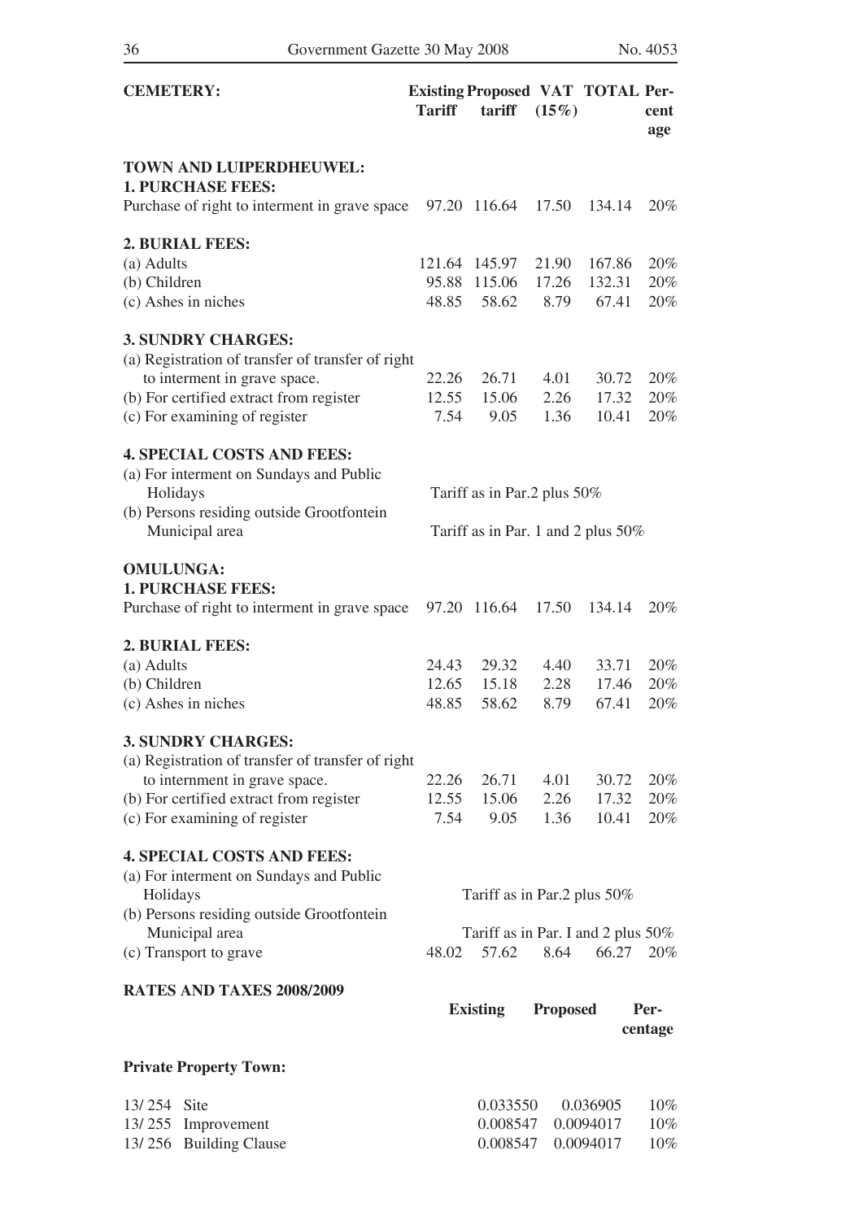| CEMETERY: | Existing Tariff | Proposed tariff | VAT (15%) | TOTAL | Per-cent age |
|---|---|---|---|---|---|
| **TOWN AND LUIPERDHEUWEL:** | | | | | |
| **1. PURCHASE FEES:** | | | | | |
| Purchase of right to interment in grave space | 97.20 | 116.64 | 17.50 | 134.14 | 20% |
| **2. BURIAL FEES:** | | | | | |
| (a) Adults | 121.64 | 145.97 | 21.90 | 167.86 | 20% |
| (b) Children | 95.88 | 115.06 | 17.26 | 132.31 | 20% |
| (c) Ashes in niches | 48.85 | 58.62 | 8.79 | 67.41 | 20% |
| **3. SUNDRY CHARGES:** | | | | | |
| (a) Registration of transfer of transfer of right to interment in grave space. | 22.26 | 26.71 | 4.01 | 30.72 | 20% |
| (b) For certified extract from register | 12.55 | 15.06 | 2.26 | 17.32 | 20% |
| (c) For examining of register | 7.54 | 9.05 | 1.36 | 10.41 | 20% |
| **4. SPECIAL COSTS AND FEES:** | | | | | |
| (a) For interment on Sundays and Public Holidays | Tariff as in Par.2 plus 50% | | | | |
| (b) Persons residing outside Grootfontein Municipal area | Tariff as in Par. 1 and 2 plus 50% | | | | |
| **OMULUNGA:** | | | | | |
| **1. PURCHASE FEES:** | | | | | |
| Purchase of right to interment in grave space | 97.20 | 116.64 | 17.50 | 134.14 | 20% |
| **2. BURIAL FEES:** | | | | | |
| (a) Adults | 24.43 | 29.32 | 4.40 | 33.71 | 20% |
| (b) Children | 12.65 | 15.18 | 2.28 | 17.46 | 20% |
| (c) Ashes in niches | 48.85 | 58.62 | 8.79 | 67.41 | 20% |
| **3. SUNDRY CHARGES:** | | | | | |
| (a) Registration of transfer of transfer of right to internment in grave space. | 22.26 | 26.71 | 4.01 | 30.72 | 20% |
| (b) For certified extract from register | 12.55 | 15.06 | 2.26 | 17.32 | 20% |
| (c) For examining of register | 7.54 | 9.05 | 1.36 | 10.41 | 20% |
| **4. SPECIAL COSTS AND FEES:** | | | | | |
| (a) For interment on Sundays and Public Holidays | Tariff as in Par.2 plus 50% | | | | |
| (b) Persons residing outside Grootfontein Municipal area | Tariff as in Par. I and 2 plus 50% | | | | |
| (c) Transport to grave | 48.02 | 57.62 | 8.64 | 66.27 | 20% |

**RATES AND TAXES 2008/2009**

| | Existing | Proposed | Per-centage |
|---|---|---|---|
| **Private Property Town:** | | | |
| 13/ 254 Site | 0.033550 | 0.036905 | 10% |
| 13/ 255 Improvement | 0.008547 | 0.0094017 | 10% |
| 13/ 256 Building Clause | 0.008547 | 0.0094017 | 10% |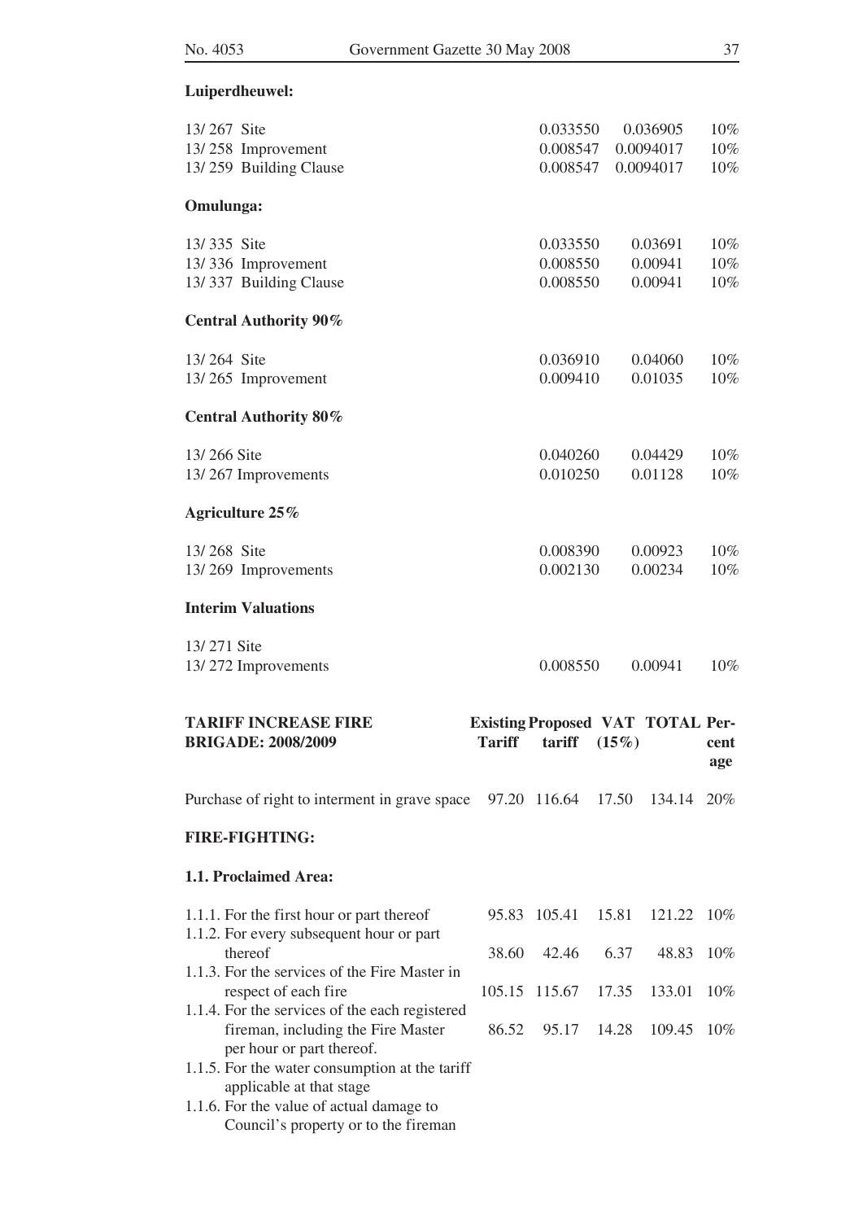**Luiperdheuwel:**

| | | | |
|---|---|---|---|
| 13/ 267 Site | 0.033550 | 0.036905 | 10% |
| 13/ 258 Improvement | 0.008547 | 0.0094017 | 10% |
| 13/ 259 Building Clause | 0.008547 | 0.0094017 | 10% |

**Omulunga:**

| | | | |
|---|---|---|---|
| 13/ 335 Site | 0.033550 | 0.03691 | 10% |
| 13/ 336 Improvement | 0.008550 | 0.00941 | 10% |
| 13/ 337 Building Clause | 0.008550 | 0.00941 | 10% |

**Central Authority 90%**

| | | | |
|---|---|---|---|
| 13/ 264 Site | 0.036910 | 0.04060 | 10% |
| 13/ 265 Improvement | 0.009410 | 0.01035 | 10% |

**Central Authority 80%**

| | | | |
|---|---|---|---|
| 13/ 266 Site | 0.040260 | 0.04429 | 10% |
| 13/ 267 Improvements | 0.010250 | 0.01128 | 10% |

**Agriculture 25%**

| | | | |
|---|---|---|---|
| 13/ 268 Site | 0.008390 | 0.00923 | 10% |
| 13/ 269 Improvements | 0.002130 | 0.00234 | 10% |

**Interim Valuations**

| | | | |
|---|---|---|---|
| 13/ 271 Site | | | |
| 13/ 272 Improvements | 0.008550 | 0.00941 | 10% |

| **TARIFF INCREASE FIRE BRIGADE: 2008/2009** | **Existing Tariff** | **Proposed tariff** | **VAT (15%)** | **TOTAL** | **Percentage** |
|---|---|---|---|---|---|
| Purchase of right to interment in grave space | 97.20 | 116.64 | 17.50 | 134.14 | 20% |
| **FIRE-FIGHTING:** | | | | | |
| **1.1. Proclaimed Area:** | | | | | |
| 1.1.1. For the first hour or part thereof | 95.83 | 105.41 | 15.81 | 121.22 | 10% |
| 1.1.2. For every subsequent hour or part thereof | 38.60 | 42.46 | 6.37 | 48.83 | 10% |
| 1.1.3. For the services of the Fire Master in respect of each fire | 105.15 | 115.67 | 17.35 | 133.01 | 10% |
| 1.1.4. For the services of the each registered fireman, including the Fire Master per hour or part thereof. | 86.52 | 95.17 | 14.28 | 109.45 | 10% |
| 1.1.5. For the water consumption at the tariff applicable at that stage | | | | | |
| 1.1.6. For the value of actual damage to Council's property or to the fireman | | | | | |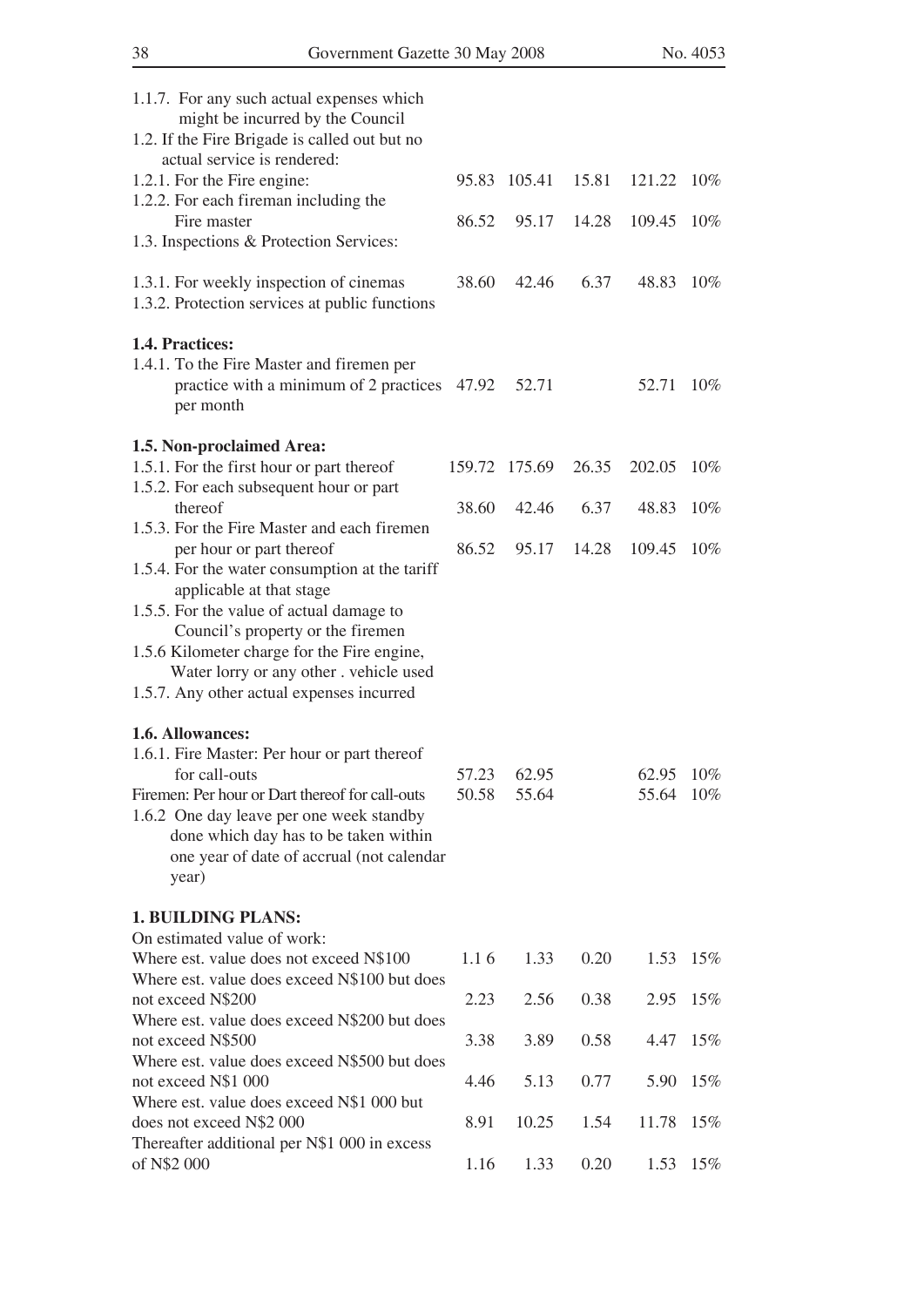| | | | | | |
|---|---|---|---|---|---|
| 1.1.7. For any such actual expenses which might be incurred by the Council | | | | | |
| 1.2. If the Fire Brigade is called out but no actual service is rendered: | | | | | |
| 1.2.1. For the Fire engine: | 95.83 | 105.41 | 15.81 | 121.22 | 10% |
| 1.2.2. For each fireman including the Fire master | 86.52 | 95.17 | 14.28 | 109.45 | 10% |
| 1.3. Inspections & Protection Services: | | | | | |
| 1.3.1. For weekly inspection of cinemas | 38.60 | 42.46 | 6.37 | 48.83 | 10% |
| 1.3.2. Protection services at public functions | | | | | |
| **1.4. Practices:** | | | | | |
| 1.4.1. To the Fire Master and firemen per practice with a minimum of 2 practices per month | 47.92 | 52.71 | | 52.71 | 10% |
| **1.5. Non-proclaimed Area:** | | | | | |
| 1.5.1. For the first hour or part thereof | 159.72 | 175.69 | 26.35 | 202.05 | 10% |
| 1.5.2. For each subsequent hour or part thereof | 38.60 | 42.46 | 6.37 | 48.83 | 10% |
| 1.5.3. For the Fire Master and each firemen per hour or part thereof | 86.52 | 95.17 | 14.28 | 109.45 | 10% |
| 1.5.4. For the water consumption at the tariff applicable at that stage | | | | | |
| 1.5.5. For the value of actual damage to Council's property or the firemen | | | | | |
| 1.5.6 Kilometer charge for the Fire engine, Water lorry or any other . vehicle used | | | | | |
| 1.5.7. Any other actual expenses incurred | | | | | |
| **1.6. Allowances:** | | | | | |
| 1.6.1. Fire Master: Per hour or part thereof for call-outs | 57.23 | 62.95 | | 62.95 | 10% |
| Firemen: Per hour or Dart thereof for call-outs | 50.58 | 55.64 | | 55.64 | 10% |
| 1.6.2 One day leave per one week standby done which day has to be taken within one year of date of accrual (not calendar year) | | | | | |
| **1. BUILDING PLANS:** | | | | | |
| On estimated value of work: | | | | | |
| Where est. value does not exceed N$100 | 1.1 6 | 1.33 | 0.20 | 1.53 | 15% |
| Where est. value does exceed N$100 but does not exceed N$200 | 2.23 | 2.56 | 0.38 | 2.95 | 15% |
| Where est. value does exceed N$200 but does not exceed N$500 | 3.38 | 3.89 | 0.58 | 4.47 | 15% |
| Where est. value does exceed N$500 but does not exceed N$1 000 | 4.46 | 5.13 | 0.77 | 5.90 | 15% |
| Where est. value does exceed N$1 000 but does not exceed N$2 000 | 8.91 | 10.25 | 1.54 | 11.78 | 15% |
| Thereafter additional per N$1 000 in excess of N$2 000 | 1.16 | 1.33 | 0.20 | 1.53 | 15% |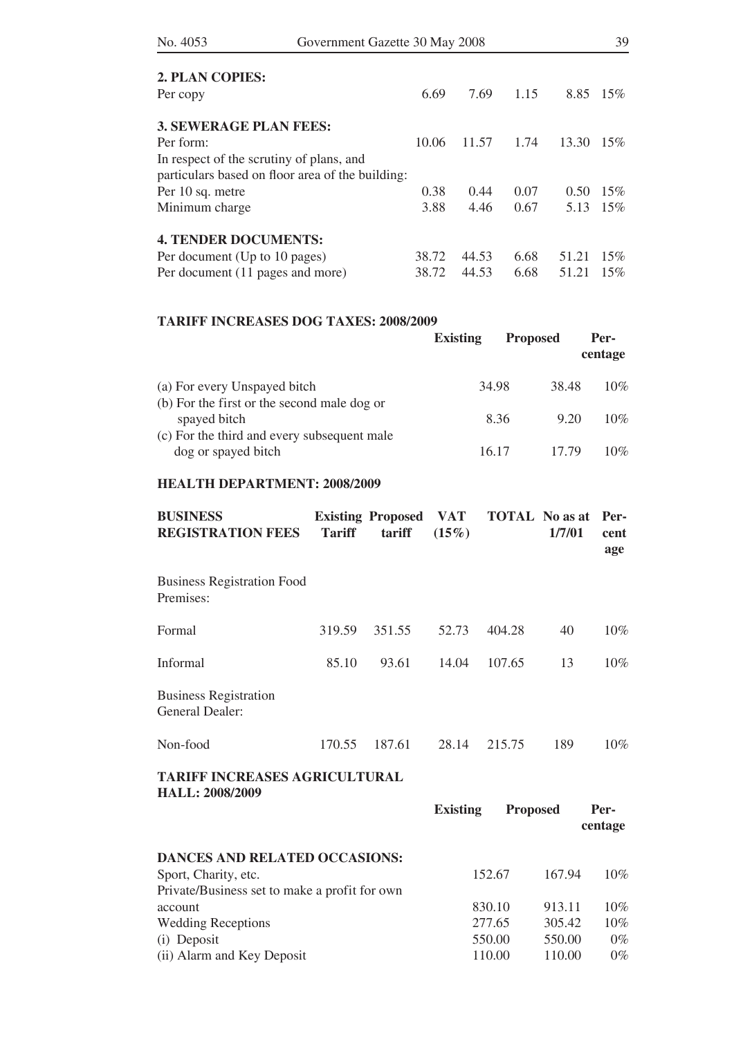## 2. PLAN COPIES:

| | | | | | |
|---|---|---|---|---|---|
| Per copy | 6.69 | 7.69 | 1.15 | 8.85 | 15% |

## 3. SEWERAGE PLAN FEES:

| | | | | | |
|---|---|---|---|---|---|
| Per form: | 10.06 | 11.57 | 1.74 | 13.30 | 15% |
| In respect of the scrutiny of plans, and particulars based on floor area of the building: | | | | | |
| Per 10 sq. metre | 0.38 | 0.44 | 0.07 | 0.50 | 15% |
| Minimum charge | 3.88 | 4.46 | 0.67 | 5.13 | 15% |

## 4. TENDER DOCUMENTS:

| | | | | | |
|---|---|---|---|---|---|
| Per document (Up to 10 pages) | 38.72 | 44.53 | 6.68 | 51.21 | 15% |
| Per document (11 pages and more) | 38.72 | 44.53 | 6.68 | 51.21 | 15% |

## TARIFF INCREASES DOG TAXES: 2008/2009

| | Existing | Proposed | Percentage |
|---|---|---|---|
| (a) For every Unspayed bitch | 34.98 | 38.48 | 10% |
| (b) For the first or the second male dog or spayed bitch | 8.36 | 9.20 | 10% |
| (c) For the third and every subsequent male dog or spayed bitch | 16.17 | 17.79 | 10% |

## HEALTH DEPARTMENT: 2008/2009

| BUSINESS REGISTRATION FEES | Existing Tariff | Proposed tariff | VAT (15%) | TOTAL | No as at 1/7/01 | Percentage |
|---|---|---|---|---|---|---|
| Business Registration Food Premises: | | | | | | |
| Formal | 319.59 | 351.55 | 52.73 | 404.28 | 40 | 10% |
| Informal | 85.10 | 93.61 | 14.04 | 107.65 | 13 | 10% |
| Business Registration General Dealer: | | | | | | |
| Non-food | 170.55 | 187.61 | 28.14 | 215.75 | 189 | 10% |

## TARIFF INCREASES AGRICULTURAL HALL: 2008/2009

| | Existing | Proposed | Percentage |
|---|---|---|---|
| **DANCES AND RELATED OCCASIONS:** | | | |
| Sport, Charity, etc. | 152.67 | 167.94 | 10% |
| Private/Business set to make a profit for own account | 830.10 | 913.11 | 10% |
| Wedding Receptions | 277.65 | 305.42 | 10% |
| (i) Deposit | 550.00 | 550.00 | 0% |
| (ii) Alarm and Key Deposit | 110.00 | 110.00 | 0% |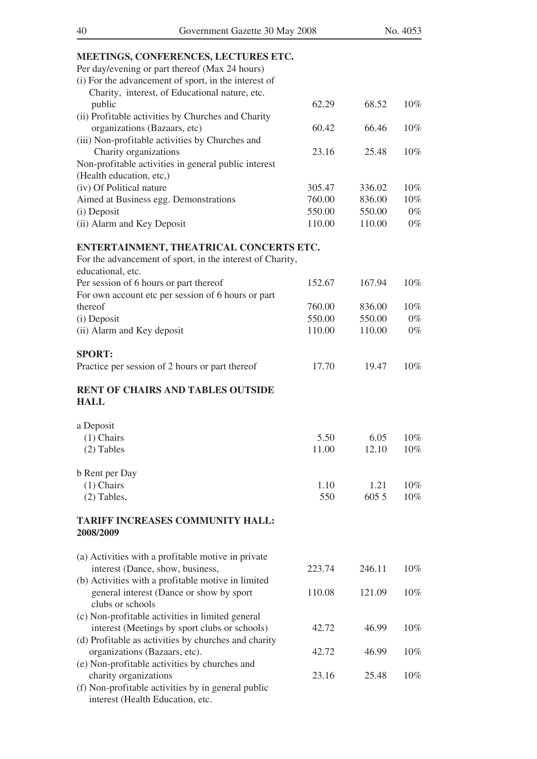**MEETINGS, CONFERENCES, LECTURES ETC.**

| | | | |
|---|---|---|---|
| Per day/evening or part thereof (Max 24 hours) | | | |
| (i) For the advancement of sport, in the interest of Charity, interest, of Educational nature, etc. public | 62.29 | 68.52 | 10% |
| (ii) Profitable activities by Churches and Charity organizations (Bazaars, etc) | 60.42 | 66.46 | 10% |
| (iii) Non-profitable activities by Churches and Charity organizations | 23.16 | 25.48 | 10% |
| Non-profitable activities in general public interest (Health education, etc,) | | | |
| (iv) Of Political nature | 305.47 | 336.02 | 10% |
| Aimed at Business egg. Demonstrations | 760.00 | 836.00 | 10% |
| (i) Deposit | 550.00 | 550.00 | 0% |
| (ii) Alarm and Key Deposit | 110.00 | 110.00 | 0% |

**ENTERTAINMENT, THEATRICAL CONCERTS ETC.**

| | | | |
|---|---|---|---|
| For the advancement of sport, in the interest of Charity, educational, etc. | | | |
| Per session of 6 hours or part thereof | 152.67 | 167.94 | 10% |
| For own account etc per session of 6 hours or part thereof | 760.00 | 836.00 | 10% |
| (i) Deposit | 550.00 | 550.00 | 0% |
| (ii) Alarm and Key deposit | 110.00 | 110.00 | 0% |

**SPORT:**

| | | | |
|---|---|---|---|
| Practice per session of 2 hours or part thereof | 17.70 | 19.47 | 10% |

**RENT OF CHAIRS AND TABLES OUTSIDE HALL**

| | | | |
|---|---|---|---|
| a Deposit | | | |
| (1) Chairs | 5.50 | 6.05 | 10% |
| (2) Tables | 11.00 | 12.10 | 10% |
| b Rent per Day | | | |
| (1) Chairs | 1.10 | 1.21 | 10% |
| (2) Tables, | 550 | 605 5 | 10% |

**TARIFF INCREASES COMMUNITY HALL: 2008/2009**

| | | | |
|---|---|---|---|
| (a) Activities with a profitable motive in private interest (Dance, show, business, | 223.74 | 246.11 | 10% |
| (b) Activities with a profitable motive in limited general interest (Dance or show by sport clubs or schools | 110.08 | 121.09 | 10% |
| (c) Non-profitable activities in limited general interest (Meetings by sport clubs or schools) | 42.72 | 46.99 | 10% |
| (d) Profitable as activities by churches and charity organizations (Bazaars, etc). | 42.72 | 46.99 | 10% |
| (e) Non-profitable activities by churches and charity organizations | 23.16 | 25.48 | 10% |
| (f) Non-profitable activities by in general public interest (Health Education, etc. | | | |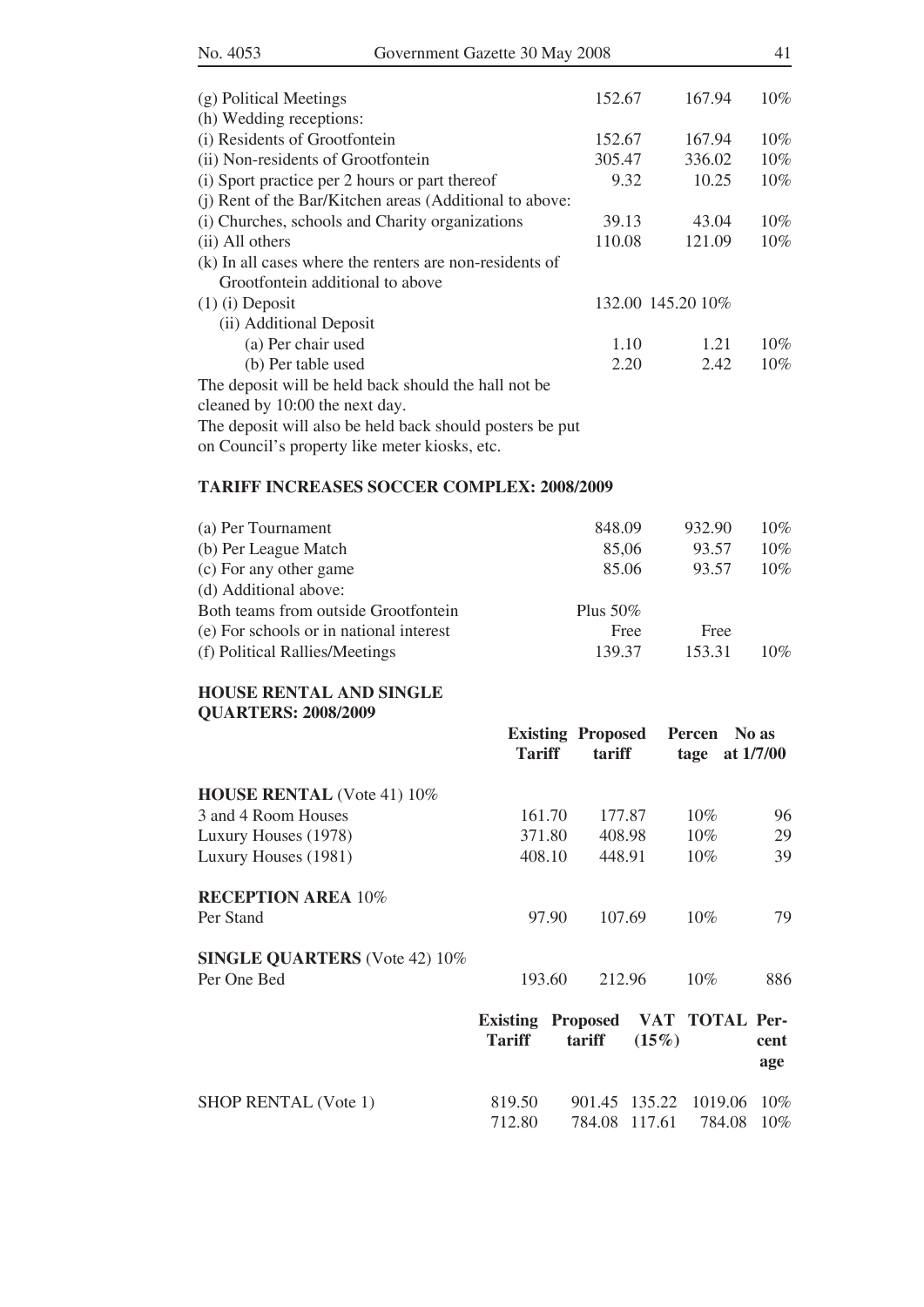| | | | |
|---|---|---|---|
| (g) Political Meetings | 152.67 | 167.94 | 10% |
| (h) Wedding receptions: | | | |
| (i) Residents of Grootfontein | 152.67 | 167.94 | 10% |
| (ii) Non-residents of Grootfontein | 305.47 | 336.02 | 10% |
| (i) Sport practice per 2 hours or part thereof | 9.32 | 10.25 | 10% |
| (j) Rent of the Bar/Kitchen areas (Additional to above: | | | |
| (i) Churches, schools and Charity organizations | 39.13 | 43.04 | 10% |
| (ii) All others | 110.08 | 121.09 | 10% |
| (k) In all cases where the renters are non-residents of Grootfontein additional to above | | | |
| (1) (i) Deposit | 132.00 | 145.20 | 10% |
| (ii) Additional Deposit | | | |
| (a) Per chair used | 1.10 | 1.21 | 10% |
| (b) Per table used | 2.20 | 2.42 | 10% |

The deposit will be held back should the hall not be cleaned by 10:00 the next day.

The deposit will also be held back should posters be put on Council's property like meter kiosks, etc.

## TARIFF INCREASES SOCCER COMPLEX: 2008/2009

| | | | |
|---|---|---|---|
| (a) Per Tournament | 848.09 | 932.90 | 10% |
| (b) Per League Match | 85,06 | 93.57 | 10% |
| (c) For any other game | 85.06 | 93.57 | 10% |
| (d) Additional above: | | | |
| Both teams from outside Grootfontein | Plus 50% | | |
| (e) For schools or in national interest | Free | Free | |
| (f) Political Rallies/Meetings | 139.37 | 153.31 | 10% |

## HOUSE RENTAL AND SINGLE QUARTERS: 2008/2009

| | Existing Tariff | Proposed tariff | Percentage | No as at 1/7/00 |
|---|---|---|---|---|
| **HOUSE RENTAL** (Vote 41) 10% | | | | |
| 3 and 4 Room Houses | 161.70 | 177.87 | 10% | 96 |
| Luxury Houses (1978) | 371.80 | 408.98 | 10% | 29 |
| Luxury Houses (1981) | 408.10 | 448.91 | 10% | 39 |
| **RECEPTION AREA** 10% | | | | |
| Per Stand | 97.90 | 107.69 | 10% | 79 |
| **SINGLE QUARTERS** (Vote 42) 10% | | | | |
| Per One Bed | 193.60 | 212.96 | 10% | 886 |

| | Existing Tariff | Proposed tariff | VAT (15%) | TOTAL | Percentage |
|---|---|---|---|---|---|
| SHOP RENTAL (Vote 1) | 819.50 | 901.45 | 135.22 | 1019.06 | 10% |
| | 712.80 | 784.08 | 117.61 | 784.08 | 10% |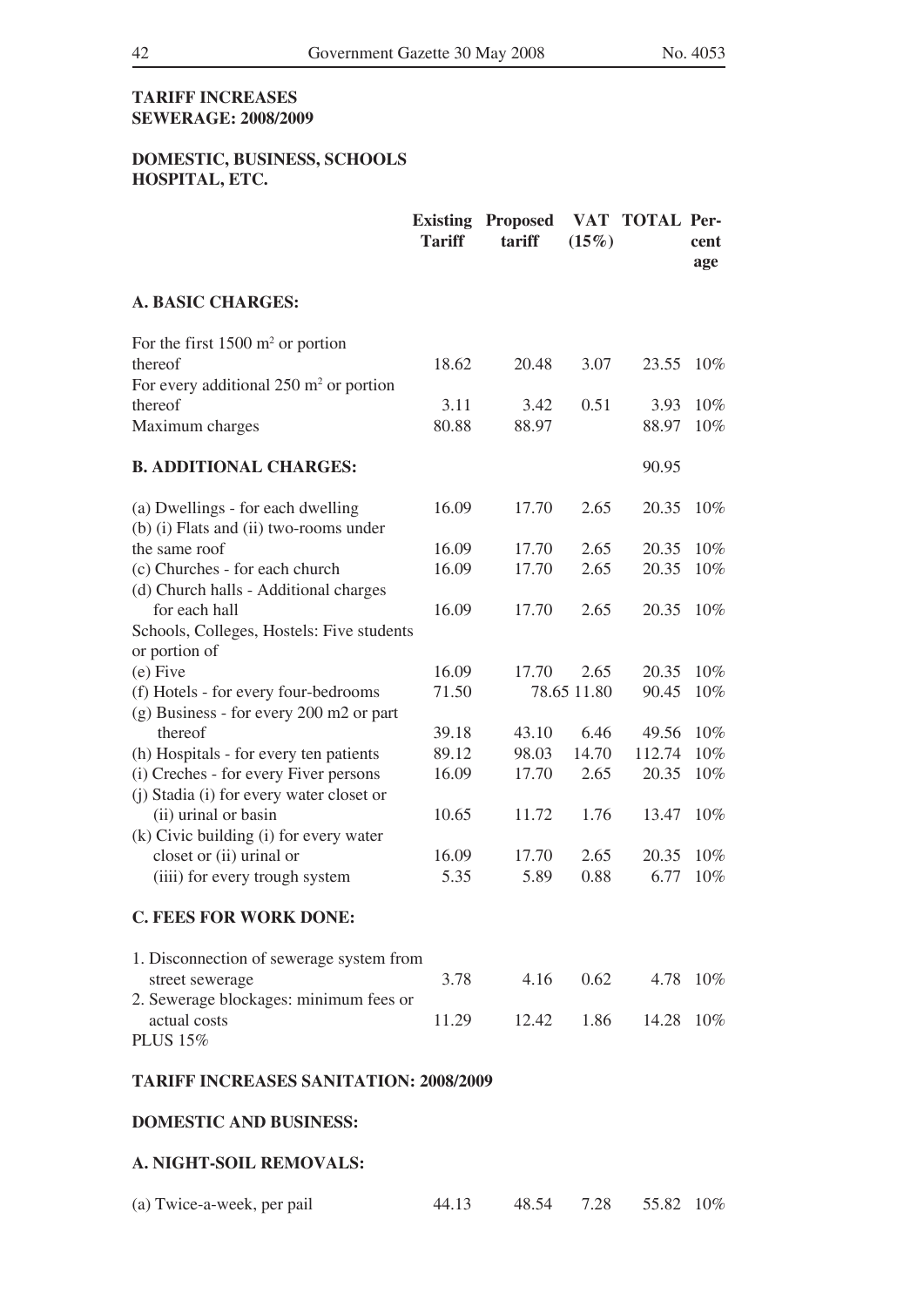**TARIFF INCREASES**
**SEWERAGE: 2008/2009**

**DOMESTIC, BUSINESS, SCHOOLS HOSPITAL, ETC.**

| | Existing Tariff | Proposed tariff | VAT (15%) | TOTAL | Percentage |
|---|---|---|---|---|---|
| **A. BASIC CHARGES:** | | | | | |
| For the first 1500 m² or portion thereof | 18.62 | 20.48 | 3.07 | 23.55 | 10% |
| For every additional 250 m² or portion thereof | 3.11 | 3.42 | 0.51 | 3.93 | 10% |
| Maximum charges | 80.88 | 88.97 | | 88.97 | 10% |
| **B. ADDITIONAL CHARGES:** | | | | 90.95 | |
| (a) Dwellings - for each dwelling | 16.09 | 17.70 | 2.65 | 20.35 | 10% |
| (b) (i) Flats and (ii) two-rooms under the same roof | 16.09 | 17.70 | 2.65 | 20.35 | 10% |
| (c) Churches - for each church | 16.09 | 17.70 | 2.65 | 20.35 | 10% |
| (d) Church halls - Additional charges for each hall | 16.09 | 17.70 | 2.65 | 20.35 | 10% |
| Schools, Colleges, Hostels: Five students or portion of | | | | | |
| (e) Five | 16.09 | 17.70 | 2.65 | 20.35 | 10% |
| (f) Hotels - for every four-bedrooms | 71.50 | 78.65 | 11.80 | 90.45 | 10% |
| (g) Business - for every 200 m2 or part thereof | 39.18 | 43.10 | 6.46 | 49.56 | 10% |
| (h) Hospitals - for every ten patients | 89.12 | 98.03 | 14.70 | 112.74 | 10% |
| (i) Creches - for every Fiver persons | 16.09 | 17.70 | 2.65 | 20.35 | 10% |
| (j) Stadia (i) for every water closet or (ii) urinal or basin | 10.65 | 11.72 | 1.76 | 13.47 | 10% |
| (k) Civic building (i) for every water closet or (ii) urinal or | 16.09 | 17.70 | 2.65 | 20.35 | 10% |
| (iiii) for every trough system | 5.35 | 5.89 | 0.88 | 6.77 | 10% |
| **C. FEES FOR WORK DONE:** | | | | | |
| 1. Disconnection of sewerage system from street sewerage | 3.78 | 4.16 | 0.62 | 4.78 | 10% |
| 2. Sewerage blockages: minimum fees or actual costs | 11.29 | 12.42 | 1.86 | 14.28 | 10% |
| PLUS 15% | | | | | |

**TARIFF INCREASES SANITATION: 2008/2009**

**DOMESTIC AND BUSINESS:**

**A. NIGHT-SOIL REMOVALS:**

| | | | | | |
|---|---|---|---|---|---|
| (a) Twice-a-week, per pail | 44.13 | 48.54 | 7.28 | 55.82 | 10% |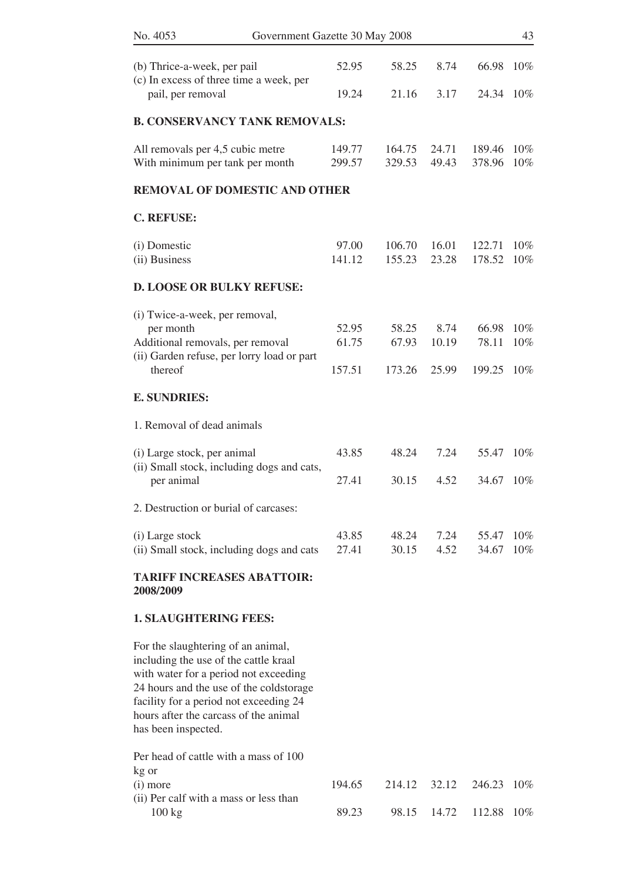| | | | | | |
|---|---|---|---|---|---|
| (b) Thrice-a-week, per pail | 52.95 | 58.25 | 8.74 | 66.98 | 10% |
| (c) In excess of three time a week, per pail, per removal | 19.24 | 21.16 | 3.17 | 24.34 | 10% |

**B. CONSERVANCY TANK REMOVALS:**

| | | | | | |
|---|---|---|---|---|---|
| All removals per 4,5 cubic metre | 149.77 | 164.75 | 24.71 | 189.46 | 10% |
| With minimum per tank per month | 299.57 | 329.53 | 49.43 | 378.96 | 10% |

**REMOVAL OF DOMESTIC AND OTHER**

**C. REFUSE:**

| | | | | | |
|---|---|---|---|---|---|
| (i) Domestic | 97.00 | 106.70 | 16.01 | 122.71 | 10% |
| (ii) Business | 141.12 | 155.23 | 23.28 | 178.52 | 10% |

**D. LOOSE OR BULKY REFUSE:**

| | | | | | |
|---|---|---|---|---|---|
| (i) Twice-a-week, per removal, per month | 52.95 | 58.25 | 8.74 | 66.98 | 10% |
| Additional removals, per removal | 61.75 | 67.93 | 10.19 | 78.11 | 10% |
| (ii) Garden refuse, per lorry load or part thereof | 157.51 | 173.26 | 25.99 | 199.25 | 10% |

**E. SUNDRIES:**

1. Removal of dead animals

| | | | | | |
|---|---|---|---|---|---|
| (i) Large stock, per animal | 43.85 | 48.24 | 7.24 | 55.47 | 10% |
| (ii) Small stock, including dogs and cats, per animal | 27.41 | 30.15 | 4.52 | 34.67 | 10% |

2. Destruction or burial of carcases:

| | | | | | |
|---|---|---|---|---|---|
| (i) Large stock | 43.85 | 48.24 | 7.24 | 55.47 | 10% |
| (ii) Small stock, including dogs and cats | 27.41 | 30.15 | 4.52 | 34.67 | 10% |

**TARIFF INCREASES ABATTOIR: 2008/2009**

**1. SLAUGHTERING FEES:**

For the slaughtering of an animal, including the use of the cattle kraal with water for a period not exceeding 24 hours and the use of the coldstorage facility for a period not exceeding 24 hours after the carcass of the animal has been inspected.

| | | | | | |
|---|---|---|---|---|---|
| Per head of cattle with a mass of 100 kg or (i) more | 194.65 | 214.12 | 32.12 | 246.23 | 10% |
| (ii) Per calf with a mass or less than 100 kg | 89.23 | 98.15 | 14.72 | 112.88 | 10% |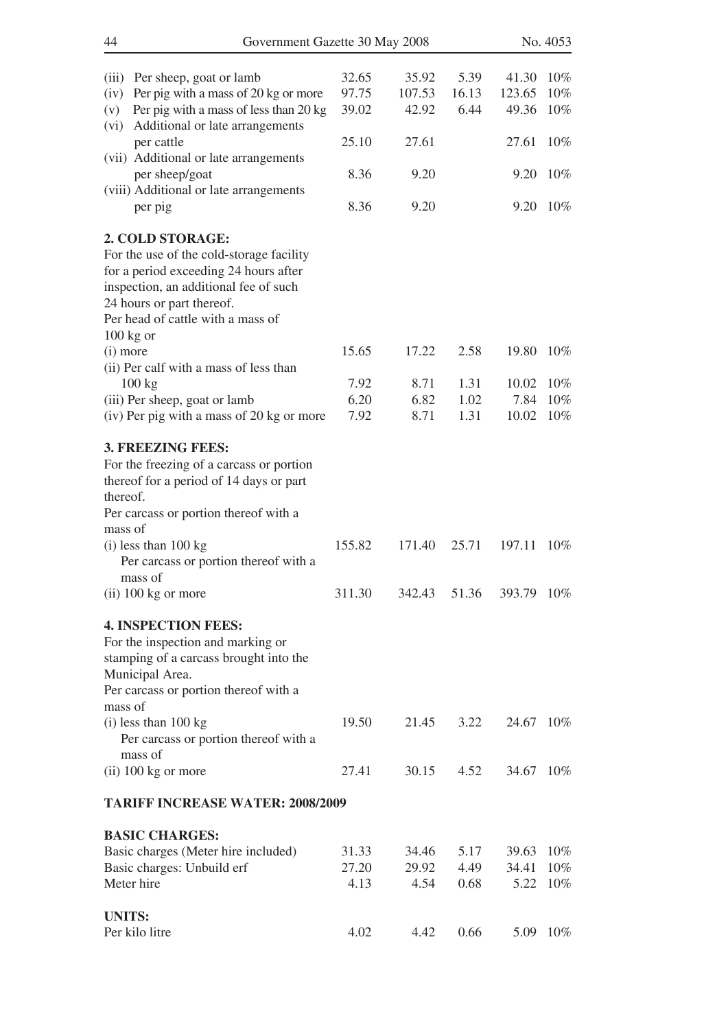| | | | | | |
|---|---|---|---|---|---|
| (iii) Per sheep, goat or lamb | 32.65 | 35.92 | 5.39 | 41.30 | 10% |
| (iv) Per pig with a mass of 20 kg or more | 97.75 | 107.53 | 16.13 | 123.65 | 10% |
| (v) Per pig with a mass of less than 20 kg | 39.02 | 42.92 | 6.44 | 49.36 | 10% |
| (vi) Additional or late arrangements per cattle | 25.10 | 27.61 | | 27.61 | 10% |
| (vii) Additional or late arrangements per sheep/goat | 8.36 | 9.20 | | 9.20 | 10% |
| (viii) Additional or late arrangements per pig | 8.36 | 9.20 | | 9.20 | 10% |

**2. COLD STORAGE:**

For the use of the cold-storage facility for a period exceeding 24 hours after inspection, an additional fee of such 24 hours or part thereof.

| | | | | | |
|---|---|---|---|---|---|
| Per head of cattle with a mass of 100 kg or (i) more | 15.65 | 17.22 | 2.58 | 19.80 | 10% |
| (ii) Per calf with a mass of less than 100 kg | 7.92 | 8.71 | 1.31 | 10.02 | 10% |
| (iii) Per sheep, goat or lamb | 6.20 | 6.82 | 1.02 | 7.84 | 10% |
| (iv) Per pig with a mass of 20 kg or more | 7.92 | 8.71 | 1.31 | 10.02 | 10% |

**3. FREEZING FEES:**

For the freezing of a carcass or portion thereof for a period of 14 days or part thereof.

| | | | | | |
|---|---|---|---|---|---|
| Per carcass or portion thereof with a mass of (i) less than 100 kg | 155.82 | 171.40 | 25.71 | 197.11 | 10% |
| Per carcass or portion thereof with a mass of (ii) 100 kg or more | 311.30 | 342.43 | 51.36 | 393.79 | 10% |

**4. INSPECTION FEES:**

For the inspection and marking or stamping of a carcass brought into the Municipal Area.

| | | | | | |
|---|---|---|---|---|---|
| Per carcass or portion thereof with a mass of (i) less than 100 kg | 19.50 | 21.45 | 3.22 | 24.67 | 10% |
| Per carcass or portion thereof with a mass of (ii) 100 kg or more | 27.41 | 30.15 | 4.52 | 34.67 | 10% |

**TARIFF INCREASE WATER: 2008/2009**

**BASIC CHARGES:**

| | | | | | |
|---|---|---|---|---|---|
| Basic charges (Meter hire included) | 31.33 | 34.46 | 5.17 | 39.63 | 10% |
| Basic charges: Unbuild erf | 27.20 | 29.92 | 4.49 | 34.41 | 10% |
| Meter hire | 4.13 | 4.54 | 0.68 | 5.22 | 10% |

**UNITS:**

| | | | | | |
|---|---|---|---|---|---|
| Per kilo litre | 4.02 | 4.42 | 0.66 | 5.09 | 10% |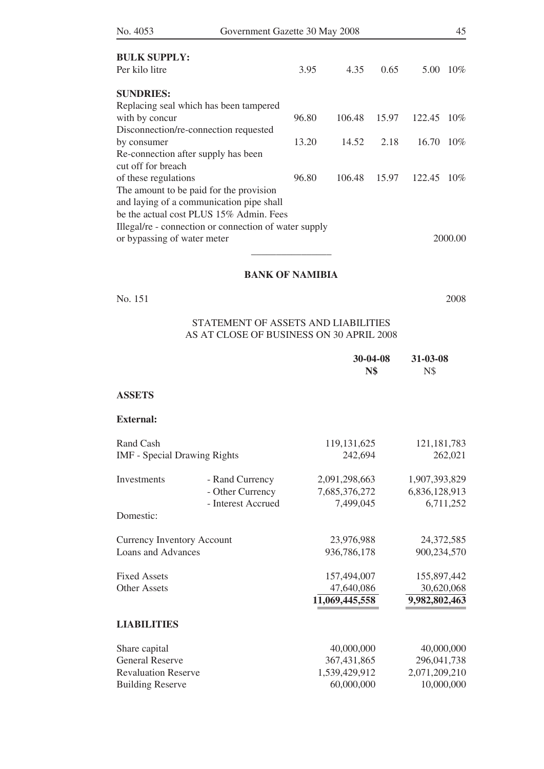**BULK SUPPLY:**

| | | | | | |
|---|---|---|---|---|---|
| Per kilo litre | 3.95 | 4.35 | 0.65 | 5.00 | 10% |

**SUNDRIES:**

| | | | | | |
|---|---|---|---|---|---|
| Replacing seal which has been tampered with by concur | 96.80 | 106.48 | 15.97 | 122.45 | 10% |
| Disconnection/re-connection requested by consumer | 13.20 | 14.52 | 2.18 | 16.70 | 10% |
| Re-connection after supply has been cut off for breach of these regulations | 96.80 | 106.48 | 15.97 | 122.45 | 10% |
| The amount to be paid for the provision and laying of a communication pipe shall be the actual cost PLUS 15% Admin. Fees | | | | | |
| Illegal/re - connection or connection of water supply or bypassing of water meter | | | | | 2000.00 |

---

**BANK OF NAMIBIA**

No. 151 2008

STATEMENT OF ASSETS AND LIABILITIES
AS AT CLOSE OF BUSINESS ON 30 APRIL 2008

| | | **30-04-08 N$** | 31-03-08 N$ |
|---|---|---|---|
| **ASSETS** | | | |
| **External:** | | | |
| Rand Cash | | 119,131,625 | 121,181,783 |
| IMF - Special Drawing Rights | | 242,694 | 262,021 |
| Investments | - Rand Currency | 2,091,298,663 | 1,907,393,829 |
| | - Other Currency | 7,685,376,272 | 6,836,128,913 |
| | - Interest Accrued | 7,499,045 | 6,711,252 |
| Domestic: | | | |
| Currency Inventory Account | | 23,976,988 | 24,372,585 |
| Loans and Advances | | 936,786,178 | 900,234,570 |
| Fixed Assets | | 157,494,007 | 155,897,442 |
| Other Assets | | 47,640,086 | 30,620,068 |
| | | **11,069,445,558** | **9,982,802,463** |
| **LIABILITIES** | | | |
| Share capital | | 40,000,000 | 40,000,000 |
| General Reserve | | 367,431,865 | 296,041,738 |
| Revaluation Reserve | | 1,539,429,912 | 2,071,209,210 |
| Building Reserve | | 60,000,000 | 10,000,000 |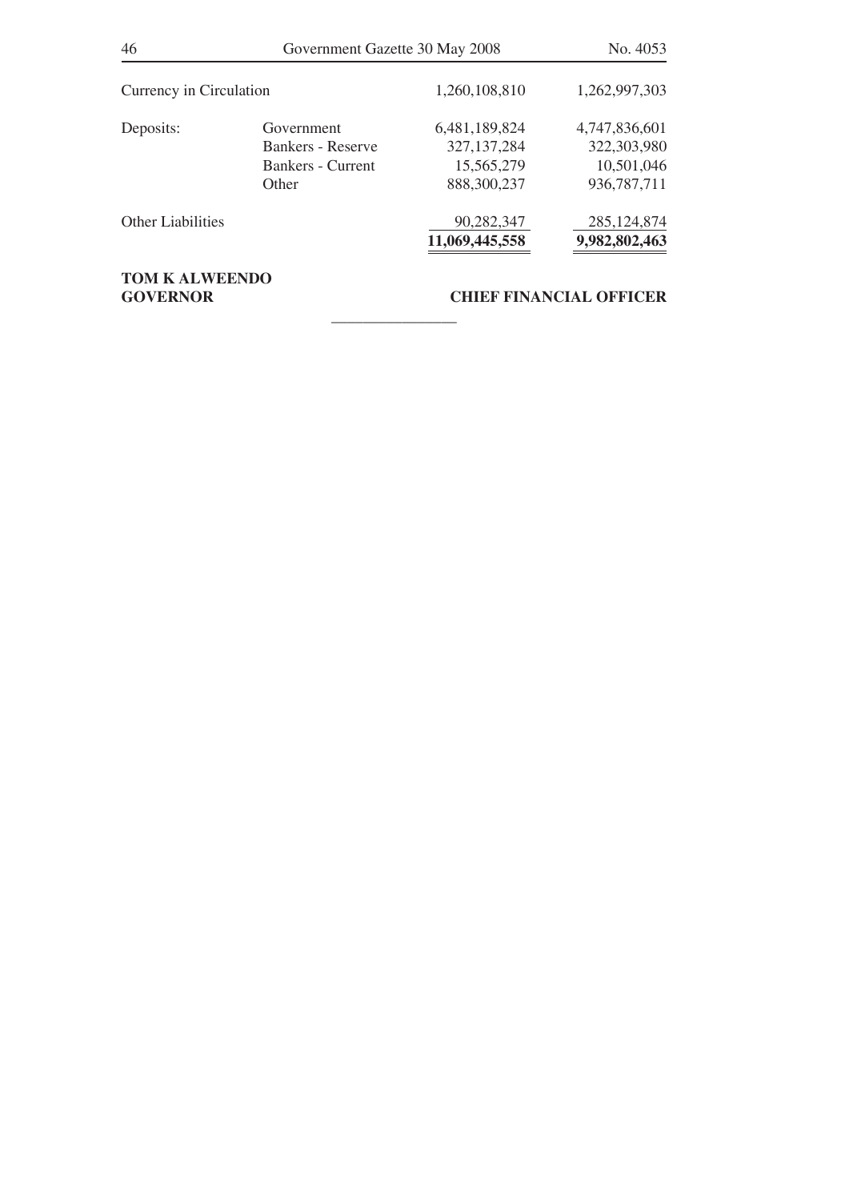| | | | |
|---|---|---|---|
| Currency in Circulation | | 1,260,108,810 | 1,262,997,303 |
| Deposits: | Government | 6,481,189,824 | 4,747,836,601 |
| | Bankers - Reserve | 327,137,284 | 322,303,980 |
| | Bankers - Current | 15,565,279 | 10,501,046 |
| | Other | 888,300,237 | 936,787,711 |
| Other Liabilities | | 90,282,347 | 285,124,874 |
| | | **11,069,445,558** | **9,982,802,463** |

**TOM K ALWEENDO**
**GOVERNOR** **CHIEF FINANCIAL OFFICER**

---